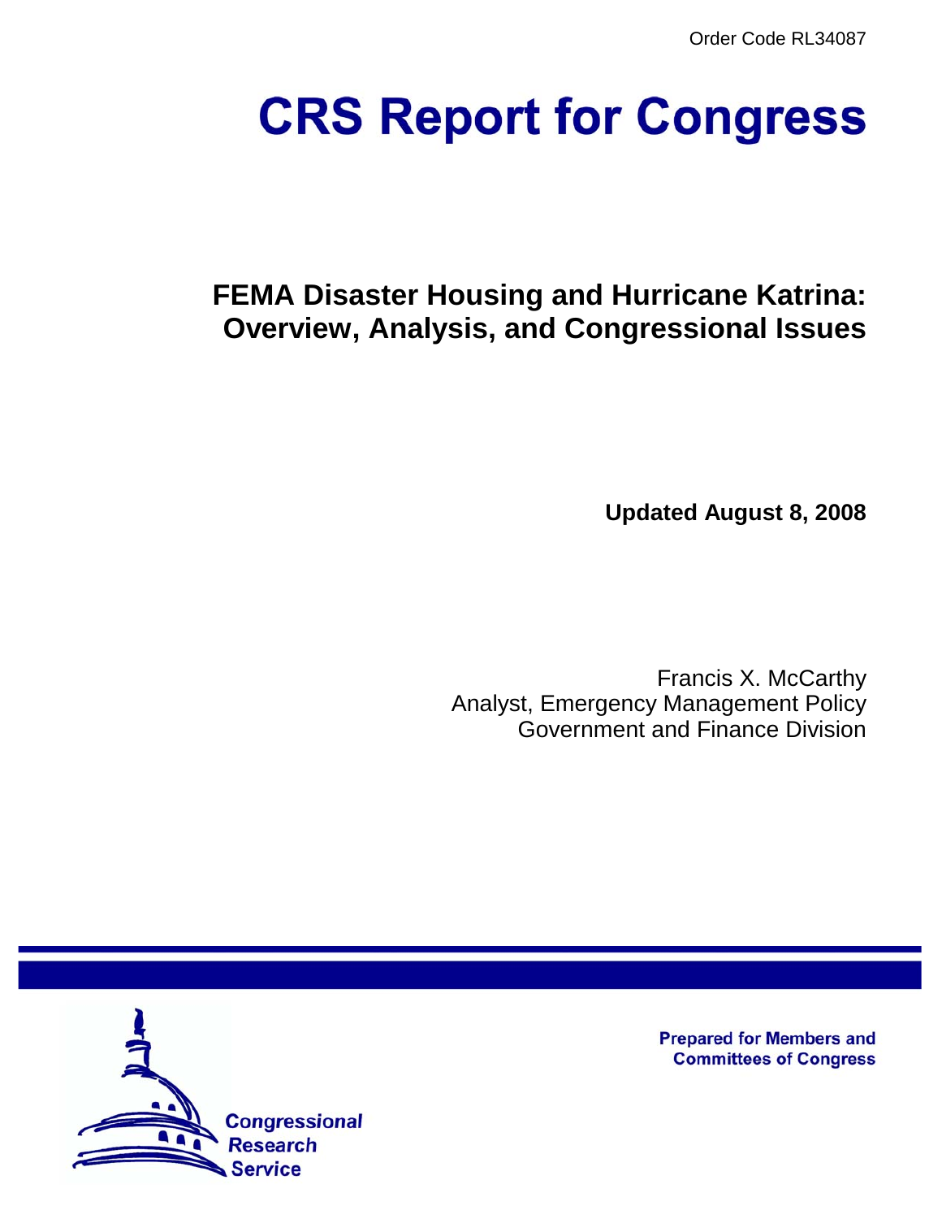Order Code RL34087

# CRS Report for Congress

## FEMA Disaster Housing and Hurricane Katrina: Overview, Analysis, and Congressional Issues

**Updated August 8, 2008**

Francis X. McCarthy
Analyst, Emergency Management Policy
Government and Finance Division

Prepared for Members and Committees of Congress

Congressional Research Service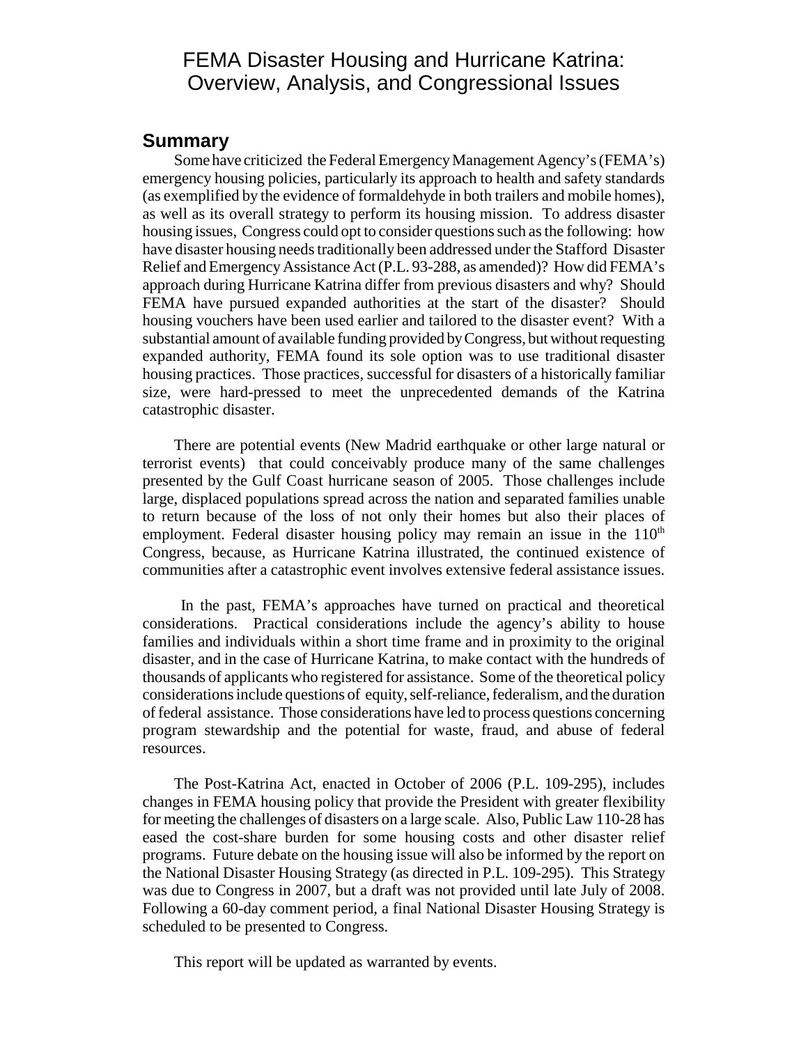# FEMA Disaster Housing and Hurricane Katrina: Overview, Analysis, and Congressional Issues

## Summary

Some have criticized the Federal Emergency Management Agency's (FEMA's) emergency housing policies, particularly its approach to health and safety standards (as exemplified by the evidence of formaldehyde in both trailers and mobile homes), as well as its overall strategy to perform its housing mission. To address disaster housing issues, Congress could opt to consider questions such as the following: how have disaster housing needs traditionally been addressed under the Stafford Disaster Relief and Emergency Assistance Act (P.L. 93-288, as amended)? How did FEMA's approach during Hurricane Katrina differ from previous disasters and why? Should FEMA have pursued expanded authorities at the start of the disaster? Should housing vouchers have been used earlier and tailored to the disaster event? With a substantial amount of available funding provided by Congress, but without requesting expanded authority, FEMA found its sole option was to use traditional disaster housing practices. Those practices, successful for disasters of a historically familiar size, were hard-pressed to meet the unprecedented demands of the Katrina catastrophic disaster.

There are potential events (New Madrid earthquake or other large natural or terrorist events) that could conceivably produce many of the same challenges presented by the Gulf Coast hurricane season of 2005. Those challenges include large, displaced populations spread across the nation and separated families unable to return because of the loss of not only their homes but also their places of employment. Federal disaster housing policy may remain an issue in the 110th Congress, because, as Hurricane Katrina illustrated, the continued existence of communities after a catastrophic event involves extensive federal assistance issues.

In the past, FEMA's approaches have turned on practical and theoretical considerations. Practical considerations include the agency's ability to house families and individuals within a short time frame and in proximity to the original disaster, and in the case of Hurricane Katrina, to make contact with the hundreds of thousands of applicants who registered for assistance. Some of the theoretical policy considerations include questions of equity, self-reliance, federalism, and the duration of federal assistance. Those considerations have led to process questions concerning program stewardship and the potential for waste, fraud, and abuse of federal resources.

The Post-Katrina Act, enacted in October of 2006 (P.L. 109-295), includes changes in FEMA housing policy that provide the President with greater flexibility for meeting the challenges of disasters on a large scale. Also, Public Law 110-28 has eased the cost-share burden for some housing costs and other disaster relief programs. Future debate on the housing issue will also be informed by the report on the National Disaster Housing Strategy (as directed in P.L. 109-295). This Strategy was due to Congress in 2007, but a draft was not provided until late July of 2008. Following a 60-day comment period, a final National Disaster Housing Strategy is scheduled to be presented to Congress.

This report will be updated as warranted by events.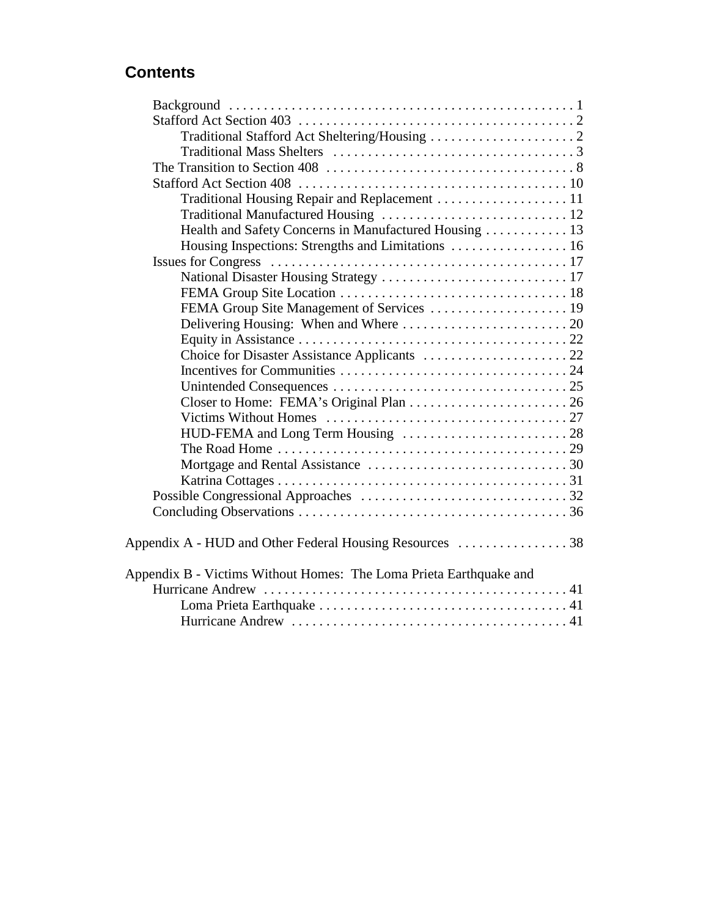## Contents

- Background . . . . . . . . . . . . . . . . . . . . . . . . . . . . . . . . . . . . . . . . . . . . . . . . . . 1
- Stafford Act Section 403 . . . . . . . . . . . . . . . . . . . . . . . . . . . . . . . . . . . . . . . . 2
  - Traditional Stafford Act Sheltering/Housing . . . . . . . . . . . . . . . . . . . . . 2
  - Traditional Mass Shelters . . . . . . . . . . . . . . . . . . . . . . . . . . . . . . . . . . . 3
- The Transition to Section 408 . . . . . . . . . . . . . . . . . . . . . . . . . . . . . . . . . . . 8
- Stafford Act Section 408 . . . . . . . . . . . . . . . . . . . . . . . . . . . . . . . . . . . . . . . 10
  - Traditional Housing Repair and Replacement . . . . . . . . . . . . . . . . . . . 11
  - Traditional Manufactured Housing . . . . . . . . . . . . . . . . . . . . . . . . . . . 12
  - Health and Safety Concerns in Manufactured Housing . . . . . . . . . . . . 13
  - Housing Inspections: Strengths and Limitations . . . . . . . . . . . . . . . . . 16
- Issues for Congress . . . . . . . . . . . . . . . . . . . . . . . . . . . . . . . . . . . . . . . . . . 17
  - National Disaster Housing Strategy . . . . . . . . . . . . . . . . . . . . . . . . . . . 17
  - FEMA Group Site Location . . . . . . . . . . . . . . . . . . . . . . . . . . . . . . . . . 18
  - FEMA Group Site Management of Services . . . . . . . . . . . . . . . . . . . . 19
  - Delivering Housing: When and Where . . . . . . . . . . . . . . . . . . . . . . . . . 20
  - Equity in Assistance . . . . . . . . . . . . . . . . . . . . . . . . . . . . . . . . . . . . . . . 22
  - Choice for Disaster Assistance Applicants . . . . . . . . . . . . . . . . . . . . . 22
  - Incentives for Communities . . . . . . . . . . . . . . . . . . . . . . . . . . . . . . . . . 24
  - Unintended Consequences . . . . . . . . . . . . . . . . . . . . . . . . . . . . . . . . . . 25
  - Closer to Home: FEMA's Original Plan . . . . . . . . . . . . . . . . . . . . . . . 26
  - Victims Without Homes . . . . . . . . . . . . . . . . . . . . . . . . . . . . . . . . . . . 27
  - HUD-FEMA and Long Term Housing . . . . . . . . . . . . . . . . . . . . . . . . 28
  - The Road Home . . . . . . . . . . . . . . . . . . . . . . . . . . . . . . . . . . . . . . . . . . 29
  - Mortgage and Rental Assistance . . . . . . . . . . . . . . . . . . . . . . . . . . . . . 30
  - Katrina Cottages . . . . . . . . . . . . . . . . . . . . . . . . . . . . . . . . . . . . . . . . . 31
- Possible Congressional Approaches . . . . . . . . . . . . . . . . . . . . . . . . . . . . . . 32
- Concluding Observations . . . . . . . . . . . . . . . . . . . . . . . . . . . . . . . . . . . . . . . 36

Appendix A - HUD and Other Federal Housing Resources . . . . . . . . . . . . . . . . 38

Appendix B - Victims Without Homes: The Loma Prieta Earthquake and Hurricane Andrew . . . . . . . . . . . . . . . . . . . . . . . . . . . . . . . . . . . . . . . . . . . . 41
  - Loma Prieta Earthquake . . . . . . . . . . . . . . . . . . . . . . . . . . . . . . . . . . . . 41
  - Hurricane Andrew . . . . . . . . . . . . . . . . . . . . . . . . . . . . . . . . . . . . . . . . 41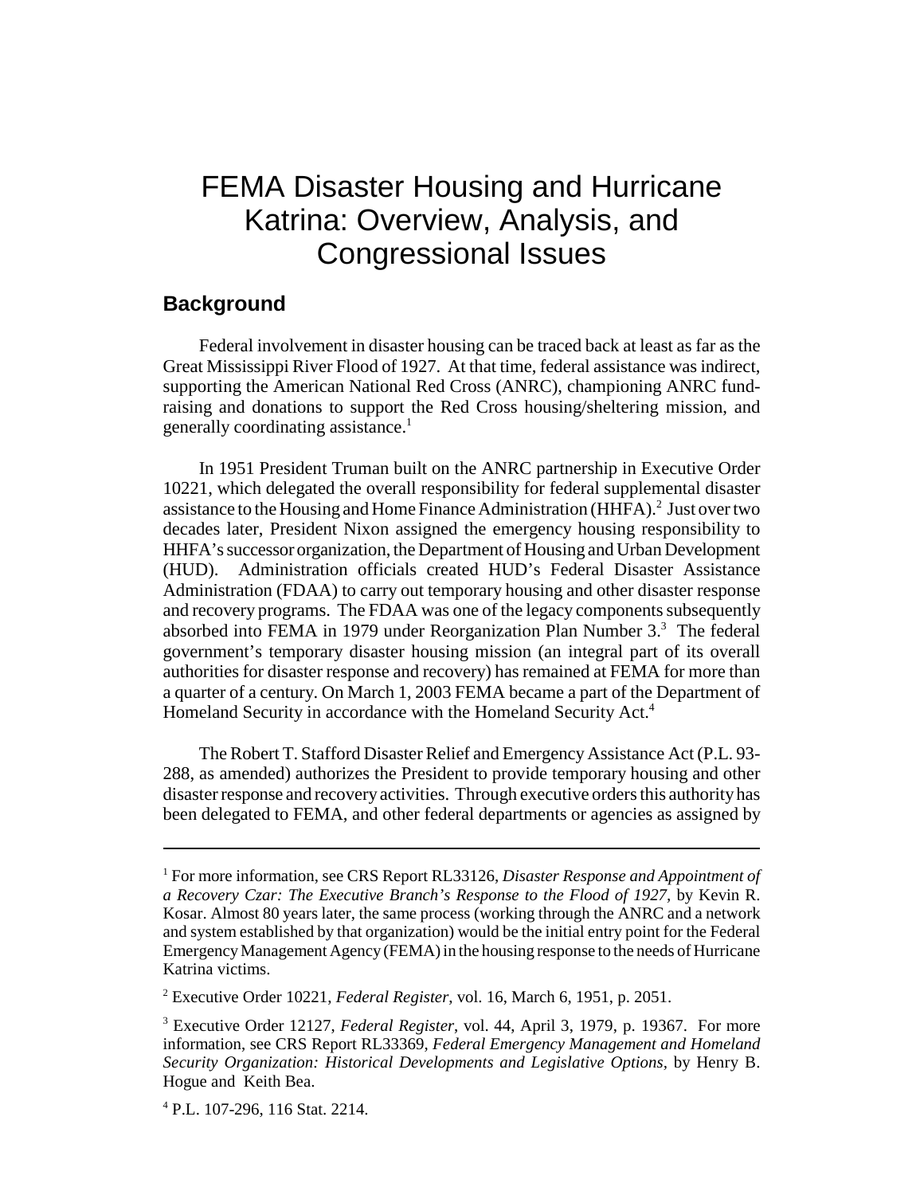# FEMA Disaster Housing and Hurricane Katrina: Overview, Analysis, and Congressional Issues

## Background

Federal involvement in disaster housing can be traced back at least as far as the Great Mississippi River Flood of 1927. At that time, federal assistance was indirect, supporting the American National Red Cross (ANRC), championing ANRC fund-raising and donations to support the Red Cross housing/sheltering mission, and generally coordinating assistance.[1]

In 1951 President Truman built on the ANRC partnership in Executive Order 10221, which delegated the overall responsibility for federal supplemental disaster assistance to the Housing and Home Finance Administration (HHFA).[2] Just over two decades later, President Nixon assigned the emergency housing responsibility to HHFA's successor organization, the Department of Housing and Urban Development (HUD). Administration officials created HUD's Federal Disaster Assistance Administration (FDAA) to carry out temporary housing and other disaster response and recovery programs. The FDAA was one of the legacy components subsequently absorbed into FEMA in 1979 under Reorganization Plan Number 3.[3] The federal government's temporary disaster housing mission (an integral part of its overall authorities for disaster response and recovery) has remained at FEMA for more than a quarter of a century. On March 1, 2003 FEMA became a part of the Department of Homeland Security in accordance with the Homeland Security Act.[4]

The Robert T. Stafford Disaster Relief and Emergency Assistance Act (P.L. 93-288, as amended) authorizes the President to provide temporary housing and other disaster response and recovery activities. Through executive orders this authority has been delegated to FEMA, and other federal departments or agencies as assigned by

---

[1] For more information, see CRS Report RL33126, *Disaster Response and Appointment of a Recovery Czar: The Executive Branch's Response to the Flood of 1927*, by Kevin R. Kosar. Almost 80 years later, the same process (working through the ANRC and a network and system established by that organization) would be the initial entry point for the Federal Emergency Management Agency (FEMA) in the housing response to the needs of Hurricane Katrina victims.

[2] Executive Order 10221, *Federal Register*, vol. 16, March 6, 1951, p. 2051.

[3] Executive Order 12127, *Federal Register*, vol. 44, April 3, 1979, p. 19367. For more information, see CRS Report RL33369, *Federal Emergency Management and Homeland Security Organization: Historical Developments and Legislative Options*, by Henry B. Hogue and Keith Bea.

[4] P.L. 107-296, 116 Stat. 2214.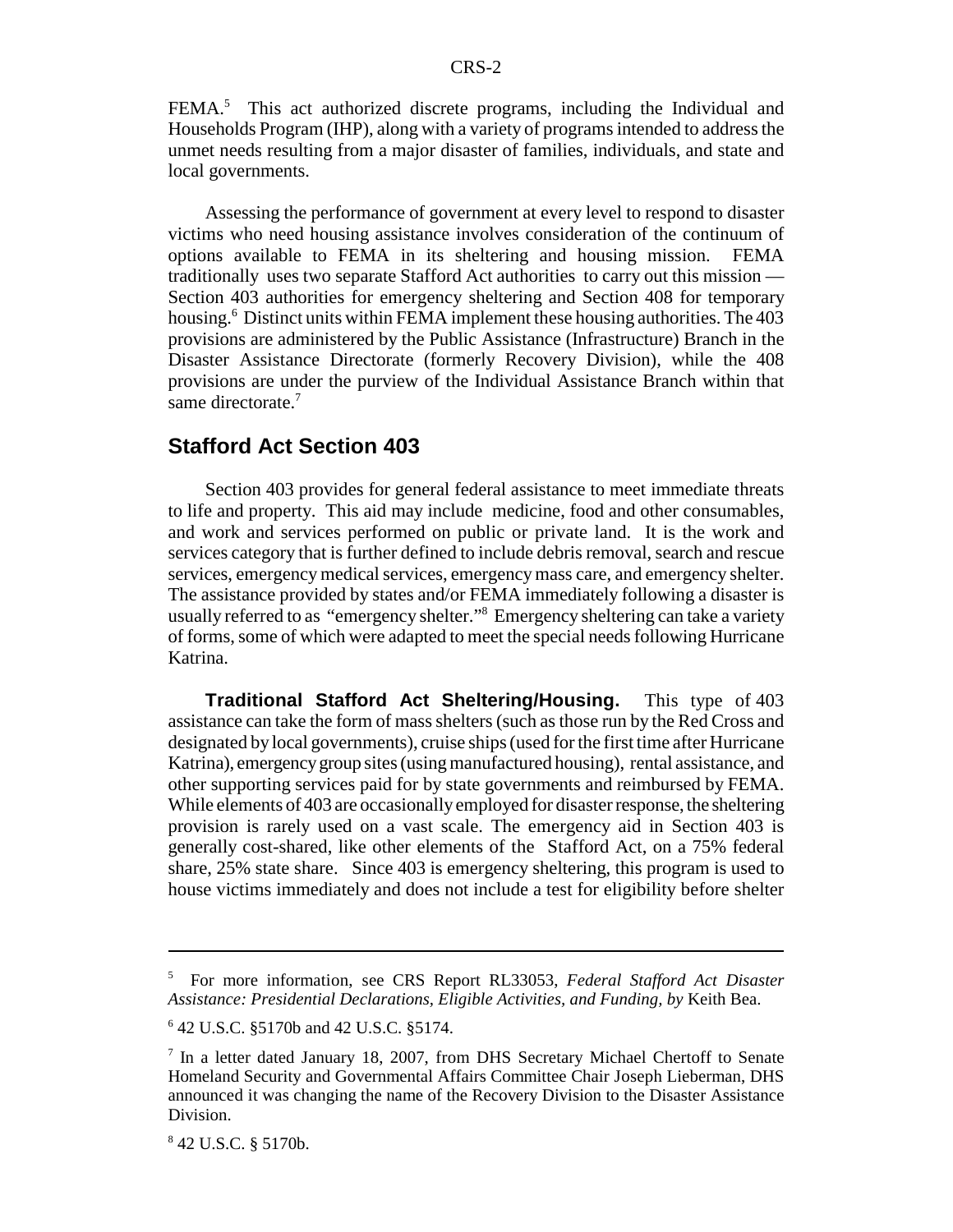FEMA.[5] This act authorized discrete programs, including the Individual and Households Program (IHP), along with a variety of programs intended to address the unmet needs resulting from a major disaster of families, individuals, and state and local governments.

Assessing the performance of government at every level to respond to disaster victims who need housing assistance involves consideration of the continuum of options available to FEMA in its sheltering and housing mission. FEMA traditionally uses two separate Stafford Act authorities to carry out this mission — Section 403 authorities for emergency sheltering and Section 408 for temporary housing.[6] Distinct units within FEMA implement these housing authorities. The 403 provisions are administered by the Public Assistance (Infrastructure) Branch in the Disaster Assistance Directorate (formerly Recovery Division), while the 408 provisions are under the purview of the Individual Assistance Branch within that same directorate.[7]

## Stafford Act Section 403

Section 403 provides for general federal assistance to meet immediate threats to life and property. This aid may include medicine, food and other consumables, and work and services performed on public or private land. It is the work and services category that is further defined to include debris removal, search and rescue services, emergency medical services, emergency mass care, and emergency shelter. The assistance provided by states and/or FEMA immediately following a disaster is usually referred to as "emergency shelter."[8] Emergency sheltering can take a variety of forms, some of which were adapted to meet the special needs following Hurricane Katrina.

**Traditional Stafford Act Sheltering/Housing.** This type of 403 assistance can take the form of mass shelters (such as those run by the Red Cross and designated by local governments), cruise ships (used for the first time after Hurricane Katrina), emergency group sites (using manufactured housing), rental assistance, and other supporting services paid for by state governments and reimbursed by FEMA. While elements of 403 are occasionally employed for disaster response, the sheltering provision is rarely used on a vast scale. The emergency aid in Section 403 is generally cost-shared, like other elements of the Stafford Act, on a 75% federal share, 25% state share. Since 403 is emergency sheltering, this program is used to house victims immediately and does not include a test for eligibility before shelter

---

[5] For more information, see CRS Report RL33053, *Federal Stafford Act Disaster Assistance: Presidential Declarations, Eligible Activities, and Funding, by* Keith Bea.

[6] 42 U.S.C. §5170b and 42 U.S.C. §5174.

[7] In a letter dated January 18, 2007, from DHS Secretary Michael Chertoff to Senate Homeland Security and Governmental Affairs Committee Chair Joseph Lieberman, DHS announced it was changing the name of the Recovery Division to the Disaster Assistance Division.

[8] 42 U.S.C. § 5170b.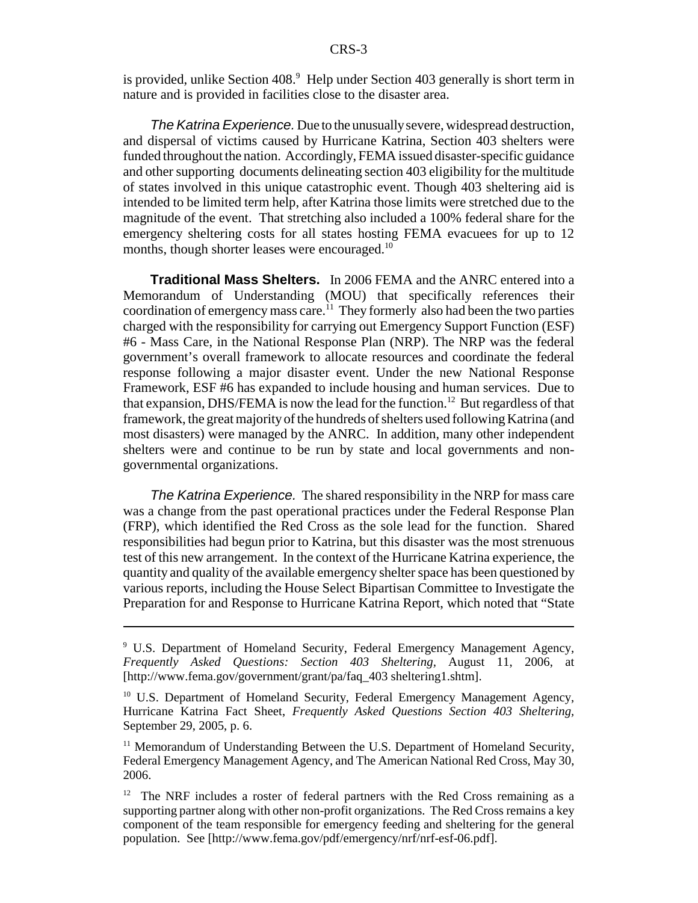is provided, unlike Section 408.[9] Help under Section 403 generally is short term in nature and is provided in facilities close to the disaster area.

*The Katrina Experience.* Due to the unusually severe, widespread destruction, and dispersal of victims caused by Hurricane Katrina, Section 403 shelters were funded throughout the nation. Accordingly, FEMA issued disaster-specific guidance and other supporting documents delineating section 403 eligibility for the multitude of states involved in this unique catastrophic event. Though 403 sheltering aid is intended to be limited term help, after Katrina those limits were stretched due to the magnitude of the event. That stretching also included a 100% federal share for the emergency sheltering costs for all states hosting FEMA evacuees for up to 12 months, though shorter leases were encouraged.[10]

**Traditional Mass Shelters.** In 2006 FEMA and the ANRC entered into a Memorandum of Understanding (MOU) that specifically references their coordination of emergency mass care.[11] They formerly also had been the two parties charged with the responsibility for carrying out Emergency Support Function (ESF) #6 - Mass Care, in the National Response Plan (NRP). The NRP was the federal government's overall framework to allocate resources and coordinate the federal response following a major disaster event. Under the new National Response Framework, ESF #6 has expanded to include housing and human services. Due to that expansion, DHS/FEMA is now the lead for the function.[12] But regardless of that framework, the great majority of the hundreds of shelters used following Katrina (and most disasters) were managed by the ANRC. In addition, many other independent shelters were and continue to be run by state and local governments and non-governmental organizations.

*The Katrina Experience.* The shared responsibility in the NRP for mass care was a change from the past operational practices under the Federal Response Plan (FRP), which identified the Red Cross as the sole lead for the function. Shared responsibilities had begun prior to Katrina, but this disaster was the most strenuous test of this new arrangement. In the context of the Hurricane Katrina experience, the quantity and quality of the available emergency shelter space has been questioned by various reports, including the House Select Bipartisan Committee to Investigate the Preparation for and Response to Hurricane Katrina Report, which noted that "State

---

[9] U.S. Department of Homeland Security, Federal Emergency Management Agency, *Frequently Asked Questions: Section 403 Sheltering*, August 11, 2006, at [http://www.fema.gov/government/grant/pa/faq_403 sheltering1.shtm].

[10] U.S. Department of Homeland Security, Federal Emergency Management Agency, Hurricane Katrina Fact Sheet, *Frequently Asked Questions Section 403 Sheltering*, September 29, 2005, p. 6.

[11] Memorandum of Understanding Between the U.S. Department of Homeland Security, Federal Emergency Management Agency, and The American National Red Cross, May 30, 2006.

[12] The NRF includes a roster of federal partners with the Red Cross remaining as a supporting partner along with other non-profit organizations. The Red Cross remains a key component of the team responsible for emergency feeding and sheltering for the general population. See [http://www.fema.gov/pdf/emergency/nrf/nrf-esf-06.pdf].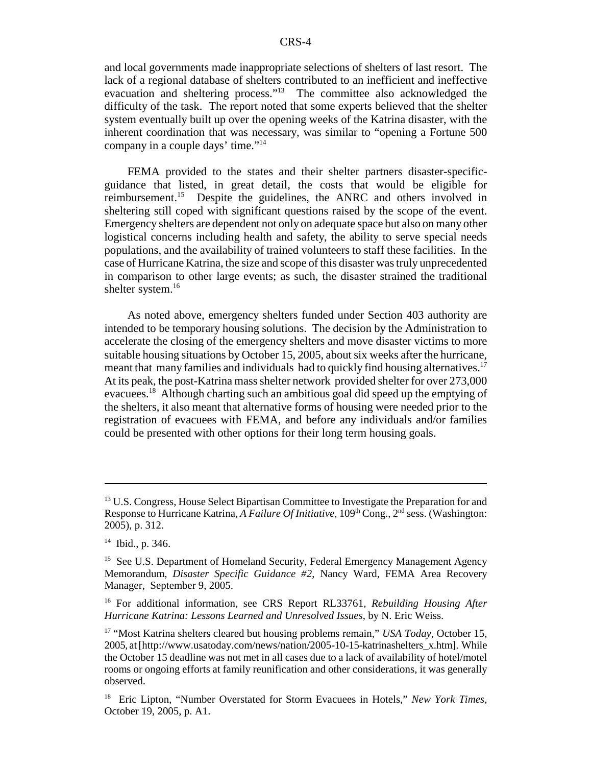and local governments made inappropriate selections of shelters of last resort. The lack of a regional database of shelters contributed to an inefficient and ineffective evacuation and sheltering process."[13] The committee also acknowledged the difficulty of the task. The report noted that some experts believed that the shelter system eventually built up over the opening weeks of the Katrina disaster, with the inherent coordination that was necessary, was similar to "opening a Fortune 500 company in a couple days' time."[14]

FEMA provided to the states and their shelter partners disaster-specific-guidance that listed, in great detail, the costs that would be eligible for reimbursement.[15] Despite the guidelines, the ANRC and others involved in sheltering still coped with significant questions raised by the scope of the event. Emergency shelters are dependent not only on adequate space but also on many other logistical concerns including health and safety, the ability to serve special needs populations, and the availability of trained volunteers to staff these facilities. In the case of Hurricane Katrina, the size and scope of this disaster was truly unprecedented in comparison to other large events; as such, the disaster strained the traditional shelter system.[16]

As noted above, emergency shelters funded under Section 403 authority are intended to be temporary housing solutions. The decision by the Administration to accelerate the closing of the emergency shelters and move disaster victims to more suitable housing situations by October 15, 2005, about six weeks after the hurricane, meant that many families and individuals had to quickly find housing alternatives.[17] At its peak, the post-Katrina mass shelter network provided shelter for over 273,000 evacuees.[18] Although charting such an ambitious goal did speed up the emptying of the shelters, it also meant that alternative forms of housing were needed prior to the registration of evacuees with FEMA, and before any individuals and/or families could be presented with other options for their long term housing goals.

---

[13] U.S. Congress, House Select Bipartisan Committee to Investigate the Preparation for and Response to Hurricane Katrina, *A Failure Of Initiative*, 109th Cong., 2nd sess. (Washington: 2005), p. 312.

[14] Ibid., p. 346.

[15] See U.S. Department of Homeland Security, Federal Emergency Management Agency Memorandum, *Disaster Specific Guidance #2*, Nancy Ward, FEMA Area Recovery Manager, September 9, 2005.

[16] For additional information, see CRS Report RL33761, *Rebuilding Housing After Hurricane Katrina: Lessons Learned and Unresolved Issues*, by N. Eric Weiss.

[17] "Most Katrina shelters cleared but housing problems remain," *USA Today*, October 15, 2005, at [http://www.usatoday.com/news/nation/2005-10-15-katrinashelters_x.htm]. While the October 15 deadline was not met in all cases due to a lack of availability of hotel/motel rooms or ongoing efforts at family reunification and other considerations, it was generally observed.

[18] Eric Lipton, "Number Overstated for Storm Evacuees in Hotels," *New York Times*, October 19, 2005, p. A1.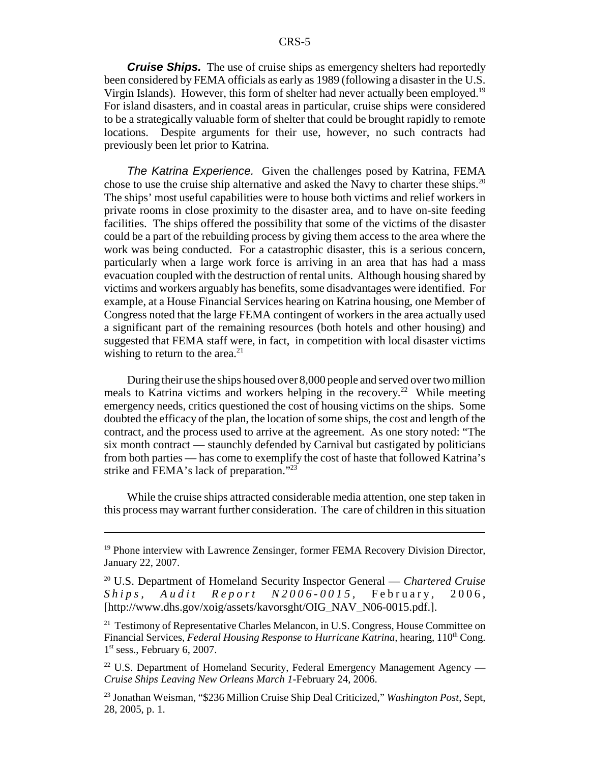***Cruise Ships.*** The use of cruise ships as emergency shelters had reportedly been considered by FEMA officials as early as 1989 (following a disaster in the U.S. Virgin Islands). However, this form of shelter had never actually been employed.[19] For island disasters, and in coastal areas in particular, cruise ships were considered to be a strategically valuable form of shelter that could be brought rapidly to remote locations. Despite arguments for their use, however, no such contracts had previously been let prior to Katrina.

*The Katrina Experience.* Given the challenges posed by Katrina, FEMA chose to use the cruise ship alternative and asked the Navy to charter these ships.[20] The ships' most useful capabilities were to house both victims and relief workers in private rooms in close proximity to the disaster area, and to have on-site feeding facilities. The ships offered the possibility that some of the victims of the disaster could be a part of the rebuilding process by giving them access to the area where the work was being conducted. For a catastrophic disaster, this is a serious concern, particularly when a large work force is arriving in an area that has had a mass evacuation coupled with the destruction of rental units. Although housing shared by victims and workers arguably has benefits, some disadvantages were identified. For example, at a House Financial Services hearing on Katrina housing, one Member of Congress noted that the large FEMA contingent of workers in the area actually used a significant part of the remaining resources (both hotels and other housing) and suggested that FEMA staff were, in fact, in competition with local disaster victims wishing to return to the area.[21]

During their use the ships housed over 8,000 people and served over two million meals to Katrina victims and workers helping in the recovery.[22] While meeting emergency needs, critics questioned the cost of housing victims on the ships. Some doubted the efficacy of the plan, the location of some ships, the cost and length of the contract, and the process used to arrive at the agreement. As one story noted: "The six month contract — staunchly defended by Carnival but castigated by politicians from both parties — has come to exemplify the cost of haste that followed Katrina's strike and FEMA's lack of preparation."[23]

While the cruise ships attracted considerable media attention, one step taken in this process may warrant further consideration. The care of children in this situation

---

[19] Phone interview with Lawrence Zensinger, former FEMA Recovery Division Director, January 22, 2007.

[20] U.S. Department of Homeland Security Inspector General — *Chartered Cruise Ships, Audit Report N2006-0015*, February, 2006, [http://www.dhs.gov/xoig/assets/kavorsght/OIG_NAV_N06-0015.pdf.].

[21] Testimony of Representative Charles Melancon, in U.S. Congress, House Committee on Financial Services, *Federal Housing Response to Hurricane Katrina,* hearing, 110th Cong. 1st sess., February 6, 2007.

[22] U.S. Department of Homeland Security, Federal Emergency Management Agency — *Cruise Ships Leaving New Orleans March 1*-February 24, 2006.

[23] Jonathan Weisman, "$236 Million Cruise Ship Deal Criticized," *Washington Post*, Sept, 28, 2005, p. 1.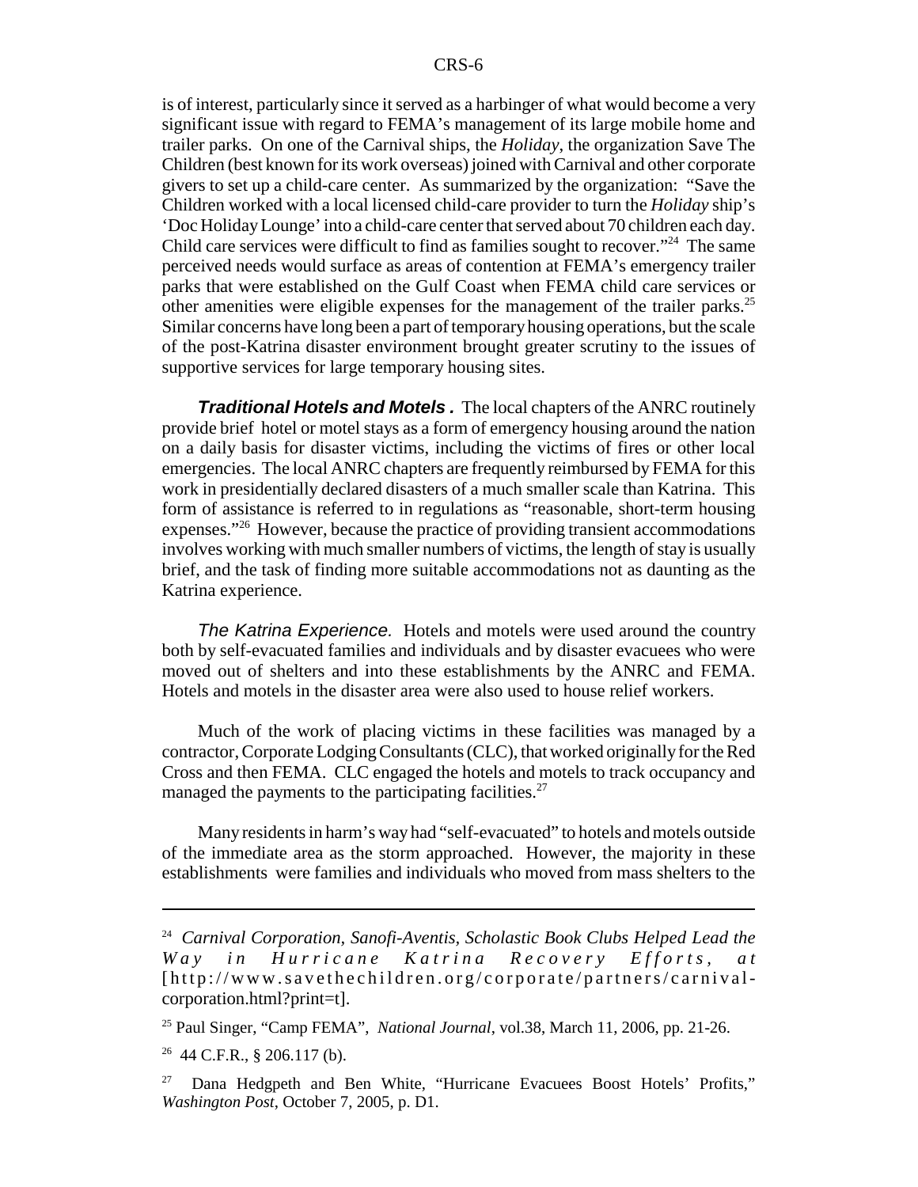is of interest, particularly since it served as a harbinger of what would become a very significant issue with regard to FEMA's management of its large mobile home and trailer parks. On one of the Carnival ships, the *Holiday*, the organization Save The Children (best known for its work overseas) joined with Carnival and other corporate givers to set up a child-care center. As summarized by the organization: "Save the Children worked with a local licensed child-care provider to turn the *Holiday* ship's 'Doc Holiday Lounge' into a child-care center that served about 70 children each day. Child care services were difficult to find as families sought to recover."[24] The same perceived needs would surface as areas of contention at FEMA's emergency trailer parks that were established on the Gulf Coast when FEMA child care services or other amenities were eligible expenses for the management of the trailer parks.[25] Similar concerns have long been a part of temporary housing operations, but the scale of the post-Katrina disaster environment brought greater scrutiny to the issues of supportive services for large temporary housing sites.

***Traditional Hotels and Motels .*** The local chapters of the ANRC routinely provide brief hotel or motel stays as a form of emergency housing around the nation on a daily basis for disaster victims, including the victims of fires or other local emergencies. The local ANRC chapters are frequently reimbursed by FEMA for this work in presidentially declared disasters of a much smaller scale than Katrina. This form of assistance is referred to in regulations as "reasonable, short-term housing expenses."[26] However, because the practice of providing transient accommodations involves working with much smaller numbers of victims, the length of stay is usually brief, and the task of finding more suitable accommodations not as daunting as the Katrina experience.

*The Katrina Experience.* Hotels and motels were used around the country both by self-evacuated families and individuals and by disaster evacuees who were moved out of shelters and into these establishments by the ANRC and FEMA. Hotels and motels in the disaster area were also used to house relief workers.

Much of the work of placing victims in these facilities was managed by a contractor, Corporate Lodging Consultants (CLC), that worked originally for the Red Cross and then FEMA. CLC engaged the hotels and motels to track occupancy and managed the payments to the participating facilities.[27]

Many residents in harm's way had "self-evacuated" to hotels and motels outside of the immediate area as the storm approached. However, the majority in these establishments were families and individuals who moved from mass shelters to the

---

[24] *Carnival Corporation, Sanofi-Aventis, Scholastic Book Clubs Helped Lead the Way in Hurricane Katrina Recovery Efforts*, at [http://www.savethechildren.org/corporate/partners/carnival-corporation.html?print=t].

[25] Paul Singer, "Camp FEMA", *National Journal*, vol.38, March 11, 2006, pp. 21-26.

[26] 44 C.F.R., § 206.117 (b).

[27] Dana Hedgpeth and Ben White, "Hurricane Evacuees Boost Hotels' Profits," *Washington Post*, October 7, 2005, p. D1.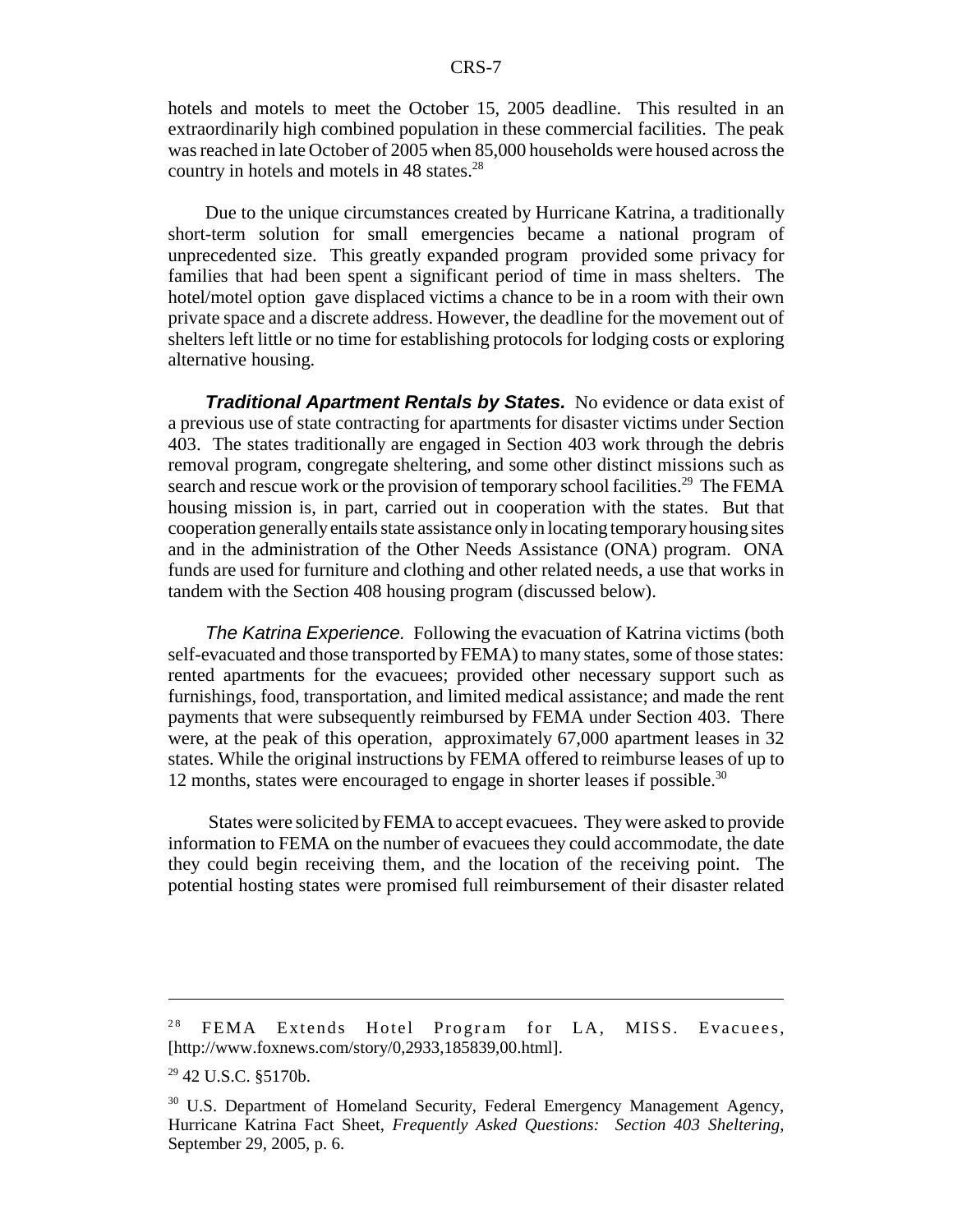hotels and motels to meet the October 15, 2005 deadline. This resulted in an extraordinarily high combined population in these commercial facilities. The peak was reached in late October of 2005 when 85,000 households were housed across the country in hotels and motels in 48 states.[28]

Due to the unique circumstances created by Hurricane Katrina, a traditionally short-term solution for small emergencies became a national program of unprecedented size. This greatly expanded program provided some privacy for families that had been spent a significant period of time in mass shelters. The hotel/motel option gave displaced victims a chance to be in a room with their own private space and a discrete address. However, the deadline for the movement out of shelters left little or no time for establishing protocols for lodging costs or exploring alternative housing.

***Traditional Apartment Rentals by States.*** No evidence or data exist of a previous use of state contracting for apartments for disaster victims under Section 403. The states traditionally are engaged in Section 403 work through the debris removal program, congregate sheltering, and some other distinct missions such as search and rescue work or the provision of temporary school facilities.[29] The FEMA housing mission is, in part, carried out in cooperation with the states. But that cooperation generally entails state assistance only in locating temporary housing sites and in the administration of the Other Needs Assistance (ONA) program. ONA funds are used for furniture and clothing and other related needs, a use that works in tandem with the Section 408 housing program (discussed below).

*The Katrina Experience.* Following the evacuation of Katrina victims (both self-evacuated and those transported by FEMA) to many states, some of those states: rented apartments for the evacuees; provided other necessary support such as furnishings, food, transportation, and limited medical assistance; and made the rent payments that were subsequently reimbursed by FEMA under Section 403. There were, at the peak of this operation, approximately 67,000 apartment leases in 32 states. While the original instructions by FEMA offered to reimburse leases of up to 12 months, states were encouraged to engage in shorter leases if possible.[30]

States were solicited by FEMA to accept evacuees. They were asked to provide information to FEMA on the number of evacuees they could accommodate, the date they could begin receiving them, and the location of the receiving point. The potential hosting states were promised full reimbursement of their disaster related

---

[28] FEMA Extends Hotel Program for LA, MISS. Evacuees, [http://www.foxnews.com/story/0,2933,185839,00.html].

[29] 42 U.S.C. §5170b.

[30] U.S. Department of Homeland Security, Federal Emergency Management Agency, Hurricane Katrina Fact Sheet, *Frequently Asked Questions: Section 403 Sheltering*, September 29, 2005, p. 6.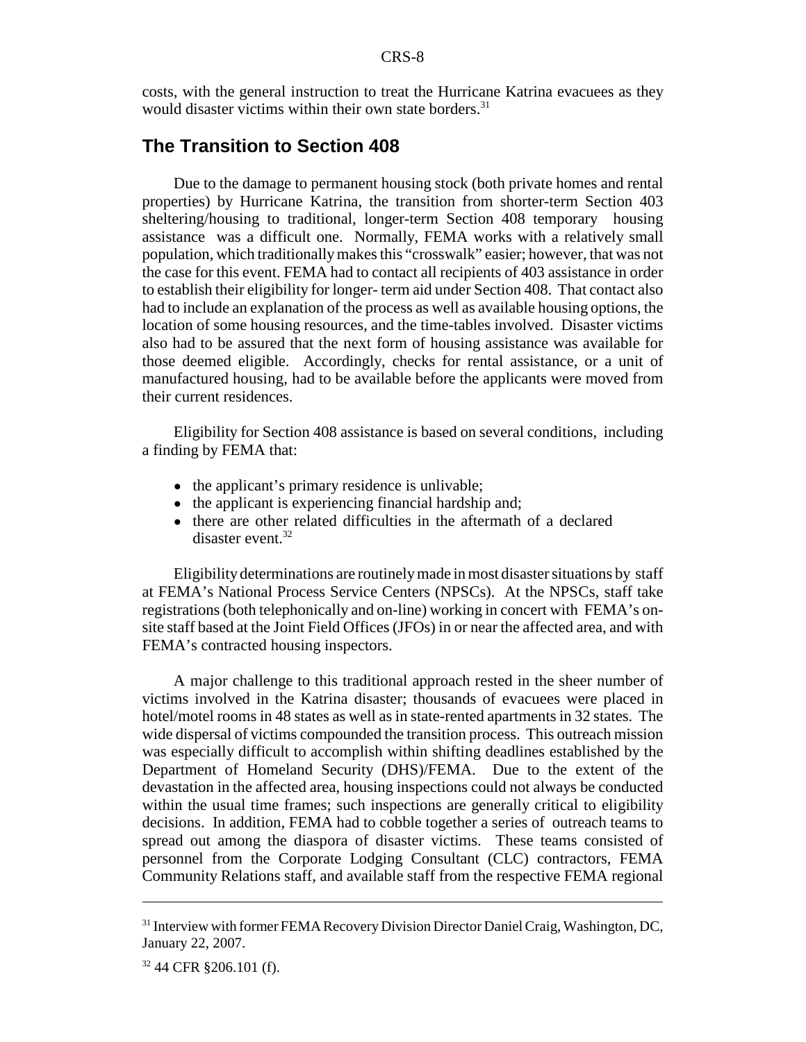costs, with the general instruction to treat the Hurricane Katrina evacuees as they would disaster victims within their own state borders.[31]

## The Transition to Section 408

Due to the damage to permanent housing stock (both private homes and rental properties) by Hurricane Katrina, the transition from shorter-term Section 403 sheltering/housing to traditional, longer-term Section 408 temporary housing assistance was a difficult one. Normally, FEMA works with a relatively small population, which traditionally makes this "crosswalk" easier; however, that was not the case for this event. FEMA had to contact all recipients of 403 assistance in order to establish their eligibility for longer- term aid under Section 408. That contact also had to include an explanation of the process as well as available housing options, the location of some housing resources, and the time-tables involved. Disaster victims also had to be assured that the next form of housing assistance was available for those deemed eligible. Accordingly, checks for rental assistance, or a unit of manufactured housing, had to be available before the applicants were moved from their current residences.

Eligibility for Section 408 assistance is based on several conditions, including a finding by FEMA that:

- the applicant's primary residence is unlivable;
- the applicant is experiencing financial hardship and;
- there are other related difficulties in the aftermath of a declared disaster event.[32]

Eligibility determinations are routinely made in most disaster situations by staff at FEMA's National Process Service Centers (NPSCs). At the NPSCs, staff take registrations (both telephonically and on-line) working in concert with FEMA's on-site staff based at the Joint Field Offices (JFOs) in or near the affected area, and with FEMA's contracted housing inspectors.

A major challenge to this traditional approach rested in the sheer number of victims involved in the Katrina disaster; thousands of evacuees were placed in hotel/motel rooms in 48 states as well as in state-rented apartments in 32 states. The wide dispersal of victims compounded the transition process. This outreach mission was especially difficult to accomplish within shifting deadlines established by the Department of Homeland Security (DHS)/FEMA. Due to the extent of the devastation in the affected area, housing inspections could not always be conducted within the usual time frames; such inspections are generally critical to eligibility decisions. In addition, FEMA had to cobble together a series of outreach teams to spread out among the diaspora of disaster victims. These teams consisted of personnel from the Corporate Lodging Consultant (CLC) contractors, FEMA Community Relations staff, and available staff from the respective FEMA regional

---

[31] Interview with former FEMA Recovery Division Director Daniel Craig, Washington, DC, January 22, 2007.

[32] 44 CFR §206.101 (f).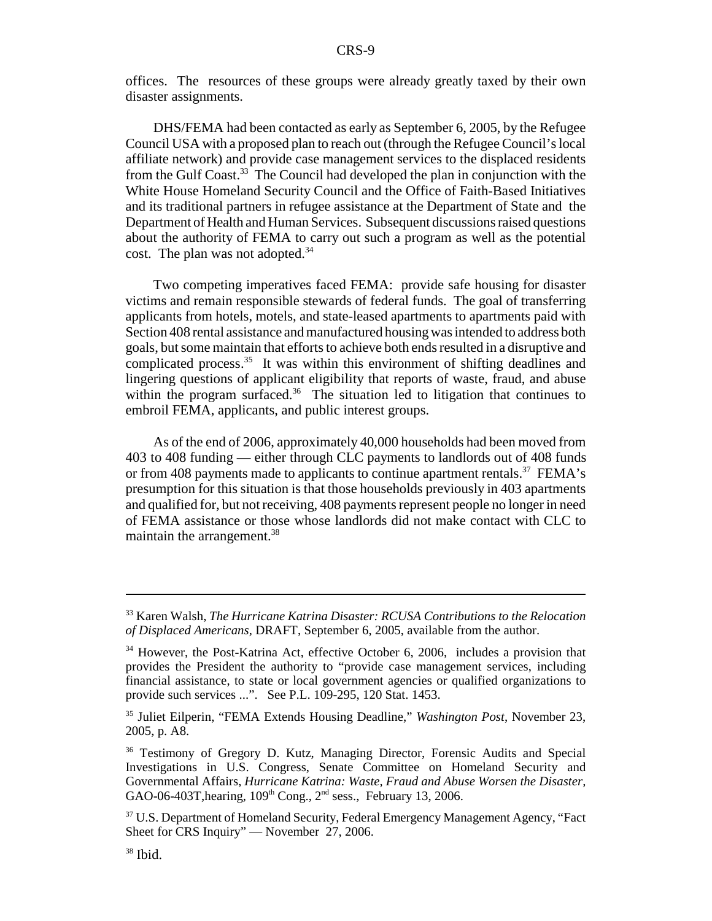offices. The resources of these groups were already greatly taxed by their own disaster assignments.

DHS/FEMA had been contacted as early as September 6, 2005, by the Refugee Council USA with a proposed plan to reach out (through the Refugee Council's local affiliate network) and provide case management services to the displaced residents from the Gulf Coast.[33] The Council had developed the plan in conjunction with the White House Homeland Security Council and the Office of Faith-Based Initiatives and its traditional partners in refugee assistance at the Department of State and the Department of Health and Human Services. Subsequent discussions raised questions about the authority of FEMA to carry out such a program as well as the potential cost. The plan was not adopted.[34]

Two competing imperatives faced FEMA: provide safe housing for disaster victims and remain responsible stewards of federal funds. The goal of transferring applicants from hotels, motels, and state-leased apartments to apartments paid with Section 408 rental assistance and manufactured housing was intended to address both goals, but some maintain that efforts to achieve both ends resulted in a disruptive and complicated process.[35] It was within this environment of shifting deadlines and lingering questions of applicant eligibility that reports of waste, fraud, and abuse within the program surfaced.[36] The situation led to litigation that continues to embroil FEMA, applicants, and public interest groups.

As of the end of 2006, approximately 40,000 households had been moved from 403 to 408 funding — either through CLC payments to landlords out of 408 funds or from 408 payments made to applicants to continue apartment rentals.[37] FEMA's presumption for this situation is that those households previously in 403 apartments and qualified for, but not receiving, 408 payments represent people no longer in need of FEMA assistance or those whose landlords did not make contact with CLC to maintain the arrangement.[38]

---

[33] Karen Walsh, *The Hurricane Katrina Disaster: RCUSA Contributions to the Relocation of Displaced Americans*, DRAFT, September 6, 2005, available from the author.

[34] However, the Post-Katrina Act, effective October 6, 2006, includes a provision that provides the President the authority to "provide case management services, including financial assistance, to state or local government agencies or qualified organizations to provide such services ...". See P.L. 109-295, 120 Stat. 1453.

[35] Juliet Eilperin, "FEMA Extends Housing Deadline," *Washington Post*, November 23, 2005, p. A8.

[36] Testimony of Gregory D. Kutz, Managing Director, Forensic Audits and Special Investigations in U.S. Congress, Senate Committee on Homeland Security and Governmental Affairs, *Hurricane Katrina: Waste, Fraud and Abuse Worsen the Disaster*, GAO-06-403T, hearing, 109th Cong., 2nd sess., February 13, 2006.

[37] U.S. Department of Homeland Security, Federal Emergency Management Agency, "Fact Sheet for CRS Inquiry" — November 27, 2006.

[38] Ibid.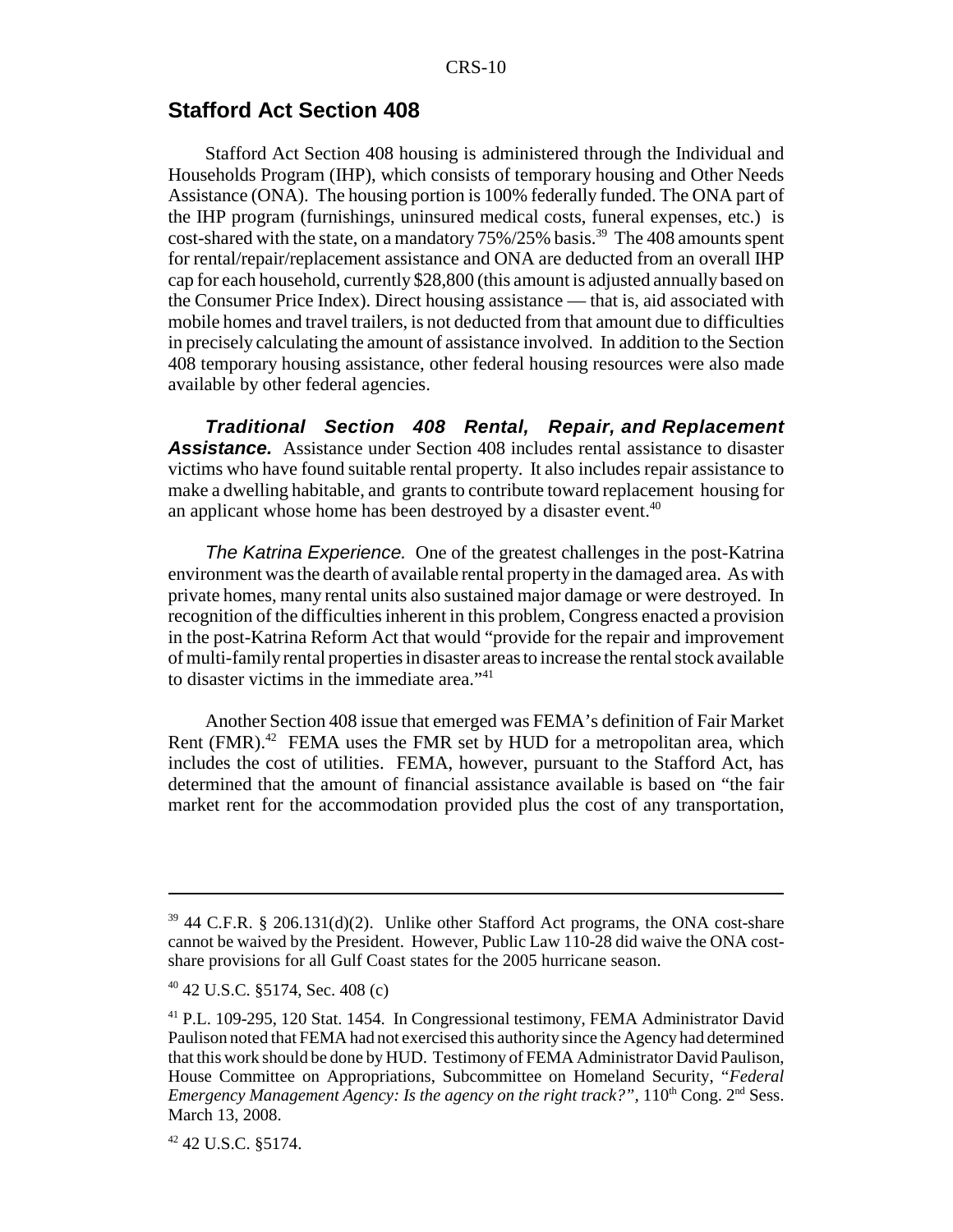## Stafford Act Section 408

Stafford Act Section 408 housing is administered through the Individual and Households Program (IHP), which consists of temporary housing and Other Needs Assistance (ONA). The housing portion is 100% federally funded. The ONA part of the IHP program (furnishings, uninsured medical costs, funeral expenses, etc.) is cost-shared with the state, on a mandatory 75%/25% basis.[39] The 408 amounts spent for rental/repair/replacement assistance and ONA are deducted from an overall IHP cap for each household, currently $28,800 (this amount is adjusted annually based on the Consumer Price Index). Direct housing assistance — that is, aid associated with mobile homes and travel trailers, is not deducted from that amount due to difficulties in precisely calculating the amount of assistance involved. In addition to the Section 408 temporary housing assistance, other federal housing resources were also made available by other federal agencies.

***Traditional Section 408 Rental, Repair, and Replacement Assistance.*** Assistance under Section 408 includes rental assistance to disaster victims who have found suitable rental property. It also includes repair assistance to make a dwelling habitable, and grants to contribute toward replacement housing for an applicant whose home has been destroyed by a disaster event.[40]

*The Katrina Experience.* One of the greatest challenges in the post-Katrina environment was the dearth of available rental property in the damaged area. As with private homes, many rental units also sustained major damage or were destroyed. In recognition of the difficulties inherent in this problem, Congress enacted a provision in the post-Katrina Reform Act that would "provide for the repair and improvement of multi-family rental properties in disaster areas to increase the rental stock available to disaster victims in the immediate area."[41]

Another Section 408 issue that emerged was FEMA's definition of Fair Market Rent (FMR).[42] FEMA uses the FMR set by HUD for a metropolitan area, which includes the cost of utilities. FEMA, however, pursuant to the Stafford Act, has determined that the amount of financial assistance available is based on "the fair market rent for the accommodation provided plus the cost of any transportation,

---

[39] 44 C.F.R. § 206.131(d)(2). Unlike other Stafford Act programs, the ONA cost-share cannot be waived by the President. However, Public Law 110-28 did waive the ONA cost-share provisions for all Gulf Coast states for the 2005 hurricane season.

[40] 42 U.S.C. §5174, Sec. 408 (c)

[41] P.L. 109-295, 120 Stat. 1454. In Congressional testimony, FEMA Administrator David Paulison noted that FEMA had not exercised this authority since the Agency had determined that this work should be done by HUD. Testimony of FEMA Administrator David Paulison, House Committee on Appropriations, Subcommittee on Homeland Security, "*Federal Emergency Management Agency: Is the agency on the right track?"*, 110th Cong. 2nd Sess. March 13, 2008.

[42] 42 U.S.C. §5174.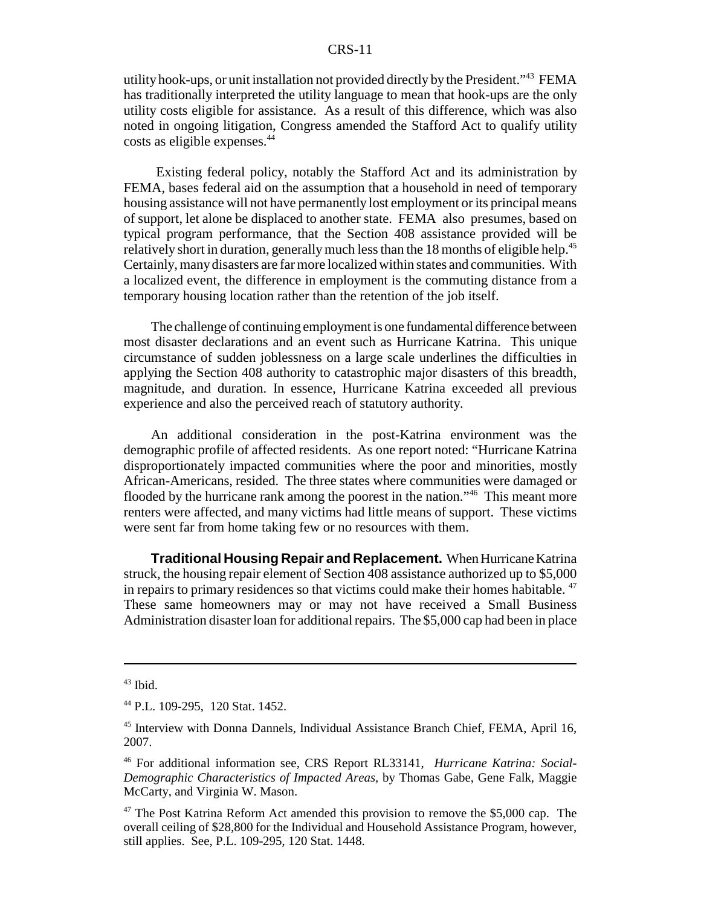utility hook-ups, or unit installation not provided directly by the President."[43] FEMA has traditionally interpreted the utility language to mean that hook-ups are the only utility costs eligible for assistance. As a result of this difference, which was also noted in ongoing litigation, Congress amended the Stafford Act to qualify utility costs as eligible expenses.[44]

Existing federal policy, notably the Stafford Act and its administration by FEMA, bases federal aid on the assumption that a household in need of temporary housing assistance will not have permanently lost employment or its principal means of support, let alone be displaced to another state. FEMA also presumes, based on typical program performance, that the Section 408 assistance provided will be relatively short in duration, generally much less than the 18 months of eligible help.[45] Certainly, many disasters are far more localized within states and communities. With a localized event, the difference in employment is the commuting distance from a temporary housing location rather than the retention of the job itself.

The challenge of continuing employment is one fundamental difference between most disaster declarations and an event such as Hurricane Katrina. This unique circumstance of sudden joblessness on a large scale underlines the difficulties in applying the Section 408 authority to catastrophic major disasters of this breadth, magnitude, and duration. In essence, Hurricane Katrina exceeded all previous experience and also the perceived reach of statutory authority.

An additional consideration in the post-Katrina environment was the demographic profile of affected residents. As one report noted: "Hurricane Katrina disproportionately impacted communities where the poor and minorities, mostly African-Americans, resided. The three states where communities were damaged or flooded by the hurricane rank among the poorest in the nation."[46] This meant more renters were affected, and many victims had little means of support. These victims were sent far from home taking few or no resources with them.

**Traditional Housing Repair and Replacement.** When Hurricane Katrina struck, the housing repair element of Section 408 assistance authorized up to $5,000 in repairs to primary residences so that victims could make their homes habitable.[47] These same homeowners may or may not have received a Small Business Administration disaster loan for additional repairs. The $5,000 cap had been in place

---

[43] Ibid.

[44] P.L. 109-295, 120 Stat. 1452.

[45] Interview with Donna Dannels, Individual Assistance Branch Chief, FEMA, April 16, 2007.

[46] For additional information see, CRS Report RL33141, *Hurricane Katrina: Social-Demographic Characteristics of Impacted Areas,* by Thomas Gabe, Gene Falk, Maggie McCarty, and Virginia W. Mason.

[47] The Post Katrina Reform Act amended this provision to remove the $5,000 cap. The overall ceiling of $28,800 for the Individual and Household Assistance Program, however, still applies. See, P.L. 109-295, 120 Stat. 1448.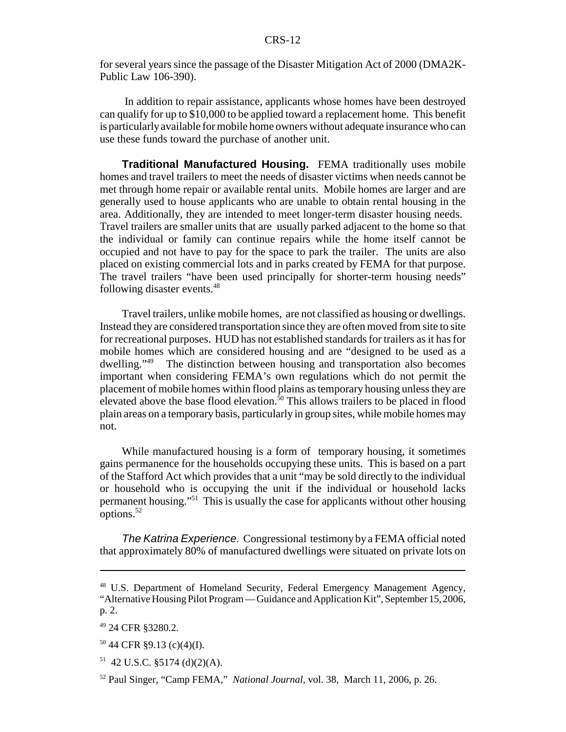for several years since the passage of the Disaster Mitigation Act of 2000 (DMA2K-Public Law 106-390).

In addition to repair assistance, applicants whose homes have been destroyed can qualify for up to $10,000 to be applied toward a replacement home. This benefit is particularly available for mobile home owners without adequate insurance who can use these funds toward the purchase of another unit.

**Traditional Manufactured Housing.** FEMA traditionally uses mobile homes and travel trailers to meet the needs of disaster victims when needs cannot be met through home repair or available rental units. Mobile homes are larger and are generally used to house applicants who are unable to obtain rental housing in the area. Additionally, they are intended to meet longer-term disaster housing needs. Travel trailers are smaller units that are usually parked adjacent to the home so that the individual or family can continue repairs while the home itself cannot be occupied and not have to pay for the space to park the trailer. The units are also placed on existing commercial lots and in parks created by FEMA for that purpose. The travel trailers "have been used principally for shorter-term housing needs" following disaster events.[48]

Travel trailers, unlike mobile homes, are not classified as housing or dwellings. Instead they are considered transportation since they are often moved from site to site for recreational purposes. HUD has not established standards for trailers as it has for mobile homes which are considered housing and are "designed to be used as a dwelling."[49] The distinction between housing and transportation also becomes important when considering FEMA's own regulations which do not permit the placement of mobile homes within flood plains as temporary housing unless they are elevated above the base flood elevation.[50] This allows trailers to be placed in flood plain areas on a temporary basis, particularly in group sites, while mobile homes may not.

While manufactured housing is a form of temporary housing, it sometimes gains permanence for the households occupying these units. This is based on a part of the Stafford Act which provides that a unit "may be sold directly to the individual or household who is occupying the unit if the individual or household lacks permanent housing."[51] This is usually the case for applicants without other housing options.[52]

*The Katrina Experience.* Congressional testimony by a FEMA official noted that approximately 80% of manufactured dwellings were situated on private lots on

---

[48] U.S. Department of Homeland Security, Federal Emergency Management Agency, "Alternative Housing Pilot Program — Guidance and Application Kit", September 15, 2006, p. 2.

[49] 24 CFR §3280.2.

[50] 44 CFR §9.13 (c)(4)(I).

[51] 42 U.S.C. §5174 (d)(2)(A).

[52] Paul Singer, "Camp FEMA," *National Journal*, vol. 38, March 11, 2006, p. 26.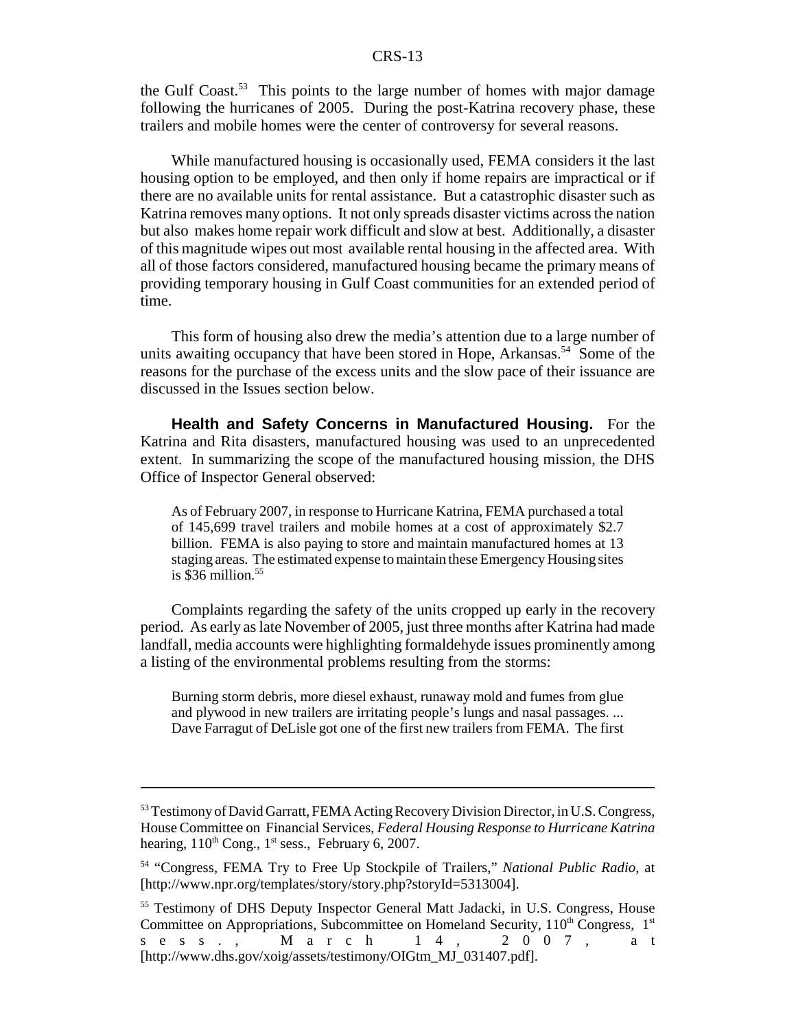the Gulf Coast.[53] This points to the large number of homes with major damage following the hurricanes of 2005. During the post-Katrina recovery phase, these trailers and mobile homes were the center of controversy for several reasons.

While manufactured housing is occasionally used, FEMA considers it the last housing option to be employed, and then only if home repairs are impractical or if there are no available units for rental assistance. But a catastrophic disaster such as Katrina removes many options. It not only spreads disaster victims across the nation but also makes home repair work difficult and slow at best. Additionally, a disaster of this magnitude wipes out most available rental housing in the affected area. With all of those factors considered, manufactured housing became the primary means of providing temporary housing in Gulf Coast communities for an extended period of time.

This form of housing also drew the media's attention due to a large number of units awaiting occupancy that have been stored in Hope, Arkansas.[54] Some of the reasons for the purchase of the excess units and the slow pace of their issuance are discussed in the Issues section below.

**Health and Safety Concerns in Manufactured Housing.** For the Katrina and Rita disasters, manufactured housing was used to an unprecedented extent. In summarizing the scope of the manufactured housing mission, the DHS Office of Inspector General observed:

> As of February 2007, in response to Hurricane Katrina, FEMA purchased a total of 145,699 travel trailers and mobile homes at a cost of approximately $2.7 billion. FEMA is also paying to store and maintain manufactured homes at 13 staging areas. The estimated expense to maintain these Emergency Housing sites is $36 million.[55]

Complaints regarding the safety of the units cropped up early in the recovery period. As early as late November of 2005, just three months after Katrina had made landfall, media accounts were highlighting formaldehyde issues prominently among a listing of the environmental problems resulting from the storms:

> Burning storm debris, more diesel exhaust, runaway mold and fumes from glue and plywood in new trailers are irritating people's lungs and nasal passages. ... Dave Farragut of DeLisle got one of the first new trailers from FEMA. The first

---

[53] Testimony of David Garratt, FEMA Acting Recovery Division Director, in U.S. Congress, House Committee on Financial Services, *Federal Housing Response to Hurricane Katrina* hearing, 110th Cong., 1st sess., February 6, 2007.

[54] "Congress, FEMA Try to Free Up Stockpile of Trailers," *National Public Radio*, at [http://www.npr.org/templates/story/story.php?storyId=5313004].

[55] Testimony of DHS Deputy Inspector General Matt Jadacki, in U.S. Congress, House Committee on Appropriations, Subcommittee on Homeland Security, 110th Congress, 1st sess., March 14, 2007, at [http://www.dhs.gov/xoig/assets/testimony/OIGtm_MJ_031407.pdf].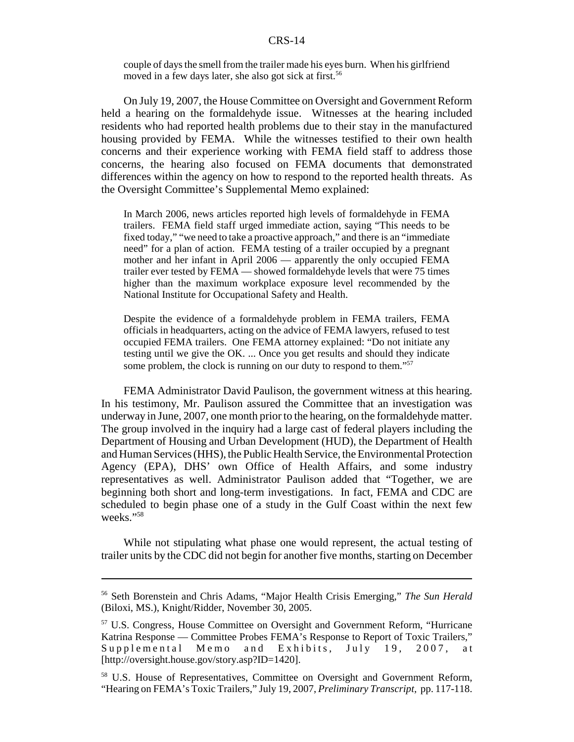couple of days the smell from the trailer made his eyes burn. When his girlfriend moved in a few days later, she also got sick at first.[56]

On July 19, 2007, the House Committee on Oversight and Government Reform held a hearing on the formaldehyde issue. Witnesses at the hearing included residents who had reported health problems due to their stay in the manufactured housing provided by FEMA. While the witnesses testified to their own health concerns and their experience working with FEMA field staff to address those concerns, the hearing also focused on FEMA documents that demonstrated differences within the agency on how to respond to the reported health threats. As the Oversight Committee's Supplemental Memo explained:

> In March 2006, news articles reported high levels of formaldehyde in FEMA trailers. FEMA field staff urged immediate action, saying "This needs to be fixed today," "we need to take a proactive approach," and there is an "immediate need" for a plan of action. FEMA testing of a trailer occupied by a pregnant mother and her infant in April 2006 — apparently the only occupied FEMA trailer ever tested by FEMA — showed formaldehyde levels that were 75 times higher than the maximum workplace exposure level recommended by the National Institute for Occupational Safety and Health.
>
> Despite the evidence of a formaldehyde problem in FEMA trailers, FEMA officials in headquarters, acting on the advice of FEMA lawyers, refused to test occupied FEMA trailers. One FEMA attorney explained: "Do not initiate any testing until we give the OK. ... Once you get results and should they indicate some problem, the clock is running on our duty to respond to them."[57]

FEMA Administrator David Paulison, the government witness at this hearing. In his testimony, Mr. Paulison assured the Committee that an investigation was underway in June, 2007, one month prior to the hearing, on the formaldehyde matter. The group involved in the inquiry had a large cast of federal players including the Department of Housing and Urban Development (HUD), the Department of Health and Human Services (HHS), the Public Health Service, the Environmental Protection Agency (EPA), DHS' own Office of Health Affairs, and some industry representatives as well. Administrator Paulison added that "Together, we are beginning both short and long-term investigations. In fact, FEMA and CDC are scheduled to begin phase one of a study in the Gulf Coast within the next few weeks."[58]

While not stipulating what phase one would represent, the actual testing of trailer units by the CDC did not begin for another five months, starting on December

---

[56] Seth Borenstein and Chris Adams, "Major Health Crisis Emerging," *The Sun Herald* (Biloxi, MS.), Knight/Ridder, November 30, 2005.

[57] U.S. Congress, House Committee on Oversight and Government Reform, "Hurricane Katrina Response — Committee Probes FEMA's Response to Report of Toxic Trailers," Supplemental Memo and Exhibits, July 19, 2007, at [http://oversight.house.gov/story.asp?ID=1420].

[58] U.S. House of Representatives, Committee on Oversight and Government Reform, "Hearing on FEMA's Toxic Trailers," July 19, 2007, *Preliminary Transcript*, pp. 117-118.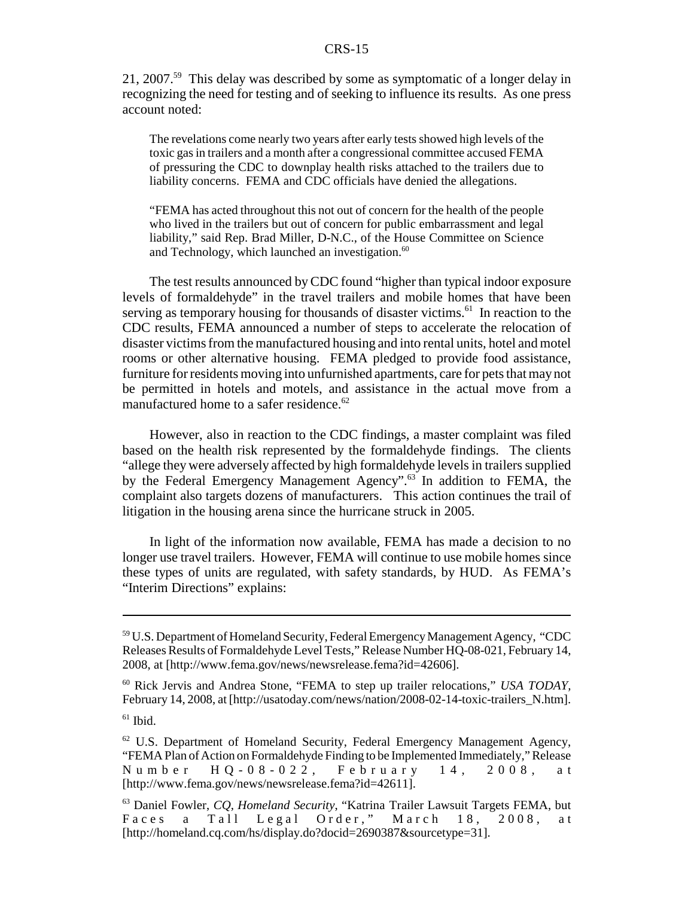21, 2007.[59] This delay was described by some as symptomatic of a longer delay in recognizing the need for testing and of seeking to influence its results. As one press account noted:

> The revelations come nearly two years after early tests showed high levels of the toxic gas in trailers and a month after a congressional committee accused FEMA of pressuring the CDC to downplay health risks attached to the trailers due to liability concerns. FEMA and CDC officials have denied the allegations.
>
> "FEMA has acted throughout this not out of concern for the health of the people who lived in the trailers but out of concern for public embarrassment and legal liability," said Rep. Brad Miller, D-N.C., of the House Committee on Science and Technology, which launched an investigation.[60]

The test results announced by CDC found "higher than typical indoor exposure levels of formaldehyde" in the travel trailers and mobile homes that have been serving as temporary housing for thousands of disaster victims.[61] In reaction to the CDC results, FEMA announced a number of steps to accelerate the relocation of disaster victims from the manufactured housing and into rental units, hotel and motel rooms or other alternative housing. FEMA pledged to provide food assistance, furniture for residents moving into unfurnished apartments, care for pets that may not be permitted in hotels and motels, and assistance in the actual move from a manufactured home to a safer residence.[62]

However, also in reaction to the CDC findings, a master complaint was filed based on the health risk represented by the formaldehyde findings. The clients "allege they were adversely affected by high formaldehyde levels in trailers supplied by the Federal Emergency Management Agency".[63] In addition to FEMA, the complaint also targets dozens of manufacturers. This action continues the trail of litigation in the housing arena since the hurricane struck in 2005.

In light of the information now available, FEMA has made a decision to no longer use travel trailers. However, FEMA will continue to use mobile homes since these types of units are regulated, with safety standards, by HUD. As FEMA's "Interim Directions" explains:

---

[59] U.S. Department of Homeland Security, Federal Emergency Management Agency, "CDC Releases Results of Formaldehyde Level Tests," Release Number HQ-08-021, February 14, 2008, at [http://www.fema.gov/news/newsrelease.fema?id=42606].

[60] Rick Jervis and Andrea Stone, "FEMA to step up trailer relocations," *USA TODAY*, February 14, 2008, at [http://usatoday.com/news/nation/2008-02-14-toxic-trailers_N.htm].

[61] Ibid.

[62] U.S. Department of Homeland Security, Federal Emergency Management Agency, "FEMA Plan of Action on Formaldehyde Finding to be Implemented Immediately," Release Number HQ-08-022, February 14, 2008, at [http://www.fema.gov/news/newsrelease.fema?id=42611].

[63] Daniel Fowler, *CQ, Homeland Security*, "Katrina Trailer Lawsuit Targets FEMA, but Faces a Tall Legal Order," March 18, 2008, at [http://homeland.cq.com/hs/display.do?docid=2690387&sourcetype=31].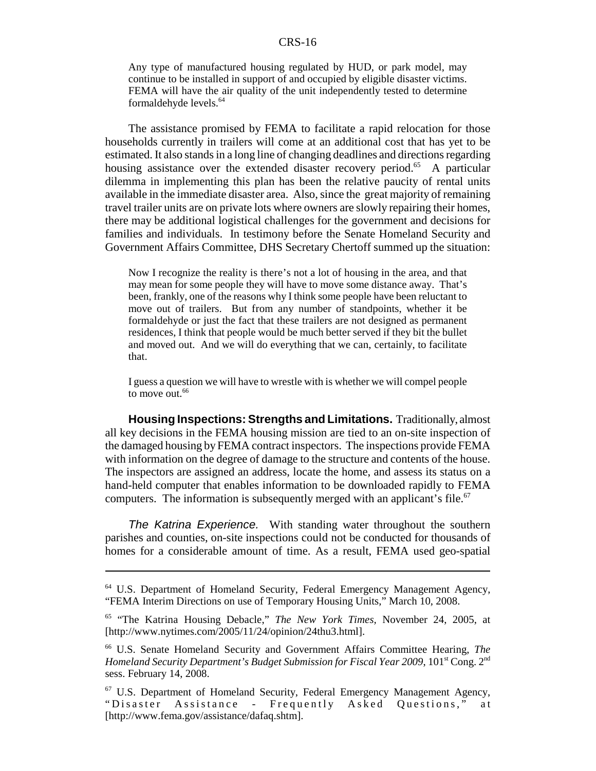> Any type of manufactured housing regulated by HUD, or park model, may continue to be installed in support of and occupied by eligible disaster victims. FEMA will have the air quality of the unit independently tested to determine formaldehyde levels.[64]

The assistance promised by FEMA to facilitate a rapid relocation for those households currently in trailers will come at an additional cost that has yet to be estimated. It also stands in a long line of changing deadlines and directions regarding housing assistance over the extended disaster recovery period.[65] A particular dilemma in implementing this plan has been the relative paucity of rental units available in the immediate disaster area. Also, since the great majority of remaining travel trailer units are on private lots where owners are slowly repairing their homes, there may be additional logistical challenges for the government and decisions for families and individuals. In testimony before the Senate Homeland Security and Government Affairs Committee, DHS Secretary Chertoff summed up the situation:

> Now I recognize the reality is there's not a lot of housing in the area, and that may mean for some people they will have to move some distance away. That's been, frankly, one of the reasons why I think some people have been reluctant to move out of trailers. But from any number of standpoints, whether it be formaldehyde or just the fact that these trailers are not designed as permanent residences, I think that people would be much better served if they bit the bullet and moved out. And we will do everything that we can, certainly, to facilitate that.
>
> I guess a question we will have to wrestle with is whether we will compel people to move out.[66]

**Housing Inspections: Strengths and Limitations.** Traditionally, almost all key decisions in the FEMA housing mission are tied to an on-site inspection of the damaged housing by FEMA contract inspectors. The inspections provide FEMA with information on the degree of damage to the structure and contents of the house. The inspectors are assigned an address, locate the home, and assess its status on a hand-held computer that enables information to be downloaded rapidly to FEMA computers. The information is subsequently merged with an applicant's file.[67]

*The Katrina Experience.* With standing water throughout the southern parishes and counties, on-site inspections could not be conducted for thousands of homes for a considerable amount of time. As a result, FEMA used geo-spatial

---

[64] U.S. Department of Homeland Security, Federal Emergency Management Agency, "FEMA Interim Directions on use of Temporary Housing Units," March 10, 2008.

[65] "The Katrina Housing Debacle," *The New York Times,* November 24, 2005, at [http://www.nytimes.com/2005/11/24/opinion/24thu3.html].

[66] U.S. Senate Homeland Security and Government Affairs Committee Hearing, *The Homeland Security Department's Budget Submission for Fiscal Year 2009*, 101st Cong. 2nd sess. February 14, 2008.

[67] U.S. Department of Homeland Security, Federal Emergency Management Agency, "Disaster Assistance - Frequently Asked Questions," at [http://www.fema.gov/assistance/dafaq.shtm].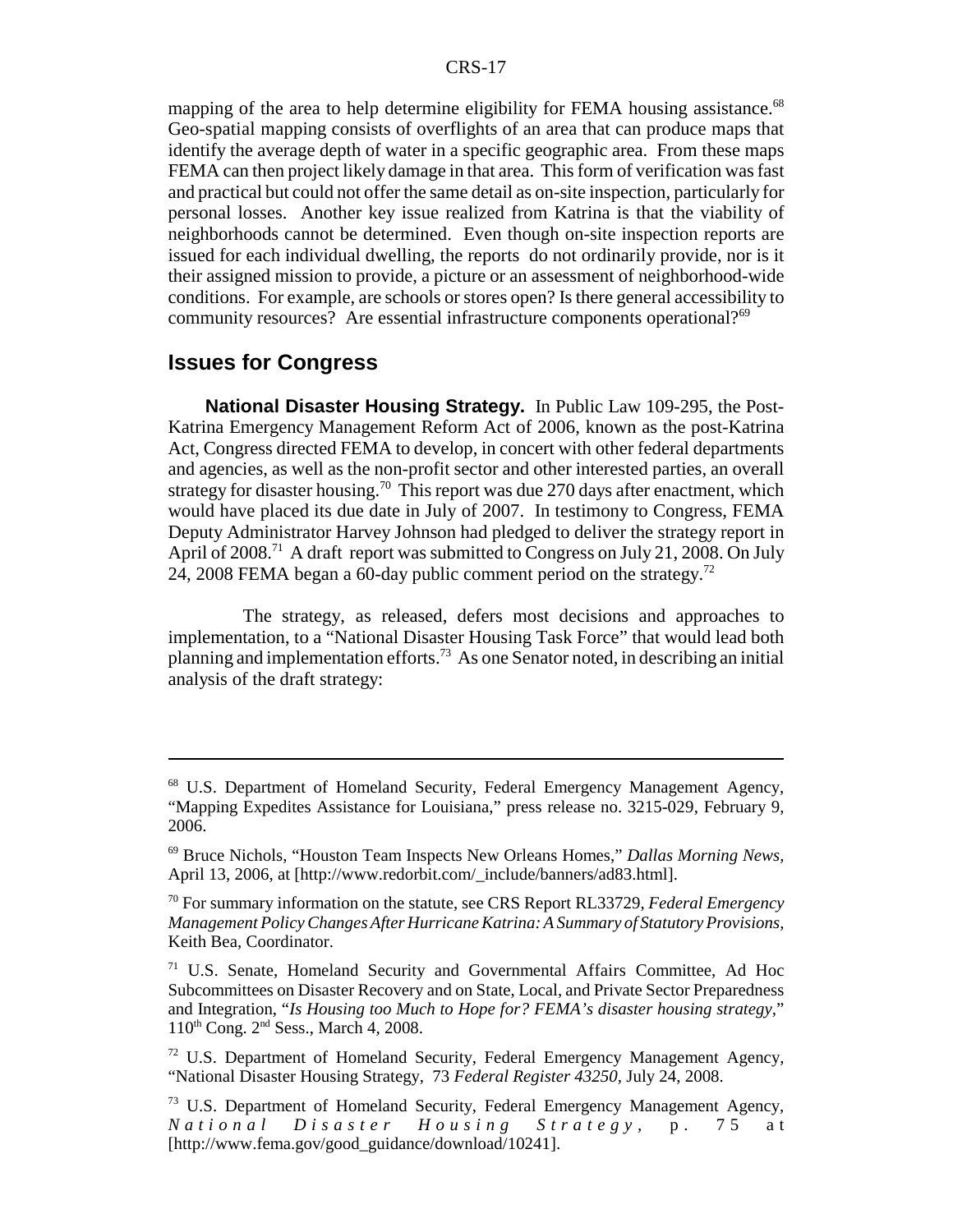mapping of the area to help determine eligibility for FEMA housing assistance.[68] Geo-spatial mapping consists of overflights of an area that can produce maps that identify the average depth of water in a specific geographic area. From these maps FEMA can then project likely damage in that area. This form of verification was fast and practical but could not offer the same detail as on-site inspection, particularly for personal losses. Another key issue realized from Katrina is that the viability of neighborhoods cannot be determined. Even though on-site inspection reports are issued for each individual dwelling, the reports do not ordinarily provide, nor is it their assigned mission to provide, a picture or an assessment of neighborhood-wide conditions. For example, are schools or stores open? Is there general accessibility to community resources? Are essential infrastructure components operational?[69]

## Issues for Congress

**National Disaster Housing Strategy.** In Public Law 109-295, the Post-Katrina Emergency Management Reform Act of 2006, known as the post-Katrina Act, Congress directed FEMA to develop, in concert with other federal departments and agencies, as well as the non-profit sector and other interested parties, an overall strategy for disaster housing.[70] This report was due 270 days after enactment, which would have placed its due date in July of 2007. In testimony to Congress, FEMA Deputy Administrator Harvey Johnson had pledged to deliver the strategy report in April of 2008.[71] A draft report was submitted to Congress on July 21, 2008. On July 24, 2008 FEMA began a 60-day public comment period on the strategy.[72]

The strategy, as released, defers most decisions and approaches to implementation, to a "National Disaster Housing Task Force" that would lead both planning and implementation efforts.[73] As one Senator noted, in describing an initial analysis of the draft strategy:

---

[68] U.S. Department of Homeland Security, Federal Emergency Management Agency, "Mapping Expedites Assistance for Louisiana," press release no. 3215-029, February 9, 2006.

[69] Bruce Nichols, "Houston Team Inspects New Orleans Homes," *Dallas Morning News*, April 13, 2006, at [http://www.redorbit.com/_include/banners/ad83.html].

[70] For summary information on the statute, see CRS Report RL33729, *Federal Emergency Management Policy Changes After Hurricane Katrina: A Summary of Statutory Provisions*, Keith Bea, Coordinator.

[71] U.S. Senate, Homeland Security and Governmental Affairs Committee, Ad Hoc Subcommittees on Disaster Recovery and on State, Local, and Private Sector Preparedness and Integration, "*Is Housing too Much to Hope for? FEMA's disaster housing strategy*," 110th Cong. 2nd Sess., March 4, 2008.

[72] U.S. Department of Homeland Security, Federal Emergency Management Agency, "National Disaster Housing Strategy, 73 *Federal Register 43250*, July 24, 2008.

[73] U.S. Department of Homeland Security, Federal Emergency Management Agency, *National Disaster Housing Strategy*, p. 75 at [http://www.fema.gov/good_guidance/download/10241].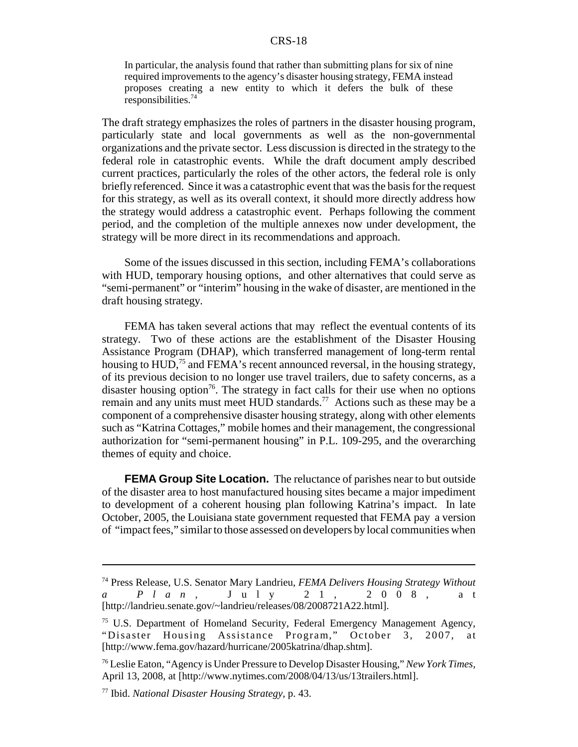> In particular, the analysis found that rather than submitting plans for six of nine required improvements to the agency's disaster housing strategy, FEMA instead proposes creating a new entity to which it defers the bulk of these responsibilities.[74]

The draft strategy emphasizes the roles of partners in the disaster housing program, particularly state and local governments as well as the non-governmental organizations and the private sector. Less discussion is directed in the strategy to the federal role in catastrophic events. While the draft document amply described current practices, particularly the roles of the other actors, the federal role is only briefly referenced. Since it was a catastrophic event that was the basis for the request for this strategy, as well as its overall context, it should more directly address how the strategy would address a catastrophic event. Perhaps following the comment period, and the completion of the multiple annexes now under development, the strategy will be more direct in its recommendations and approach.

Some of the issues discussed in this section, including FEMA's collaborations with HUD, temporary housing options, and other alternatives that could serve as "semi-permanent" or "interim" housing in the wake of disaster, are mentioned in the draft housing strategy.

FEMA has taken several actions that may reflect the eventual contents of its strategy. Two of these actions are the establishment of the Disaster Housing Assistance Program (DHAP), which transferred management of long-term rental housing to HUD,[75] and FEMA's recent announced reversal, in the housing strategy, of its previous decision to no longer use travel trailers, due to safety concerns, as a disaster housing option[76]. The strategy in fact calls for their use when no options remain and any units must meet HUD standards.[77] Actions such as these may be a component of a comprehensive disaster housing strategy, along with other elements such as "Katrina Cottages," mobile homes and their management, the congressional authorization for "semi-permanent housing" in P.L. 109-295, and the overarching themes of equity and choice.

**FEMA Group Site Location.** The reluctance of parishes near to but outside of the disaster area to host manufactured housing sites became a major impediment to development of a coherent housing plan following Katrina's impact. In late October, 2005, the Louisiana state government requested that FEMA pay a version of "impact fees," similar to those assessed on developers by local communities when

---

[74] Press Release, U.S. Senator Mary Landrieu, *FEMA Delivers Housing Strategy Without a Plan*, July 21, 2008, at [http://landrieu.senate.gov/~landrieu/releases/08/2008721A22.html].

[75] U.S. Department of Homeland Security, Federal Emergency Management Agency, "Disaster Housing Assistance Program," October 3, 2007, at [http://www.fema.gov/hazard/hurricane/2005katrina/dhap.shtm].

[76] Leslie Eaton, "Agency is Under Pressure to Develop Disaster Housing," *New York Times*, April 13, 2008, at [http://www.nytimes.com/2008/04/13/us/13trailers.html].

[77] Ibid. *National Disaster Housing Strategy*, p. 43.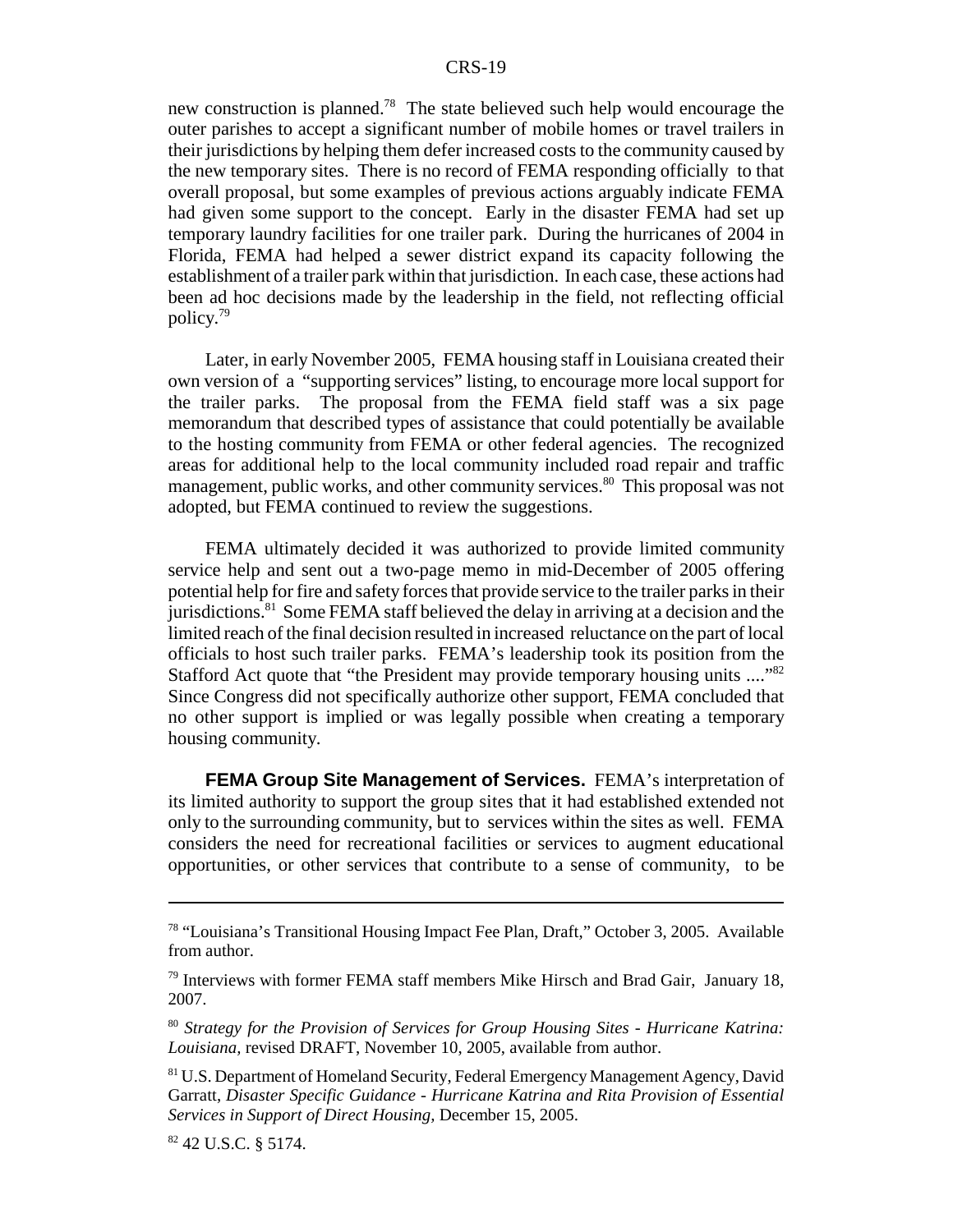new construction is planned.[78] The state believed such help would encourage the outer parishes to accept a significant number of mobile homes or travel trailers in their jurisdictions by helping them defer increased costs to the community caused by the new temporary sites. There is no record of FEMA responding officially to that overall proposal, but some examples of previous actions arguably indicate FEMA had given some support to the concept. Early in the disaster FEMA had set up temporary laundry facilities for one trailer park. During the hurricanes of 2004 in Florida, FEMA had helped a sewer district expand its capacity following the establishment of a trailer park within that jurisdiction. In each case, these actions had been ad hoc decisions made by the leadership in the field, not reflecting official policy.[79]

Later, in early November 2005, FEMA housing staff in Louisiana created their own version of a "supporting services" listing, to encourage more local support for the trailer parks. The proposal from the FEMA field staff was a six page memorandum that described types of assistance that could potentially be available to the hosting community from FEMA or other federal agencies. The recognized areas for additional help to the local community included road repair and traffic management, public works, and other community services.[80] This proposal was not adopted, but FEMA continued to review the suggestions.

FEMA ultimately decided it was authorized to provide limited community service help and sent out a two-page memo in mid-December of 2005 offering potential help for fire and safety forces that provide service to the trailer parks in their jurisdictions.[81] Some FEMA staff believed the delay in arriving at a decision and the limited reach of the final decision resulted in increased reluctance on the part of local officials to host such trailer parks. FEMA's leadership took its position from the Stafford Act quote that "the President may provide temporary housing units ...."[82] Since Congress did not specifically authorize other support, FEMA concluded that no other support is implied or was legally possible when creating a temporary housing community.

**FEMA Group Site Management of Services.** FEMA's interpretation of its limited authority to support the group sites that it had established extended not only to the surrounding community, but to services within the sites as well. FEMA considers the need for recreational facilities or services to augment educational opportunities, or other services that contribute to a sense of community, to be

---

[78] "Louisiana's Transitional Housing Impact Fee Plan, Draft," October 3, 2005. Available from author.

[79] Interviews with former FEMA staff members Mike Hirsch and Brad Gair, January 18, 2007.

[80] *Strategy for the Provision of Services for Group Housing Sites - Hurricane Katrina: Louisiana*, revised DRAFT, November 10, 2005, available from author.

[81] U.S. Department of Homeland Security, Federal Emergency Management Agency, David Garratt, *Disaster Specific Guidance - Hurricane Katrina and Rita Provision of Essential Services in Support of Direct Housing,* December 15, 2005.

[82] 42 U.S.C. § 5174.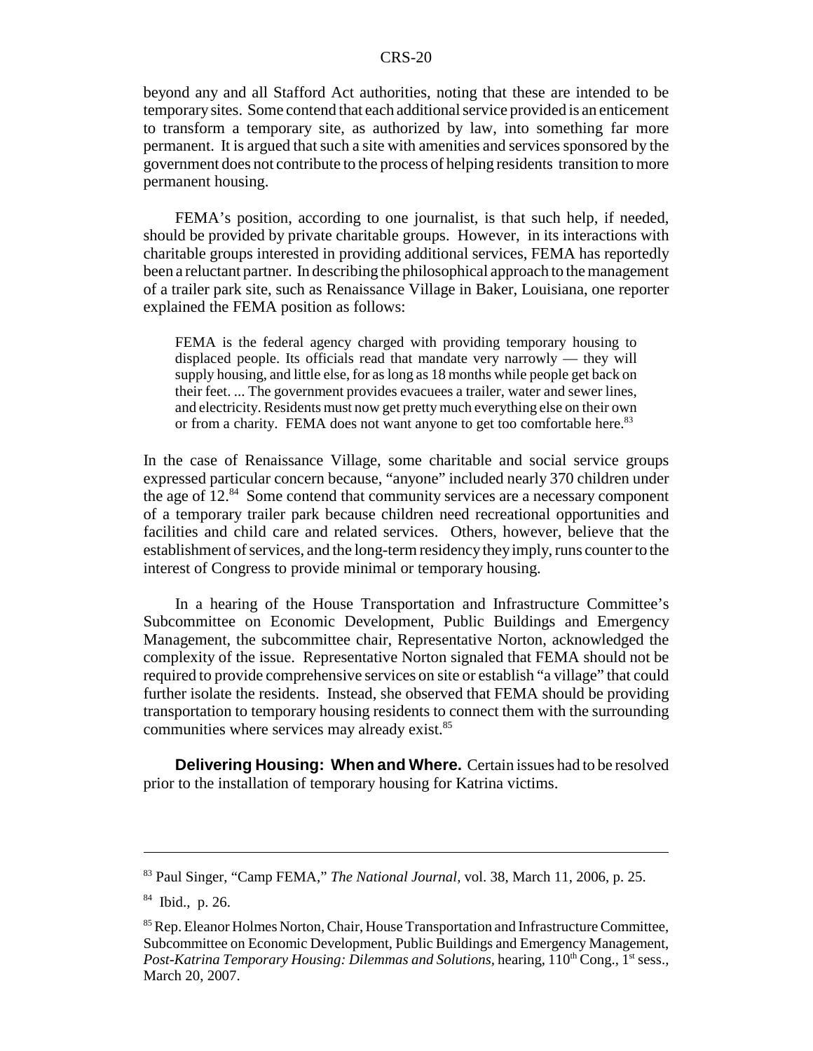beyond any and all Stafford Act authorities, noting that these are intended to be temporary sites. Some contend that each additional service provided is an enticement to transform a temporary site, as authorized by law, into something far more permanent. It is argued that such a site with amenities and services sponsored by the government does not contribute to the process of helping residents transition to more permanent housing.

FEMA's position, according to one journalist, is that such help, if needed, should be provided by private charitable groups. However, in its interactions with charitable groups interested in providing additional services, FEMA has reportedly been a reluctant partner. In describing the philosophical approach to the management of a trailer park site, such as Renaissance Village in Baker, Louisiana, one reporter explained the FEMA position as follows:

> FEMA is the federal agency charged with providing temporary housing to displaced people. Its officials read that mandate very narrowly — they will supply housing, and little else, for as long as 18 months while people get back on their feet. ... The government provides evacuees a trailer, water and sewer lines, and electricity. Residents must now get pretty much everything else on their own or from a charity. FEMA does not want anyone to get too comfortable here.[83]

In the case of Renaissance Village, some charitable and social service groups expressed particular concern because, "anyone" included nearly 370 children under the age of 12.[84] Some contend that community services are a necessary component of a temporary trailer park because children need recreational opportunities and facilities and child care and related services. Others, however, believe that the establishment of services, and the long-term residency they imply, runs counter to the interest of Congress to provide minimal or temporary housing.

In a hearing of the House Transportation and Infrastructure Committee's Subcommittee on Economic Development, Public Buildings and Emergency Management, the subcommittee chair, Representative Norton, acknowledged the complexity of the issue. Representative Norton signaled that FEMA should not be required to provide comprehensive services on site or establish "a village" that could further isolate the residents. Instead, she observed that FEMA should be providing transportation to temporary housing residents to connect them with the surrounding communities where services may already exist.[85]

**Delivering Housing: When and Where.** Certain issues had to be resolved prior to the installation of temporary housing for Katrina victims.

---

[83] Paul Singer, "Camp FEMA," *The National Journal*, vol. 38, March 11, 2006, p. 25.

[84] Ibid., p. 26.

[85] Rep. Eleanor Holmes Norton, Chair, House Transportation and Infrastructure Committee, Subcommittee on Economic Development, Public Buildings and Emergency Management, *Post-Katrina Temporary Housing: Dilemmas and Solutions,* hearing, 110th Cong., 1st sess., March 20, 2007.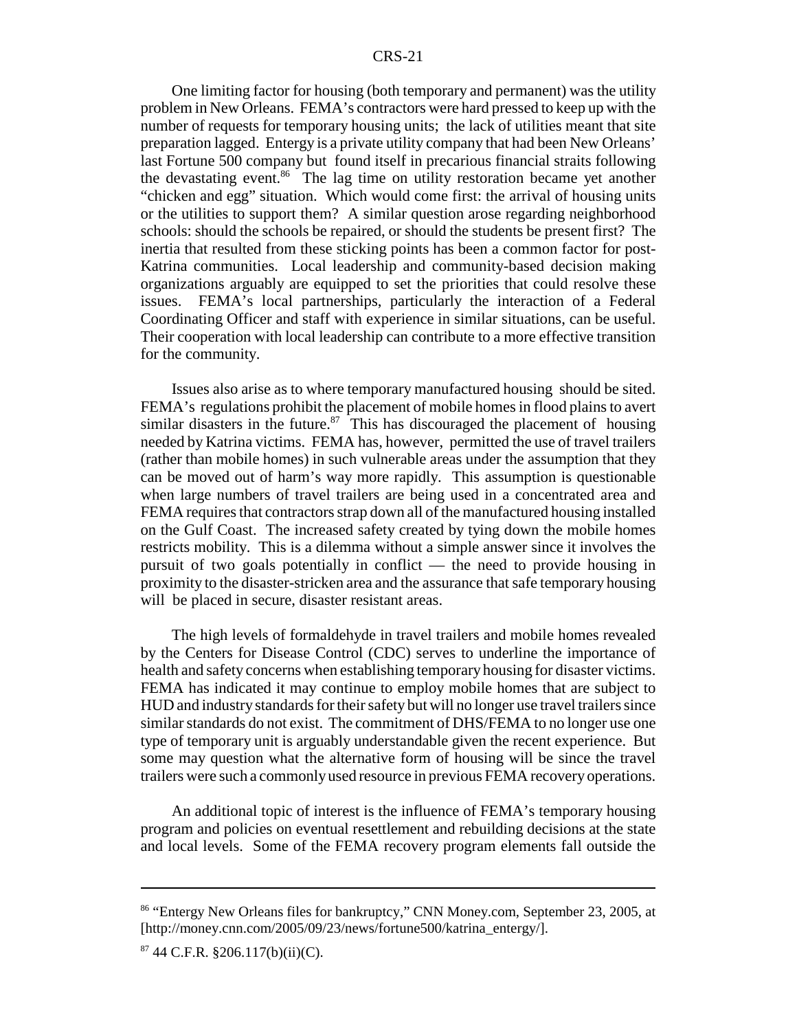One limiting factor for housing (both temporary and permanent) was the utility problem in New Orleans. FEMA's contractors were hard pressed to keep up with the number of requests for temporary housing units; the lack of utilities meant that site preparation lagged. Entergy is a private utility company that had been New Orleans' last Fortune 500 company but found itself in precarious financial straits following the devastating event.[86] The lag time on utility restoration became yet another "chicken and egg" situation. Which would come first: the arrival of housing units or the utilities to support them? A similar question arose regarding neighborhood schools: should the schools be repaired, or should the students be present first? The inertia that resulted from these sticking points has been a common factor for post-Katrina communities. Local leadership and community-based decision making organizations arguably are equipped to set the priorities that could resolve these issues. FEMA's local partnerships, particularly the interaction of a Federal Coordinating Officer and staff with experience in similar situations, can be useful. Their cooperation with local leadership can contribute to a more effective transition for the community.

Issues also arise as to where temporary manufactured housing should be sited. FEMA's regulations prohibit the placement of mobile homes in flood plains to avert similar disasters in the future.[87] This has discouraged the placement of housing needed by Katrina victims. FEMA has, however, permitted the use of travel trailers (rather than mobile homes) in such vulnerable areas under the assumption that they can be moved out of harm's way more rapidly. This assumption is questionable when large numbers of travel trailers are being used in a concentrated area and FEMA requires that contractors strap down all of the manufactured housing installed on the Gulf Coast. The increased safety created by tying down the mobile homes restricts mobility. This is a dilemma without a simple answer since it involves the pursuit of two goals potentially in conflict — the need to provide housing in proximity to the disaster-stricken area and the assurance that safe temporary housing will be placed in secure, disaster resistant areas.

The high levels of formaldehyde in travel trailers and mobile homes revealed by the Centers for Disease Control (CDC) serves to underline the importance of health and safety concerns when establishing temporary housing for disaster victims. FEMA has indicated it may continue to employ mobile homes that are subject to HUD and industry standards for their safety but will no longer use travel trailers since similar standards do not exist. The commitment of DHS/FEMA to no longer use one type of temporary unit is arguably understandable given the recent experience. But some may question what the alternative form of housing will be since the travel trailers were such a commonly used resource in previous FEMA recovery operations.

An additional topic of interest is the influence of FEMA's temporary housing program and policies on eventual resettlement and rebuilding decisions at the state and local levels. Some of the FEMA recovery program elements fall outside the

---

[86] "Entergy New Orleans files for bankruptcy," CNN Money.com, September 23, 2005, at [http://money.cnn.com/2005/09/23/news/fortune500/katrina_entergy/].

[87] 44 C.F.R. §206.117(b)(ii)(C).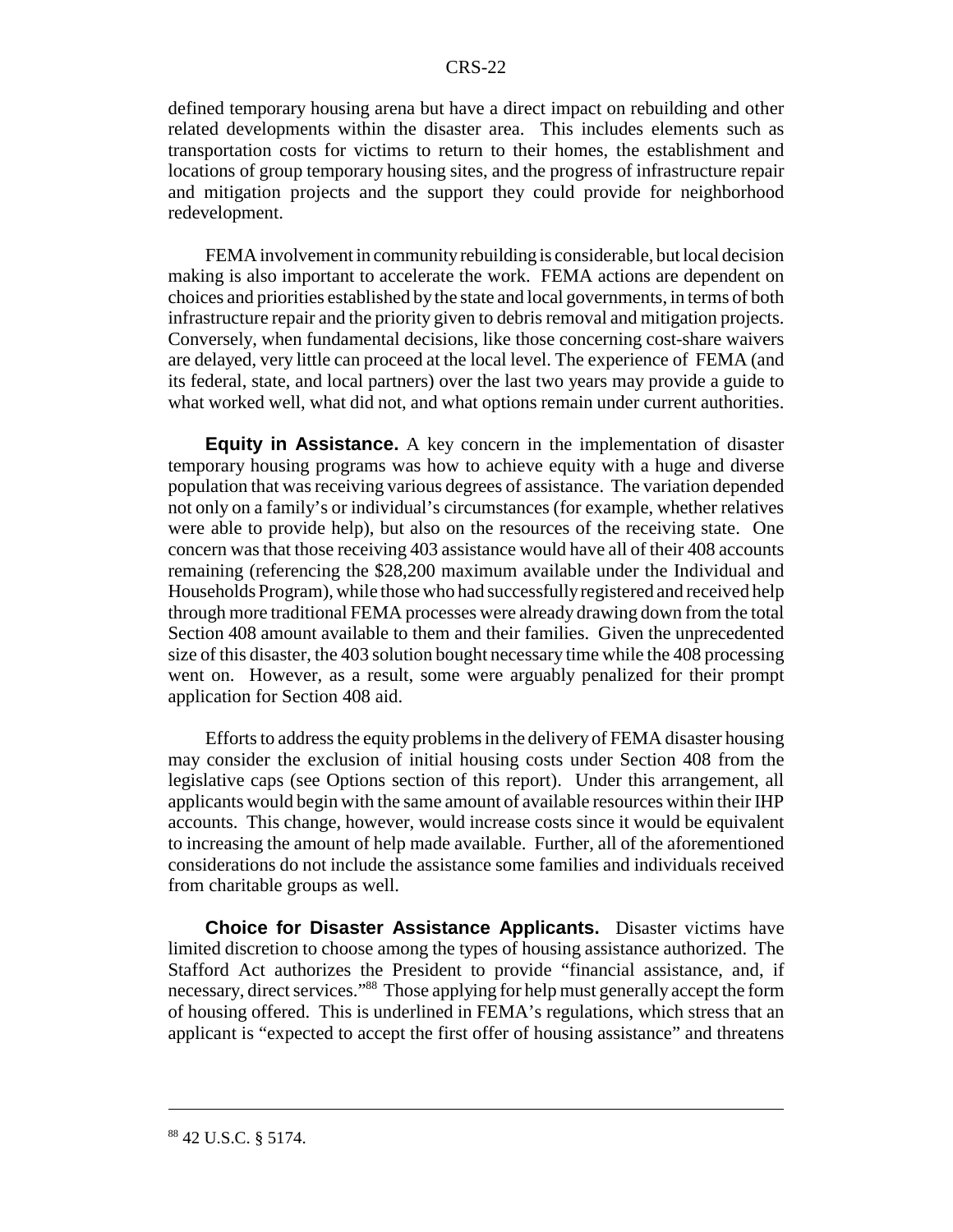defined temporary housing arena but have a direct impact on rebuilding and other related developments within the disaster area. This includes elements such as transportation costs for victims to return to their homes, the establishment and locations of group temporary housing sites, and the progress of infrastructure repair and mitigation projects and the support they could provide for neighborhood redevelopment.

FEMA involvement in community rebuilding is considerable, but local decision making is also important to accelerate the work. FEMA actions are dependent on choices and priorities established by the state and local governments, in terms of both infrastructure repair and the priority given to debris removal and mitigation projects. Conversely, when fundamental decisions, like those concerning cost-share waivers are delayed, very little can proceed at the local level. The experience of FEMA (and its federal, state, and local partners) over the last two years may provide a guide to what worked well, what did not, and what options remain under current authorities.

**Equity in Assistance.** A key concern in the implementation of disaster temporary housing programs was how to achieve equity with a huge and diverse population that was receiving various degrees of assistance. The variation depended not only on a family's or individual's circumstances (for example, whether relatives were able to provide help), but also on the resources of the receiving state. One concern was that those receiving 403 assistance would have all of their 408 accounts remaining (referencing the $28,200 maximum available under the Individual and Households Program), while those who had successfully registered and received help through more traditional FEMA processes were already drawing down from the total Section 408 amount available to them and their families. Given the unprecedented size of this disaster, the 403 solution bought necessary time while the 408 processing went on. However, as a result, some were arguably penalized for their prompt application for Section 408 aid.

Efforts to address the equity problems in the delivery of FEMA disaster housing may consider the exclusion of initial housing costs under Section 408 from the legislative caps (see Options section of this report). Under this arrangement, all applicants would begin with the same amount of available resources within their IHP accounts. This change, however, would increase costs since it would be equivalent to increasing the amount of help made available. Further, all of the aforementioned considerations do not include the assistance some families and individuals received from charitable groups as well.

**Choice for Disaster Assistance Applicants.** Disaster victims have limited discretion to choose among the types of housing assistance authorized. The Stafford Act authorizes the President to provide "financial assistance, and, if necessary, direct services."[88] Those applying for help must generally accept the form of housing offered. This is underlined in FEMA's regulations, which stress that an applicant is "expected to accept the first offer of housing assistance" and threatens

---

[88] 42 U.S.C. § 5174.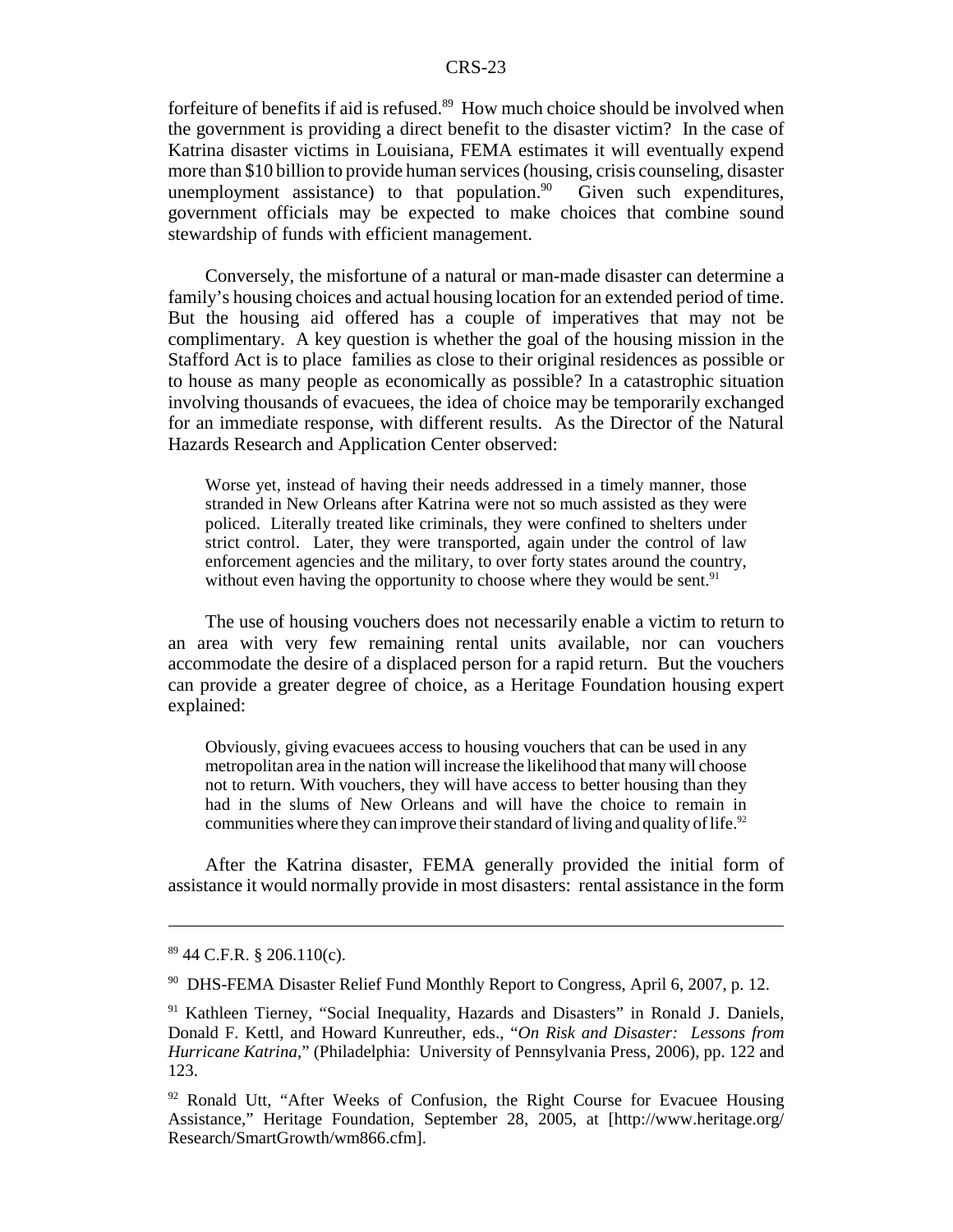forfeiture of benefits if aid is refused.[89] How much choice should be involved when the government is providing a direct benefit to the disaster victim? In the case of Katrina disaster victims in Louisiana, FEMA estimates it will eventually expend more than $10 billion to provide human services (housing, crisis counseling, disaster unemployment assistance) to that population.[90] Given such expenditures, government officials may be expected to make choices that combine sound stewardship of funds with efficient management.

Conversely, the misfortune of a natural or man-made disaster can determine a family's housing choices and actual housing location for an extended period of time. But the housing aid offered has a couple of imperatives that may not be complimentary. A key question is whether the goal of the housing mission in the Stafford Act is to place families as close to their original residences as possible or to house as many people as economically as possible? In a catastrophic situation involving thousands of evacuees, the idea of choice may be temporarily exchanged for an immediate response, with different results. As the Director of the Natural Hazards Research and Application Center observed:

> Worse yet, instead of having their needs addressed in a timely manner, those stranded in New Orleans after Katrina were not so much assisted as they were policed. Literally treated like criminals, they were confined to shelters under strict control. Later, they were transported, again under the control of law enforcement agencies and the military, to over forty states around the country, without even having the opportunity to choose where they would be sent.[91]

The use of housing vouchers does not necessarily enable a victim to return to an area with very few remaining rental units available, nor can vouchers accommodate the desire of a displaced person for a rapid return. But the vouchers can provide a greater degree of choice, as a Heritage Foundation housing expert explained:

> Obviously, giving evacuees access to housing vouchers that can be used in any metropolitan area in the nation will increase the likelihood that many will choose not to return. With vouchers, they will have access to better housing than they had in the slums of New Orleans and will have the choice to remain in communities where they can improve their standard of living and quality of life.[92]

After the Katrina disaster, FEMA generally provided the initial form of assistance it would normally provide in most disasters: rental assistance in the form

---

[89] 44 C.F.R. § 206.110(c).

[90] DHS-FEMA Disaster Relief Fund Monthly Report to Congress, April 6, 2007, p. 12.

[91] Kathleen Tierney, "Social Inequality, Hazards and Disasters" in Ronald J. Daniels, Donald F. Kettl, and Howard Kunreuther, eds., "*On Risk and Disaster: Lessons from Hurricane Katrina*," (Philadelphia: University of Pennsylvania Press, 2006), pp. 122 and 123.

[92] Ronald Utt, "After Weeks of Confusion, the Right Course for Evacuee Housing Assistance," Heritage Foundation, September 28, 2005, at [http://www.heritage.org/Research/SmartGrowth/wm866.cfm].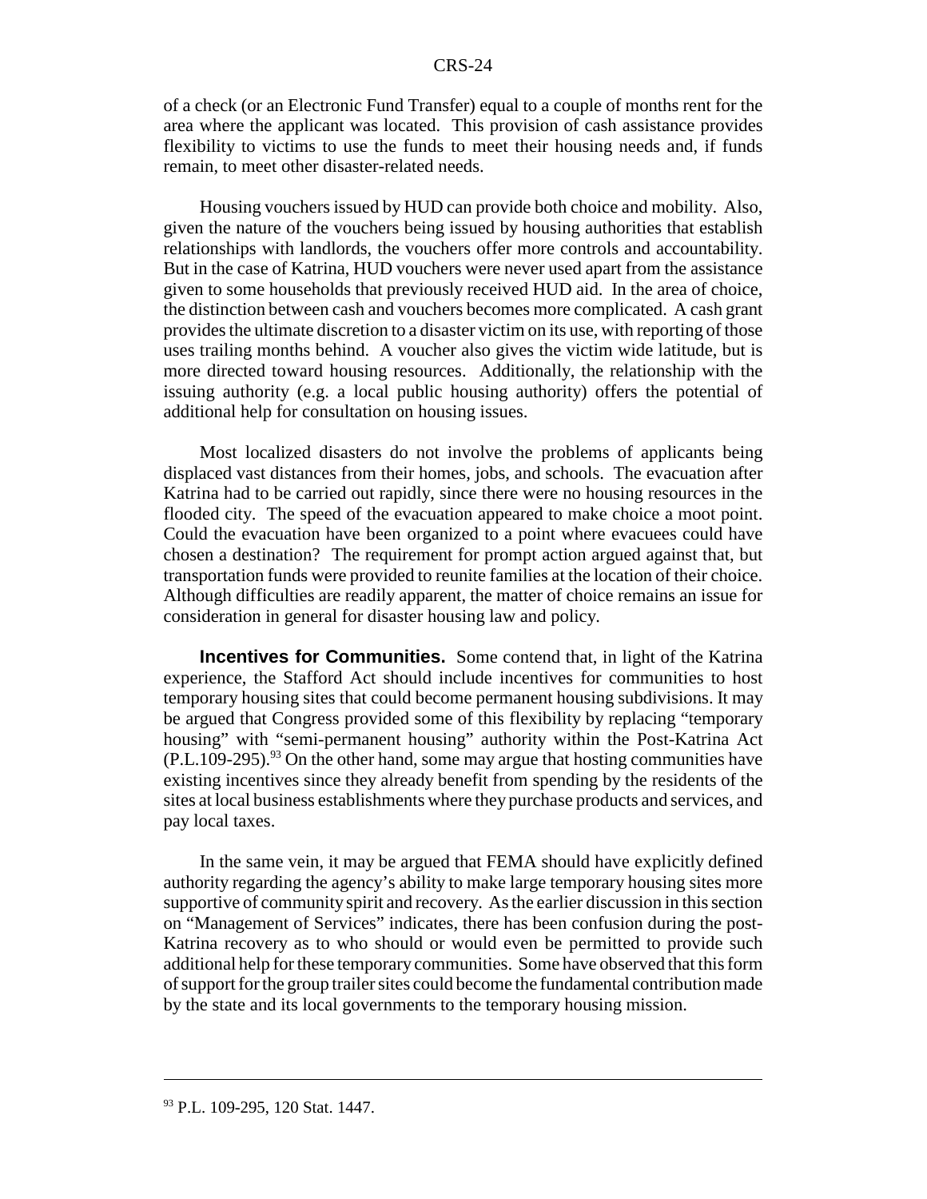of a check (or an Electronic Fund Transfer) equal to a couple of months rent for the area where the applicant was located. This provision of cash assistance provides flexibility to victims to use the funds to meet their housing needs and, if funds remain, to meet other disaster-related needs.

Housing vouchers issued by HUD can provide both choice and mobility. Also, given the nature of the vouchers being issued by housing authorities that establish relationships with landlords, the vouchers offer more controls and accountability. But in the case of Katrina, HUD vouchers were never used apart from the assistance given to some households that previously received HUD aid. In the area of choice, the distinction between cash and vouchers becomes more complicated. A cash grant provides the ultimate discretion to a disaster victim on its use, with reporting of those uses trailing months behind. A voucher also gives the victim wide latitude, but is more directed toward housing resources. Additionally, the relationship with the issuing authority (e.g. a local public housing authority) offers the potential of additional help for consultation on housing issues.

Most localized disasters do not involve the problems of applicants being displaced vast distances from their homes, jobs, and schools. The evacuation after Katrina had to be carried out rapidly, since there were no housing resources in the flooded city. The speed of the evacuation appeared to make choice a moot point. Could the evacuation have been organized to a point where evacuees could have chosen a destination? The requirement for prompt action argued against that, but transportation funds were provided to reunite families at the location of their choice. Although difficulties are readily apparent, the matter of choice remains an issue for consideration in general for disaster housing law and policy.

**Incentives for Communities.** Some contend that, in light of the Katrina experience, the Stafford Act should include incentives for communities to host temporary housing sites that could become permanent housing subdivisions. It may be argued that Congress provided some of this flexibility by replacing "temporary housing" with "semi-permanent housing" authority within the Post-Katrina Act (P.L.109-295).[93] On the other hand, some may argue that hosting communities have existing incentives since they already benefit from spending by the residents of the sites at local business establishments where they purchase products and services, and pay local taxes.

In the same vein, it may be argued that FEMA should have explicitly defined authority regarding the agency's ability to make large temporary housing sites more supportive of community spirit and recovery. As the earlier discussion in this section on "Management of Services" indicates, there has been confusion during the post-Katrina recovery as to who should or would even be permitted to provide such additional help for these temporary communities. Some have observed that this form of support for the group trailer sites could become the fundamental contribution made by the state and its local governments to the temporary housing mission.

---

[93] P.L. 109-295, 120 Stat. 1447.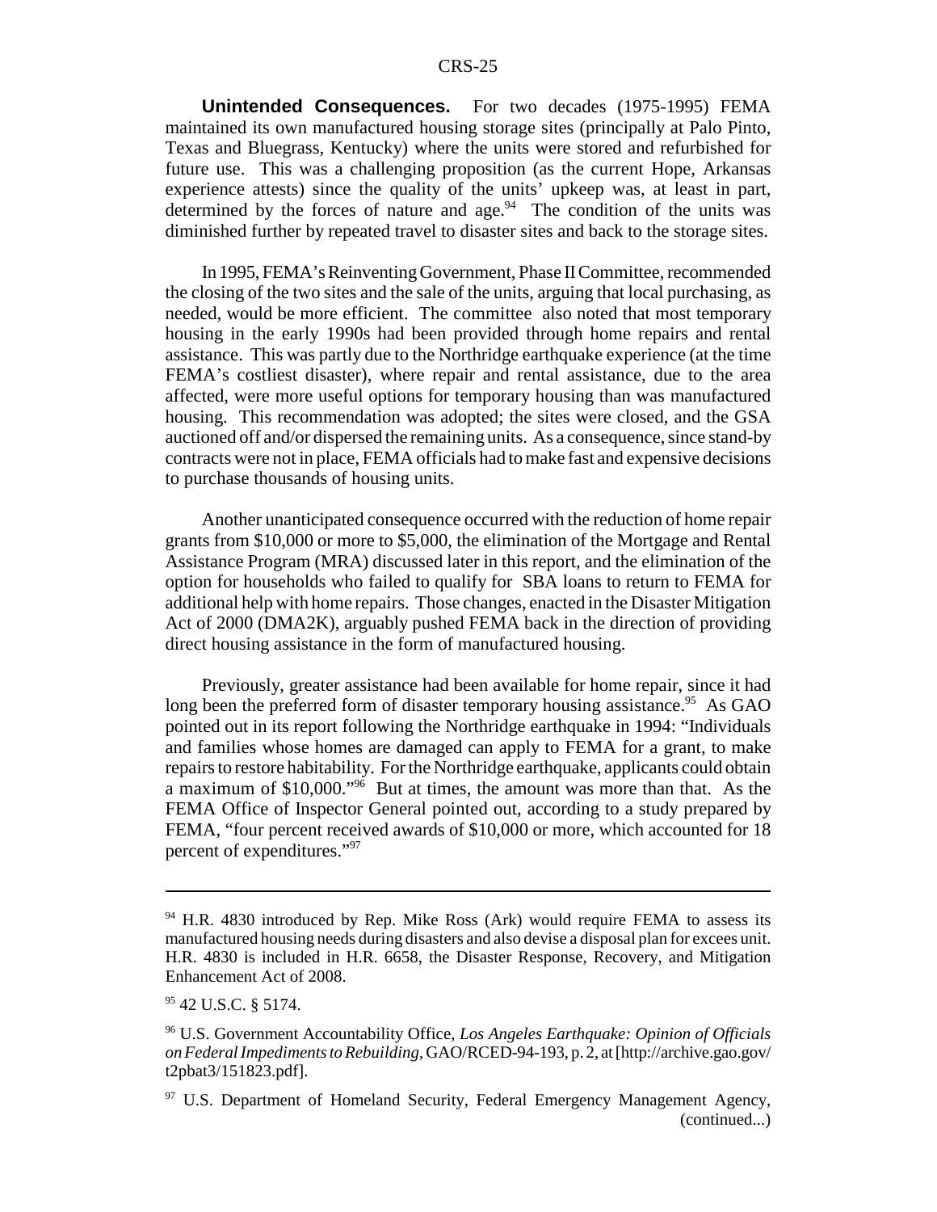**Unintended Consequences.** For two decades (1975-1995) FEMA maintained its own manufactured housing storage sites (principally at Palo Pinto, Texas and Bluegrass, Kentucky) where the units were stored and refurbished for future use. This was a challenging proposition (as the current Hope, Arkansas experience attests) since the quality of the units' upkeep was, at least in part, determined by the forces of nature and age.[94] The condition of the units was diminished further by repeated travel to disaster sites and back to the storage sites.

In 1995, FEMA's Reinventing Government, Phase II Committee, recommended the closing of the two sites and the sale of the units, arguing that local purchasing, as needed, would be more efficient. The committee also noted that most temporary housing in the early 1990s had been provided through home repairs and rental assistance. This was partly due to the Northridge earthquake experience (at the time FEMA's costliest disaster), where repair and rental assistance, due to the area affected, were more useful options for temporary housing than was manufactured housing. This recommendation was adopted; the sites were closed, and the GSA auctioned off and/or dispersed the remaining units. As a consequence, since stand-by contracts were not in place, FEMA officials had to make fast and expensive decisions to purchase thousands of housing units.

Another unanticipated consequence occurred with the reduction of home repair grants from $10,000 or more to $5,000, the elimination of the Mortgage and Rental Assistance Program (MRA) discussed later in this report, and the elimination of the option for households who failed to qualify for SBA loans to return to FEMA for additional help with home repairs. Those changes, enacted in the Disaster Mitigation Act of 2000 (DMA2K), arguably pushed FEMA back in the direction of providing direct housing assistance in the form of manufactured housing.

Previously, greater assistance had been available for home repair, since it had long been the preferred form of disaster temporary housing assistance.[95] As GAO pointed out in its report following the Northridge earthquake in 1994: "Individuals and families whose homes are damaged can apply to FEMA for a grant, to make repairs to restore habitability. For the Northridge earthquake, applicants could obtain a maximum of $10,000."[96] But at times, the amount was more than that. As the FEMA Office of Inspector General pointed out, according to a study prepared by FEMA, "four percent received awards of $10,000 or more, which accounted for 18 percent of expenditures."[97]

---

[94] H.R. 4830 introduced by Rep. Mike Ross (Ark) would require FEMA to assess its manufactured housing needs during disasters and also devise a disposal plan for excees unit. H.R. 4830 is included in H.R. 6658, the Disaster Response, Recovery, and Mitigation Enhancement Act of 2008.

[95] 42 U.S.C. § 5174.

[96] U.S. Government Accountability Office, *Los Angeles Earthquake: Opinion of Officials on Federal Impediments to Rebuilding*, GAO/RCED-94-193, p. 2, at [http://archive.gao.gov/t2pbat3/151823.pdf].

[97] U.S. Department of Homeland Security, Federal Emergency Management Agency, (continued...)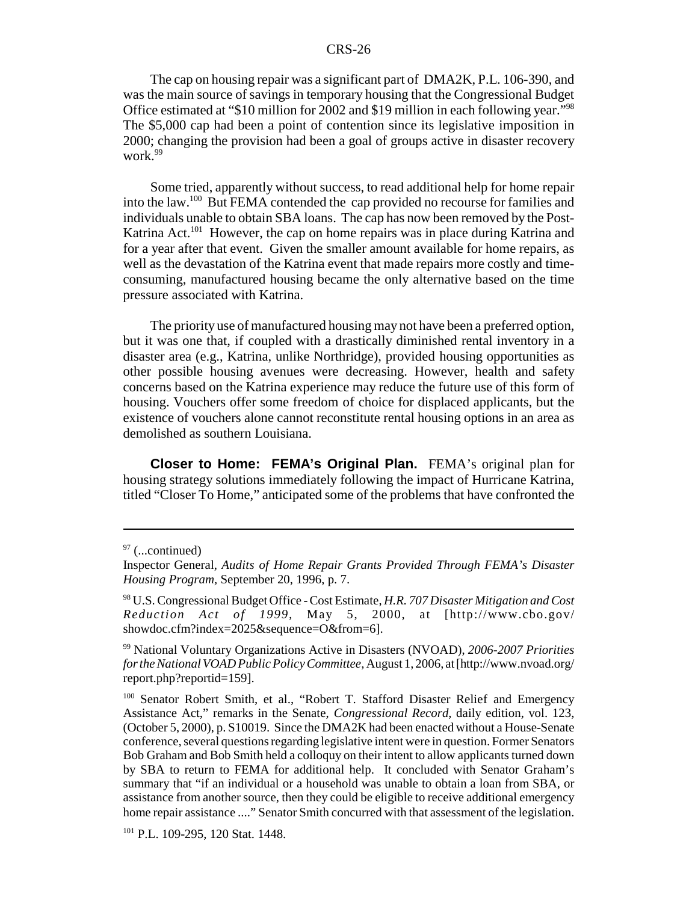The cap on housing repair was a significant part of DMA2K, P.L. 106-390, and was the main source of savings in temporary housing that the Congressional Budget Office estimated at "$10 million for 2002 and $19 million in each following year."[98] The $5,000 cap had been a point of contention since its legislative imposition in 2000; changing the provision had been a goal of groups active in disaster recovery work.[99]

Some tried, apparently without success, to read additional help for home repair into the law.[100] But FEMA contended the cap provided no recourse for families and individuals unable to obtain SBA loans. The cap has now been removed by the Post-Katrina Act.[101] However, the cap on home repairs was in place during Katrina and for a year after that event. Given the smaller amount available for home repairs, as well as the devastation of the Katrina event that made repairs more costly and time-consuming, manufactured housing became the only alternative based on the time pressure associated with Katrina.

The priority use of manufactured housing may not have been a preferred option, but it was one that, if coupled with a drastically diminished rental inventory in a disaster area (e.g., Katrina, unlike Northridge), provided housing opportunities as other possible housing avenues were decreasing. However, health and safety concerns based on the Katrina experience may reduce the future use of this form of housing. Vouchers offer some freedom of choice for displaced applicants, but the existence of vouchers alone cannot reconstitute rental housing options in an area as demolished as southern Louisiana.

**Closer to Home: FEMA's Original Plan.** FEMA's original plan for housing strategy solutions immediately following the impact of Hurricane Katrina, titled "Closer To Home," anticipated some of the problems that have confronted the

---

[97] (...continued)
Inspector General, *Audits of Home Repair Grants Provided Through FEMA's Disaster Housing Program*, September 20, 1996, p. 7.

[98] U.S. Congressional Budget Office - Cost Estimate, *H.R. 707 Disaster Mitigation and Cost Reduction Act of 1999*, May 5, 2000, at [http://www.cbo.gov/showdoc.cfm?index=2025&sequence=O&from=6].

[99] National Voluntary Organizations Active in Disasters (NVOAD), *2006-2007 Priorities for the National VOAD Public Policy Committee*, August 1, 2006, at [http://www.nvoad.org/report.php?reportid=159].

[100] Senator Robert Smith, et al., "Robert T. Stafford Disaster Relief and Emergency Assistance Act," remarks in the Senate, *Congressional Record*, daily edition, vol. 123, (October 5, 2000), p. S10019. Since the DMA2K had been enacted without a House-Senate conference, several questions regarding legislative intent were in question. Former Senators Bob Graham and Bob Smith held a colloquy on their intent to allow applicants turned down by SBA to return to FEMA for additional help. It concluded with Senator Graham's summary that "if an individual or a household was unable to obtain a loan from SBA, or assistance from another source, then they could be eligible to receive additional emergency home repair assistance ...." Senator Smith concurred with that assessment of the legislation.

[101] P.L. 109-295, 120 Stat. 1448.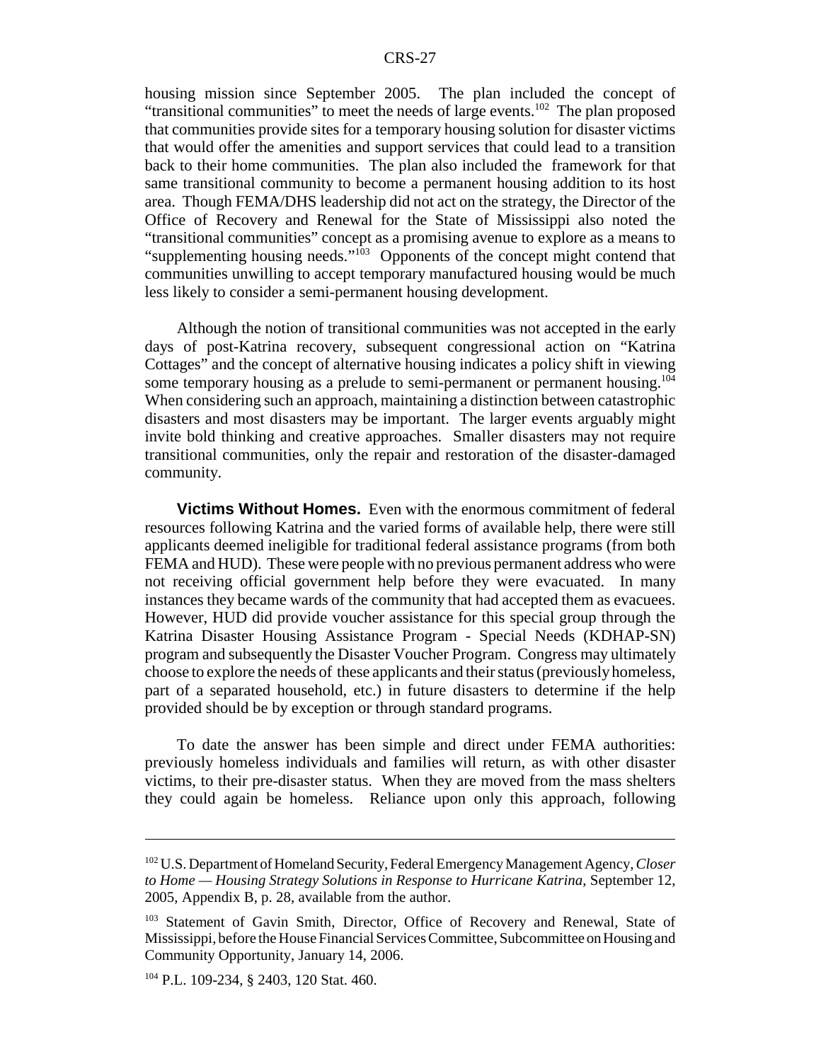housing mission since September 2005. The plan included the concept of "transitional communities" to meet the needs of large events.[102] The plan proposed that communities provide sites for a temporary housing solution for disaster victims that would offer the amenities and support services that could lead to a transition back to their home communities. The plan also included the framework for that same transitional community to become a permanent housing addition to its host area. Though FEMA/DHS leadership did not act on the strategy, the Director of the Office of Recovery and Renewal for the State of Mississippi also noted the "transitional communities" concept as a promising avenue to explore as a means to "supplementing housing needs."[103] Opponents of the concept might contend that communities unwilling to accept temporary manufactured housing would be much less likely to consider a semi-permanent housing development.

Although the notion of transitional communities was not accepted in the early days of post-Katrina recovery, subsequent congressional action on "Katrina Cottages" and the concept of alternative housing indicates a policy shift in viewing some temporary housing as a prelude to semi-permanent or permanent housing.[104] When considering such an approach, maintaining a distinction between catastrophic disasters and most disasters may be important. The larger events arguably might invite bold thinking and creative approaches. Smaller disasters may not require transitional communities, only the repair and restoration of the disaster-damaged community.

**Victims Without Homes.** Even with the enormous commitment of federal resources following Katrina and the varied forms of available help, there were still applicants deemed ineligible for traditional federal assistance programs (from both FEMA and HUD). These were people with no previous permanent address who were not receiving official government help before they were evacuated. In many instances they became wards of the community that had accepted them as evacuees. However, HUD did provide voucher assistance for this special group through the Katrina Disaster Housing Assistance Program - Special Needs (KDHAP-SN) program and subsequently the Disaster Voucher Program. Congress may ultimately choose to explore the needs of these applicants and their status (previously homeless, part of a separated household, etc.) in future disasters to determine if the help provided should be by exception or through standard programs.

To date the answer has been simple and direct under FEMA authorities: previously homeless individuals and families will return, as with other disaster victims, to their pre-disaster status. When they are moved from the mass shelters they could again be homeless. Reliance upon only this approach, following

---

[102] U.S. Department of Homeland Security, Federal Emergency Management Agency, *Closer to Home — Housing Strategy Solutions in Response to Hurricane Katrina*, September 12, 2005, Appendix B, p. 28, available from the author.

[103] Statement of Gavin Smith, Director, Office of Recovery and Renewal, State of Mississippi, before the House Financial Services Committee, Subcommittee on Housing and Community Opportunity, January 14, 2006.

[104] P.L. 109-234, § 2403, 120 Stat. 460.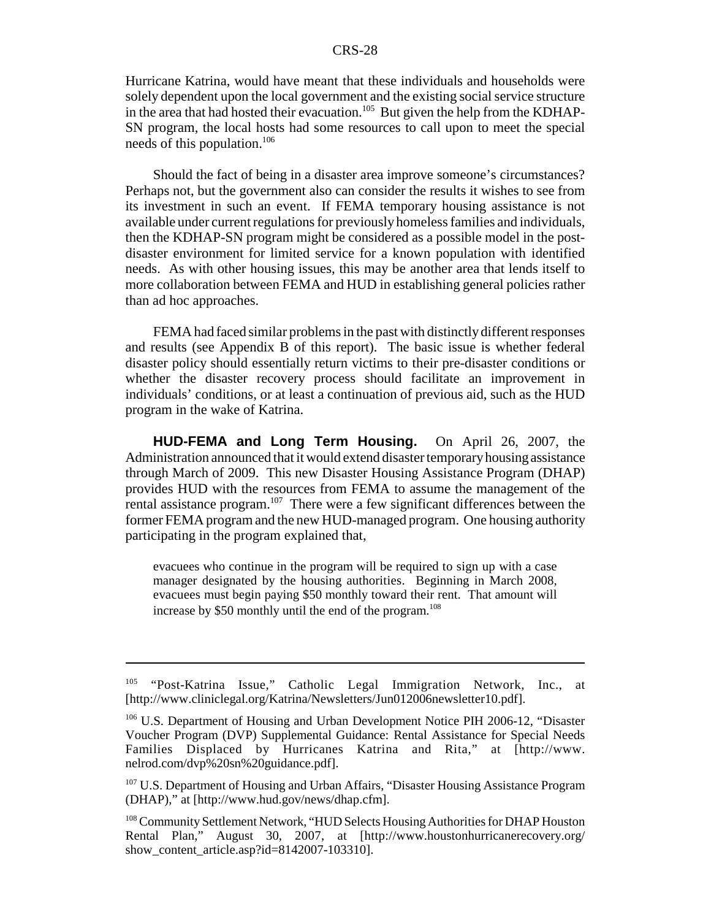Hurricane Katrina, would have meant that these individuals and households were solely dependent upon the local government and the existing social service structure in the area that had hosted their evacuation.[105] But given the help from the KDHAP-SN program, the local hosts had some resources to call upon to meet the special needs of this population.[106]

Should the fact of being in a disaster area improve someone's circumstances? Perhaps not, but the government also can consider the results it wishes to see from its investment in such an event. If FEMA temporary housing assistance is not available under current regulations for previously homeless families and individuals, then the KDHAP-SN program might be considered as a possible model in the post-disaster environment for limited service for a known population with identified needs. As with other housing issues, this may be another area that lends itself to more collaboration between FEMA and HUD in establishing general policies rather than ad hoc approaches.

FEMA had faced similar problems in the past with distinctly different responses and results (see Appendix B of this report). The basic issue is whether federal disaster policy should essentially return victims to their pre-disaster conditions or whether the disaster recovery process should facilitate an improvement in individuals' conditions, or at least a continuation of previous aid, such as the HUD program in the wake of Katrina.

**HUD-FEMA and Long Term Housing.** On April 26, 2007, the Administration announced that it would extend disaster temporary housing assistance through March of 2009. This new Disaster Housing Assistance Program (DHAP) provides HUD with the resources from FEMA to assume the management of the rental assistance program.[107] There were a few significant differences between the former FEMA program and the new HUD-managed program. One housing authority participating in the program explained that,

> evacuees who continue in the program will be required to sign up with a case manager designated by the housing authorities. Beginning in March 2008, evacuees must begin paying $50 monthly toward their rent. That amount will increase by $50 monthly until the end of the program.[108]

---

[105] "Post-Katrina Issue," Catholic Legal Immigration Network, Inc., at [http://www.cliniclegal.org/Katrina/Newsletters/Jun012006newsletter10.pdf].

[106] U.S. Department of Housing and Urban Development Notice PIH 2006-12, "Disaster Voucher Program (DVP) Supplemental Guidance: Rental Assistance for Special Needs Families Displaced by Hurricanes Katrina and Rita," at [http://www.nelrod.com/dvp%20sn%20guidance.pdf].

[107] U.S. Department of Housing and Urban Affairs, "Disaster Housing Assistance Program (DHAP)," at [http://www.hud.gov/news/dhap.cfm].

[108] Community Settlement Network, "HUD Selects Housing Authorities for DHAP Houston Rental Plan," August 30, 2007, at [http://www.houstonhurricanerecovery.org/show_content_article.asp?id=8142007-103310].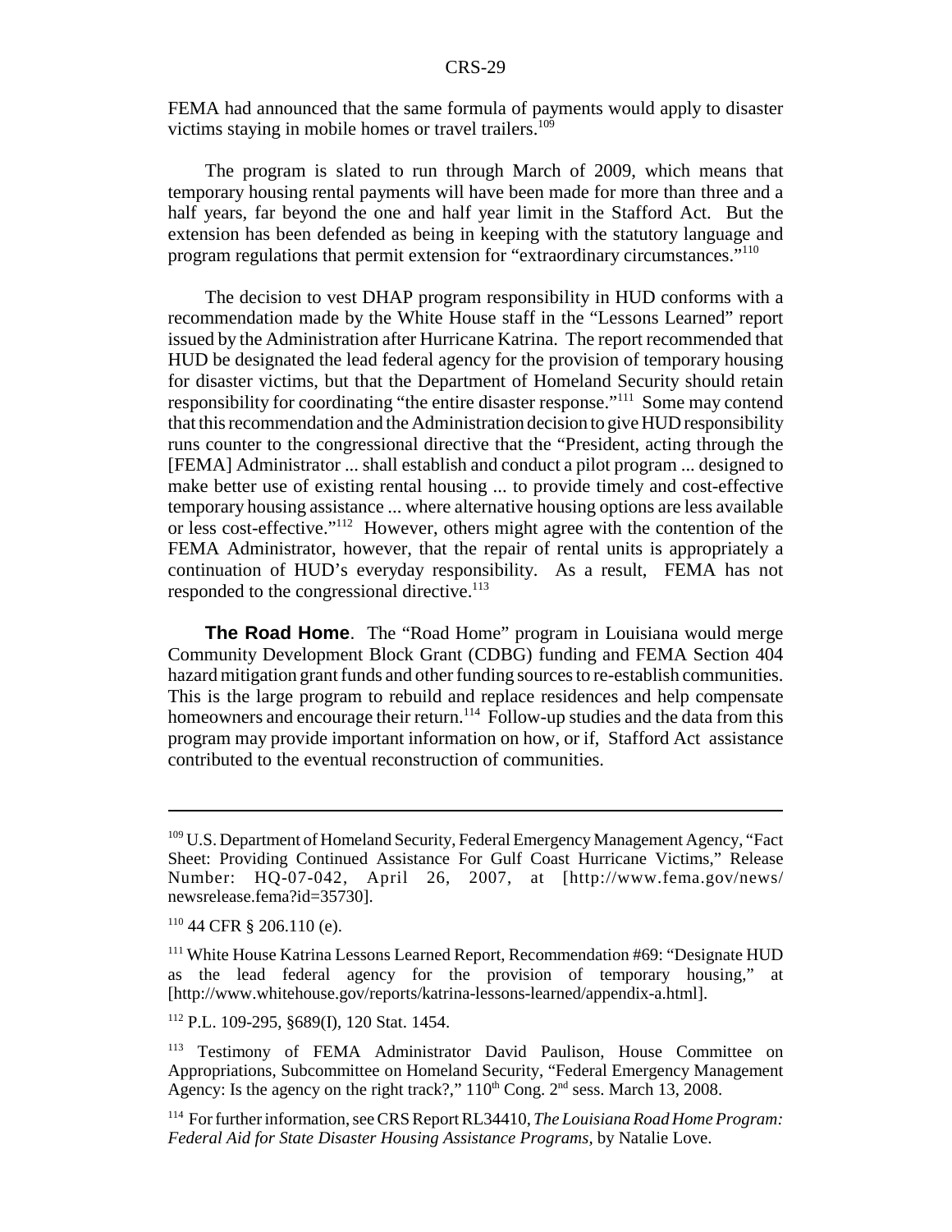FEMA had announced that the same formula of payments would apply to disaster victims staying in mobile homes or travel trailers.[109]

The program is slated to run through March of 2009, which means that temporary housing rental payments will have been made for more than three and a half years, far beyond the one and half year limit in the Stafford Act. But the extension has been defended as being in keeping with the statutory language and program regulations that permit extension for "extraordinary circumstances."[110]

The decision to vest DHAP program responsibility in HUD conforms with a recommendation made by the White House staff in the "Lessons Learned" report issued by the Administration after Hurricane Katrina. The report recommended that HUD be designated the lead federal agency for the provision of temporary housing for disaster victims, but that the Department of Homeland Security should retain responsibility for coordinating "the entire disaster response."[111] Some may contend that this recommendation and the Administration decision to give HUD responsibility runs counter to the congressional directive that the "President, acting through the [FEMA] Administrator ... shall establish and conduct a pilot program ... designed to make better use of existing rental housing ... to provide timely and cost-effective temporary housing assistance ... where alternative housing options are less available or less cost-effective."[112] However, others might agree with the contention of the FEMA Administrator, however, that the repair of rental units is appropriately a continuation of HUD's everyday responsibility. As a result, FEMA has not responded to the congressional directive.[113]

**The Road Home**. The "Road Home" program in Louisiana would merge Community Development Block Grant (CDBG) funding and FEMA Section 404 hazard mitigation grant funds and other funding sources to re-establish communities. This is the large program to rebuild and replace residences and help compensate homeowners and encourage their return.[114] Follow-up studies and the data from this program may provide important information on how, or if, Stafford Act assistance contributed to the eventual reconstruction of communities.

---

[109] U.S. Department of Homeland Security, Federal Emergency Management Agency, "Fact Sheet: Providing Continued Assistance For Gulf Coast Hurricane Victims," Release Number: HQ-07-042, April 26, 2007, at [http://www.fema.gov/news/newsrelease.fema?id=35730].

[110] 44 CFR § 206.110 (e).

[111] White House Katrina Lessons Learned Report, Recommendation #69: "Designate HUD as the lead federal agency for the provision of temporary housing," at [http://www.whitehouse.gov/reports/katrina-lessons-learned/appendix-a.html].

[112] P.L. 109-295, §689(I), 120 Stat. 1454.

[113] Testimony of FEMA Administrator David Paulison, House Committee on Appropriations, Subcommittee on Homeland Security, "Federal Emergency Management Agency: Is the agency on the right track?," 110th Cong. 2nd sess. March 13, 2008.

[114] For further information, see CRS Report RL34410, *The Louisiana Road Home Program: Federal Aid for State Disaster Housing Assistance Programs*, by Natalie Love.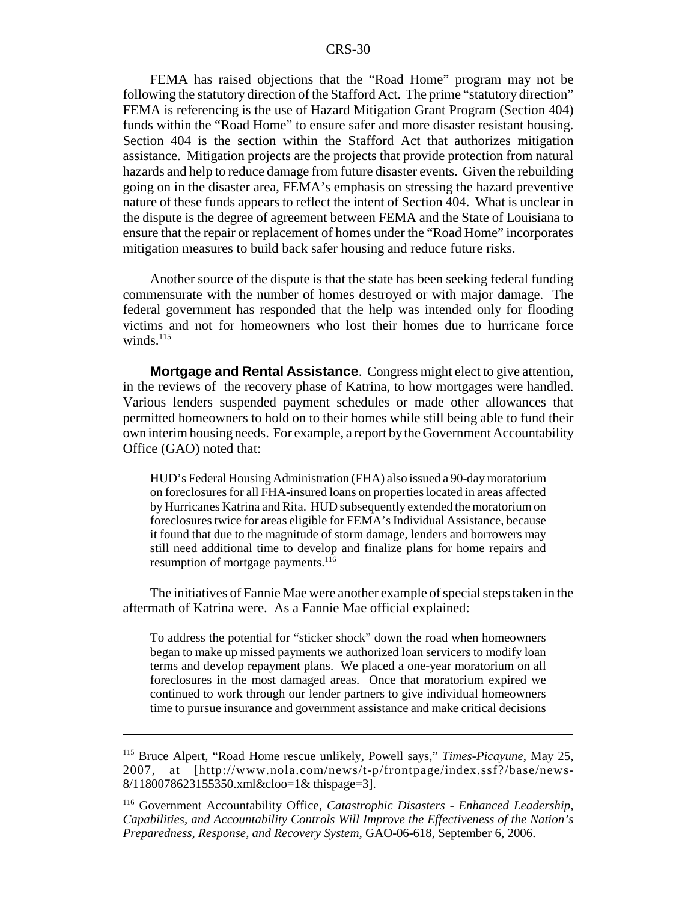FEMA has raised objections that the "Road Home" program may not be following the statutory direction of the Stafford Act. The prime "statutory direction" FEMA is referencing is the use of Hazard Mitigation Grant Program (Section 404) funds within the "Road Home" to ensure safer and more disaster resistant housing. Section 404 is the section within the Stafford Act that authorizes mitigation assistance. Mitigation projects are the projects that provide protection from natural hazards and help to reduce damage from future disaster events. Given the rebuilding going on in the disaster area, FEMA's emphasis on stressing the hazard preventive nature of these funds appears to reflect the intent of Section 404. What is unclear in the dispute is the degree of agreement between FEMA and the State of Louisiana to ensure that the repair or replacement of homes under the "Road Home" incorporates mitigation measures to build back safer housing and reduce future risks.

Another source of the dispute is that the state has been seeking federal funding commensurate with the number of homes destroyed or with major damage. The federal government has responded that the help was intended only for flooding victims and not for homeowners who lost their homes due to hurricane force winds.[115]

**Mortgage and Rental Assistance**. Congress might elect to give attention, in the reviews of the recovery phase of Katrina, to how mortgages were handled. Various lenders suspended payment schedules or made other allowances that permitted homeowners to hold on to their homes while still being able to fund their own interim housing needs. For example, a report by the Government Accountability Office (GAO) noted that:

> HUD's Federal Housing Administration (FHA) also issued a 90-day moratorium on foreclosures for all FHA-insured loans on properties located in areas affected by Hurricanes Katrina and Rita. HUD subsequently extended the moratorium on foreclosures twice for areas eligible for FEMA's Individual Assistance, because it found that due to the magnitude of storm damage, lenders and borrowers may still need additional time to develop and finalize plans for home repairs and resumption of mortgage payments.[116]

The initiatives of Fannie Mae were another example of special steps taken in the aftermath of Katrina were. As a Fannie Mae official explained:

> To address the potential for "sticker shock" down the road when homeowners began to make up missed payments we authorized loan servicers to modify loan terms and develop repayment plans. We placed a one-year moratorium on all foreclosures in the most damaged areas. Once that moratorium expired we continued to work through our lender partners to give individual homeowners time to pursue insurance and government assistance and make critical decisions

---

[115] Bruce Alpert, "Road Home rescue unlikely, Powell says," *Times-Picayune*, May 25, 2007, at [http://www.nola.com/news/t-p/frontpage/index.ssf?/base/news-8/1180078623155350.xml&cloo=1& thispage=3].

[116] Government Accountability Office, *Catastrophic Disasters - Enhanced Leadership, Capabilities, and Accountability Controls Will Improve the Effectiveness of the Nation's Preparedness, Response, and Recovery System*, GAO-06-618, September 6, 2006.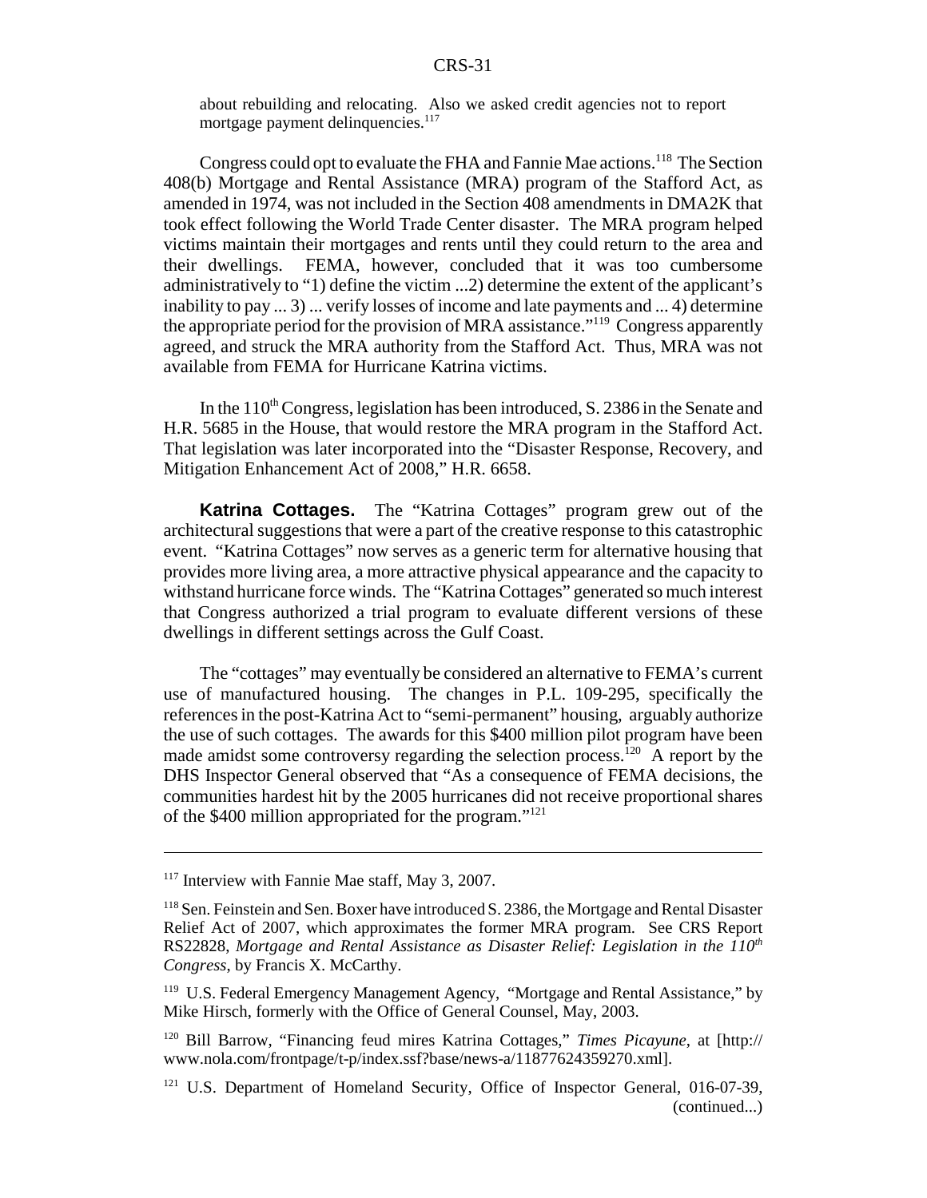about rebuilding and relocating. Also we asked credit agencies not to report mortgage payment delinquencies.[117]

Congress could opt to evaluate the FHA and Fannie Mae actions.[118] The Section 408(b) Mortgage and Rental Assistance (MRA) program of the Stafford Act, as amended in 1974, was not included in the Section 408 amendments in DMA2K that took effect following the World Trade Center disaster. The MRA program helped victims maintain their mortgages and rents until they could return to the area and their dwellings. FEMA, however, concluded that it was too cumbersome administratively to "1) define the victim ...2) determine the extent of the applicant's inability to pay ... 3) ... verify losses of income and late payments and ... 4) determine the appropriate period for the provision of MRA assistance."[119] Congress apparently agreed, and struck the MRA authority from the Stafford Act. Thus, MRA was not available from FEMA for Hurricane Katrina victims.

In the 110[th] Congress, legislation has been introduced, S. 2386 in the Senate and H.R. 5685 in the House, that would restore the MRA program in the Stafford Act. That legislation was later incorporated into the "Disaster Response, Recovery, and Mitigation Enhancement Act of 2008," H.R. 6658.

**Katrina Cottages.** The "Katrina Cottages" program grew out of the architectural suggestions that were a part of the creative response to this catastrophic event. "Katrina Cottages" now serves as a generic term for alternative housing that provides more living area, a more attractive physical appearance and the capacity to withstand hurricane force winds. The "Katrina Cottages" generated so much interest that Congress authorized a trial program to evaluate different versions of these dwellings in different settings across the Gulf Coast.

The "cottages" may eventually be considered an alternative to FEMA's current use of manufactured housing. The changes in P.L. 109-295, specifically the references in the post-Katrina Act to "semi-permanent" housing, arguably authorize the use of such cottages. The awards for this $400 million pilot program have been made amidst some controversy regarding the selection process.[120] A report by the DHS Inspector General observed that "As a consequence of FEMA decisions, the communities hardest hit by the 2005 hurricanes did not receive proportional shares of the $400 million appropriated for the program."[121]

---

[117] Interview with Fannie Mae staff, May 3, 2007.

[118] Sen. Feinstein and Sen. Boxer have introduced S. 2386, the Mortgage and Rental Disaster Relief Act of 2007, which approximates the former MRA program. See CRS Report RS22828, *Mortgage and Rental Assistance as Disaster Relief: Legislation in the 110[th] Congress*, by Francis X. McCarthy.

[119] U.S. Federal Emergency Management Agency, "Mortgage and Rental Assistance," by Mike Hirsch, formerly with the Office of General Counsel, May, 2003.

[120] Bill Barrow, "Financing feud mires Katrina Cottages," *Times Picayune*, at [http://www.nola.com/frontpage/t-p/index.ssf?base/news-a/11877624359270.xml].

[121] U.S. Department of Homeland Security, Office of Inspector General, 016-07-39, (continued...)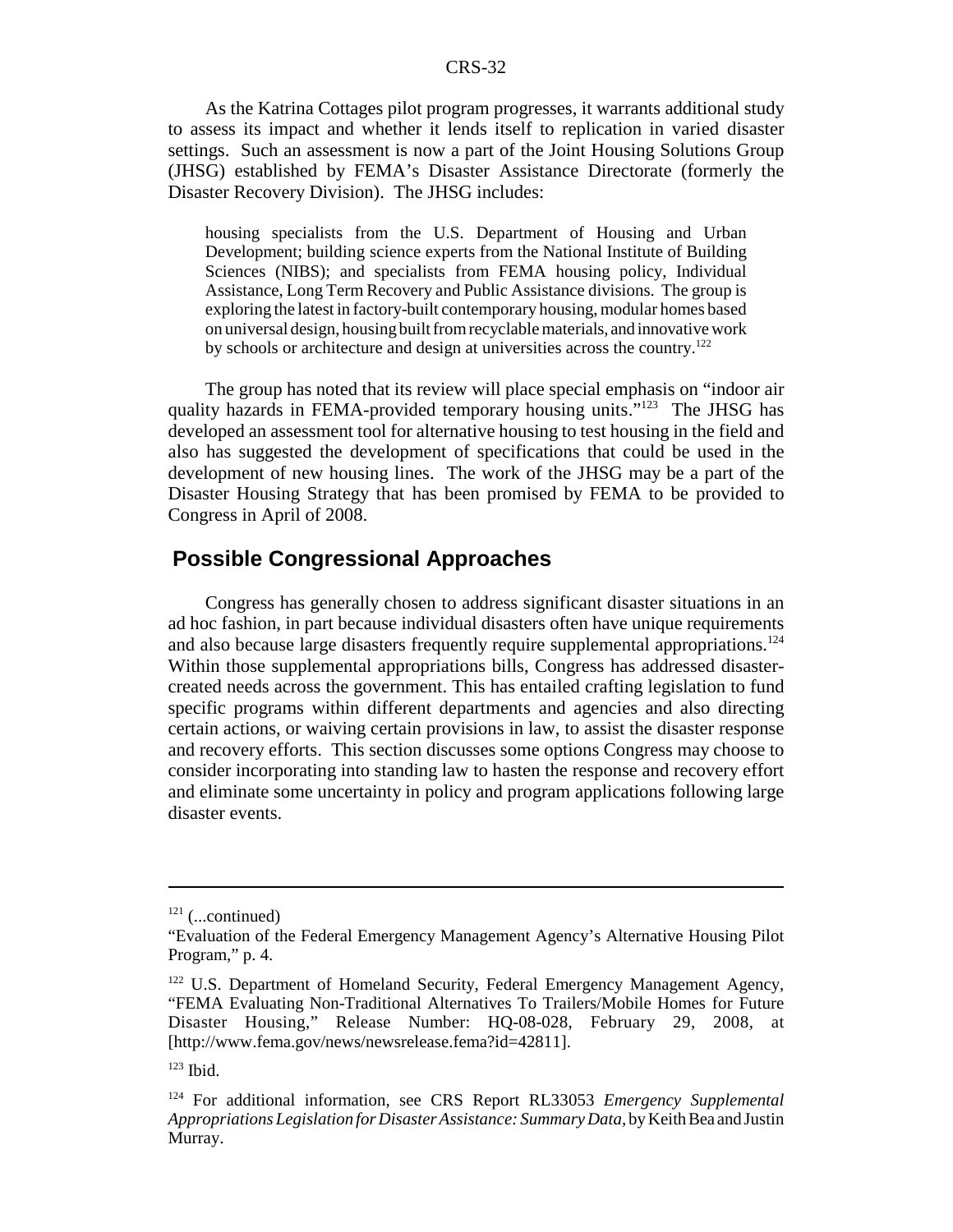As the Katrina Cottages pilot program progresses, it warrants additional study to assess its impact and whether it lends itself to replication in varied disaster settings. Such an assessment is now a part of the Joint Housing Solutions Group (JHSG) established by FEMA's Disaster Assistance Directorate (formerly the Disaster Recovery Division). The JHSG includes:

> housing specialists from the U.S. Department of Housing and Urban Development; building science experts from the National Institute of Building Sciences (NIBS); and specialists from FEMA housing policy, Individual Assistance, Long Term Recovery and Public Assistance divisions. The group is exploring the latest in factory-built contemporary housing, modular homes based on universal design, housing built from recyclable materials, and innovative work by schools or architecture and design at universities across the country.[122]

The group has noted that its review will place special emphasis on "indoor air quality hazards in FEMA-provided temporary housing units."[123] The JHSG has developed an assessment tool for alternative housing to test housing in the field and also has suggested the development of specifications that could be used in the development of new housing lines. The work of the JHSG may be a part of the Disaster Housing Strategy that has been promised by FEMA to be provided to Congress in April of 2008.

## Possible Congressional Approaches

Congress has generally chosen to address significant disaster situations in an ad hoc fashion, in part because individual disasters often have unique requirements and also because large disasters frequently require supplemental appropriations.[124] Within those supplemental appropriations bills, Congress has addressed disaster-created needs across the government. This has entailed crafting legislation to fund specific programs within different departments and agencies and also directing certain actions, or waiving certain provisions in law, to assist the disaster response and recovery efforts. This section discusses some options Congress may choose to consider incorporating into standing law to hasten the response and recovery effort and eliminate some uncertainty in policy and program applications following large disaster events.

---

[121] (...continued)
"Evaluation of the Federal Emergency Management Agency's Alternative Housing Pilot Program," p. 4.

[122] U.S. Department of Homeland Security, Federal Emergency Management Agency, "FEMA Evaluating Non-Traditional Alternatives To Trailers/Mobile Homes for Future Disaster Housing," Release Number: HQ-08-028, February 29, 2008, at [http://www.fema.gov/news/newsrelease.fema?id=42811].

[123] Ibid.

[124] For additional information, see CRS Report RL33053 *Emergency Supplemental Appropriations Legislation for Disaster Assistance: Summary Data*, by Keith Bea and Justin Murray.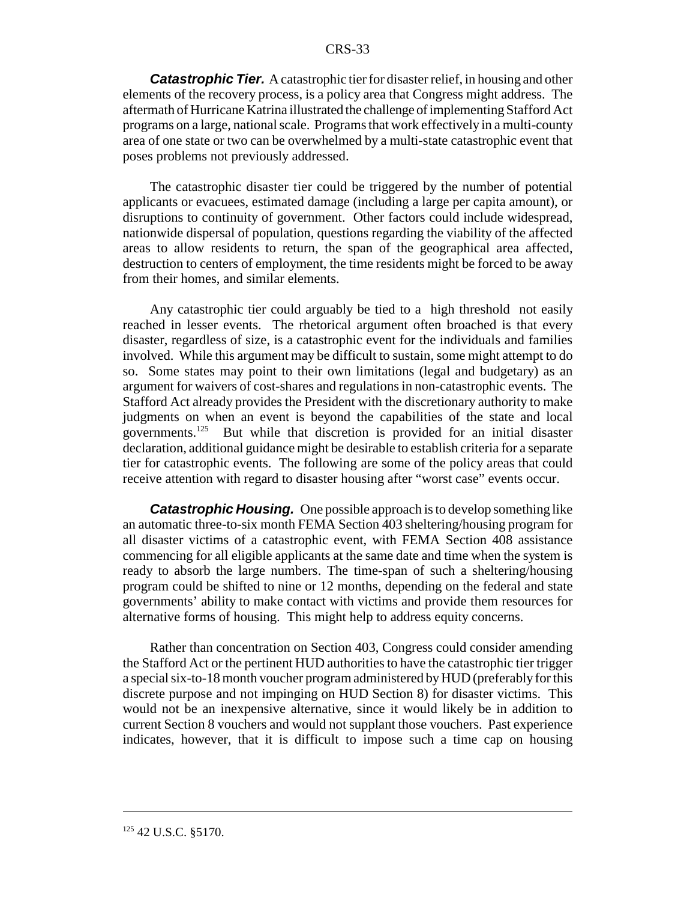***Catastrophic Tier.*** A catastrophic tier for disaster relief, in housing and other elements of the recovery process, is a policy area that Congress might address. The aftermath of Hurricane Katrina illustrated the challenge of implementing Stafford Act programs on a large, national scale. Programs that work effectively in a multi-county area of one state or two can be overwhelmed by a multi-state catastrophic event that poses problems not previously addressed.

The catastrophic disaster tier could be triggered by the number of potential applicants or evacuees, estimated damage (including a large per capita amount), or disruptions to continuity of government. Other factors could include widespread, nationwide dispersal of population, questions regarding the viability of the affected areas to allow residents to return, the span of the geographical area affected, destruction to centers of employment, the time residents might be forced to be away from their homes, and similar elements.

Any catastrophic tier could arguably be tied to a high threshold not easily reached in lesser events. The rhetorical argument often broached is that every disaster, regardless of size, is a catastrophic event for the individuals and families involved. While this argument may be difficult to sustain, some might attempt to do so. Some states may point to their own limitations (legal and budgetary) as an argument for waivers of cost-shares and regulations in non-catastrophic events. The Stafford Act already provides the President with the discretionary authority to make judgments on when an event is beyond the capabilities of the state and local governments.[125] But while that discretion is provided for an initial disaster declaration, additional guidance might be desirable to establish criteria for a separate tier for catastrophic events. The following are some of the policy areas that could receive attention with regard to disaster housing after "worst case" events occur.

***Catastrophic Housing.*** One possible approach is to develop something like an automatic three-to-six month FEMA Section 403 sheltering/housing program for all disaster victims of a catastrophic event, with FEMA Section 408 assistance commencing for all eligible applicants at the same date and time when the system is ready to absorb the large numbers. The time-span of such a sheltering/housing program could be shifted to nine or 12 months, depending on the federal and state governments' ability to make contact with victims and provide them resources for alternative forms of housing. This might help to address equity concerns.

Rather than concentration on Section 403, Congress could consider amending the Stafford Act or the pertinent HUD authorities to have the catastrophic tier trigger a special six-to-18 month voucher program administered by HUD (preferably for this discrete purpose and not impinging on HUD Section 8) for disaster victims. This would not be an inexpensive alternative, since it would likely be in addition to current Section 8 vouchers and would not supplant those vouchers. Past experience indicates, however, that it is difficult to impose such a time cap on housing

---

[125] 42 U.S.C. §5170.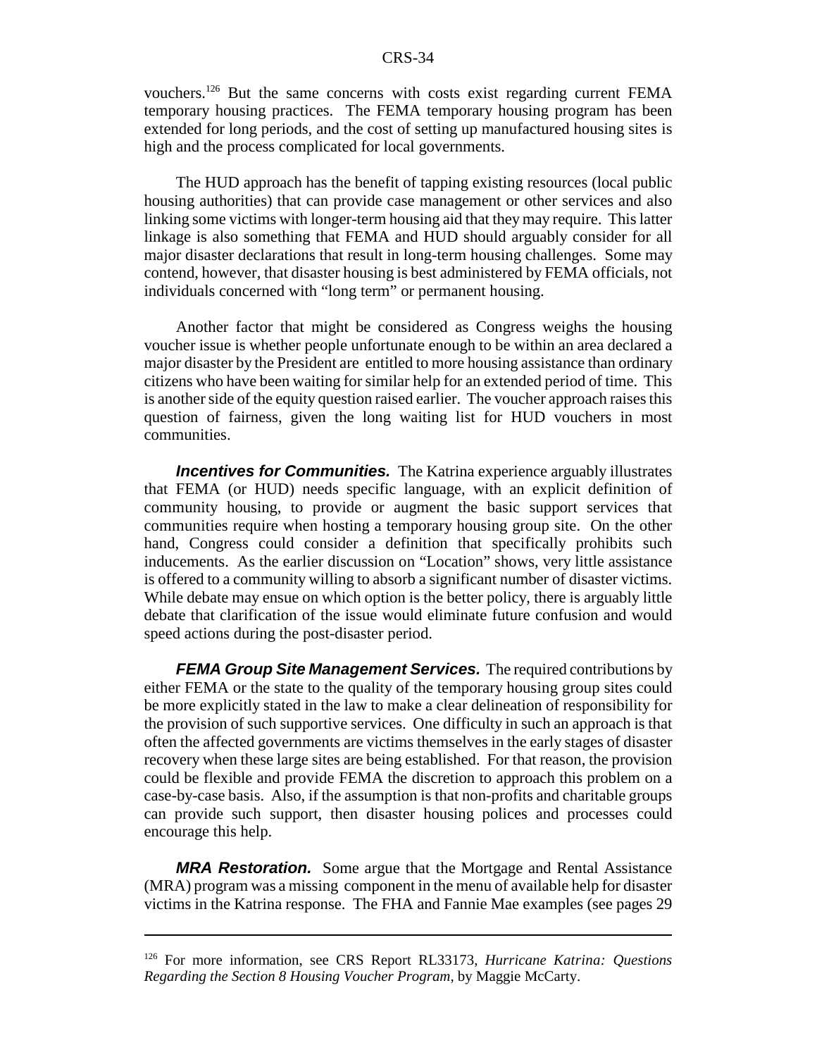vouchers.[126] But the same concerns with costs exist regarding current FEMA temporary housing practices. The FEMA temporary housing program has been extended for long periods, and the cost of setting up manufactured housing sites is high and the process complicated for local governments.

The HUD approach has the benefit of tapping existing resources (local public housing authorities) that can provide case management or other services and also linking some victims with longer-term housing aid that they may require. This latter linkage is also something that FEMA and HUD should arguably consider for all major disaster declarations that result in long-term housing challenges. Some may contend, however, that disaster housing is best administered by FEMA officials, not individuals concerned with "long term" or permanent housing.

Another factor that might be considered as Congress weighs the housing voucher issue is whether people unfortunate enough to be within an area declared a major disaster by the President are entitled to more housing assistance than ordinary citizens who have been waiting for similar help for an extended period of time. This is another side of the equity question raised earlier. The voucher approach raises this question of fairness, given the long waiting list for HUD vouchers in most communities.

***Incentives for Communities.*** The Katrina experience arguably illustrates that FEMA (or HUD) needs specific language, with an explicit definition of community housing, to provide or augment the basic support services that communities require when hosting a temporary housing group site. On the other hand, Congress could consider a definition that specifically prohibits such inducements. As the earlier discussion on "Location" shows, very little assistance is offered to a community willing to absorb a significant number of disaster victims. While debate may ensue on which option is the better policy, there is arguably little debate that clarification of the issue would eliminate future confusion and would speed actions during the post-disaster period.

***FEMA Group Site Management Services.*** The required contributions by either FEMA or the state to the quality of the temporary housing group sites could be more explicitly stated in the law to make a clear delineation of responsibility for the provision of such supportive services. One difficulty in such an approach is that often the affected governments are victims themselves in the early stages of disaster recovery when these large sites are being established. For that reason, the provision could be flexible and provide FEMA the discretion to approach this problem on a case-by-case basis. Also, if the assumption is that non-profits and charitable groups can provide such support, then disaster housing polices and processes could encourage this help.

***MRA Restoration.*** Some argue that the Mortgage and Rental Assistance (MRA) program was a missing component in the menu of available help for disaster victims in the Katrina response. The FHA and Fannie Mae examples (see pages 29

---

[126] For more information, see CRS Report RL33173, *Hurricane Katrina: Questions Regarding the Section 8 Housing Voucher Program,* by Maggie McCarty.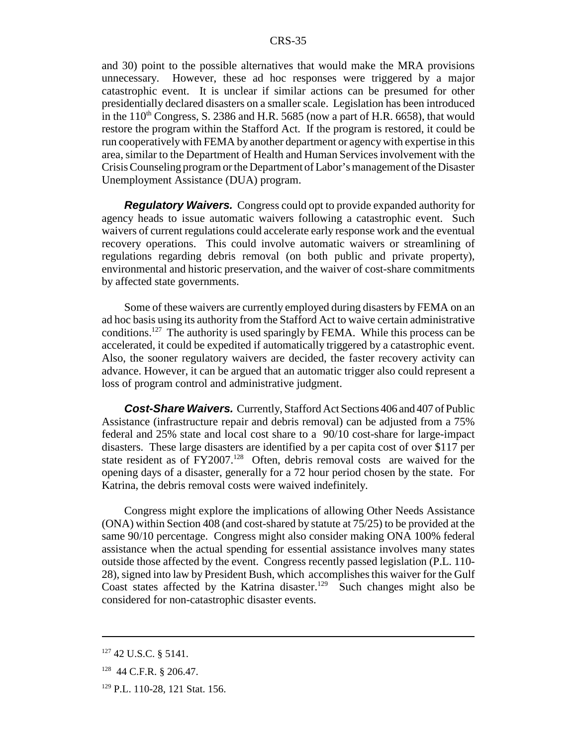and 30) point to the possible alternatives that would make the MRA provisions unnecessary. However, these ad hoc responses were triggered by a major catastrophic event. It is unclear if similar actions can be presumed for other presidentially declared disasters on a smaller scale. Legislation has been introduced in the 110th Congress, S. 2386 and H.R. 5685 (now a part of H.R. 6658), that would restore the program within the Stafford Act. If the program is restored, it could be run cooperatively with FEMA by another department or agency with expertise in this area, similar to the Department of Health and Human Services involvement with the Crisis Counseling program or the Department of Labor's management of the Disaster Unemployment Assistance (DUA) program.

***Regulatory Waivers.*** Congress could opt to provide expanded authority for agency heads to issue automatic waivers following a catastrophic event. Such waivers of current regulations could accelerate early response work and the eventual recovery operations. This could involve automatic waivers or streamlining of regulations regarding debris removal (on both public and private property), environmental and historic preservation, and the waiver of cost-share commitments by affected state governments.

Some of these waivers are currently employed during disasters by FEMA on an ad hoc basis using its authority from the Stafford Act to waive certain administrative conditions.[127] The authority is used sparingly by FEMA. While this process can be accelerated, it could be expedited if automatically triggered by a catastrophic event. Also, the sooner regulatory waivers are decided, the faster recovery activity can advance. However, it can be argued that an automatic trigger also could represent a loss of program control and administrative judgment.

***Cost-Share Waivers.*** Currently, Stafford Act Sections 406 and 407 of Public Assistance (infrastructure repair and debris removal) can be adjusted from a 75% federal and 25% state and local cost share to a 90/10 cost-share for large-impact disasters. These large disasters are identified by a per capita cost of over $117 per state resident as of FY2007.[128] Often, debris removal costs are waived for the opening days of a disaster, generally for a 72 hour period chosen by the state. For Katrina, the debris removal costs were waived indefinitely.

Congress might explore the implications of allowing Other Needs Assistance (ONA) within Section 408 (and cost-shared by statute at 75/25) to be provided at the same 90/10 percentage. Congress might also consider making ONA 100% federal assistance when the actual spending for essential assistance involves many states outside those affected by the event. Congress recently passed legislation (P.L. 110-28), signed into law by President Bush, which accomplishes this waiver for the Gulf Coast states affected by the Katrina disaster.[129] Such changes might also be considered for non-catastrophic disaster events.

---

[127] 42 U.S.C. § 5141.

[128] 44 C.F.R. § 206.47.

[129] P.L. 110-28, 121 Stat. 156.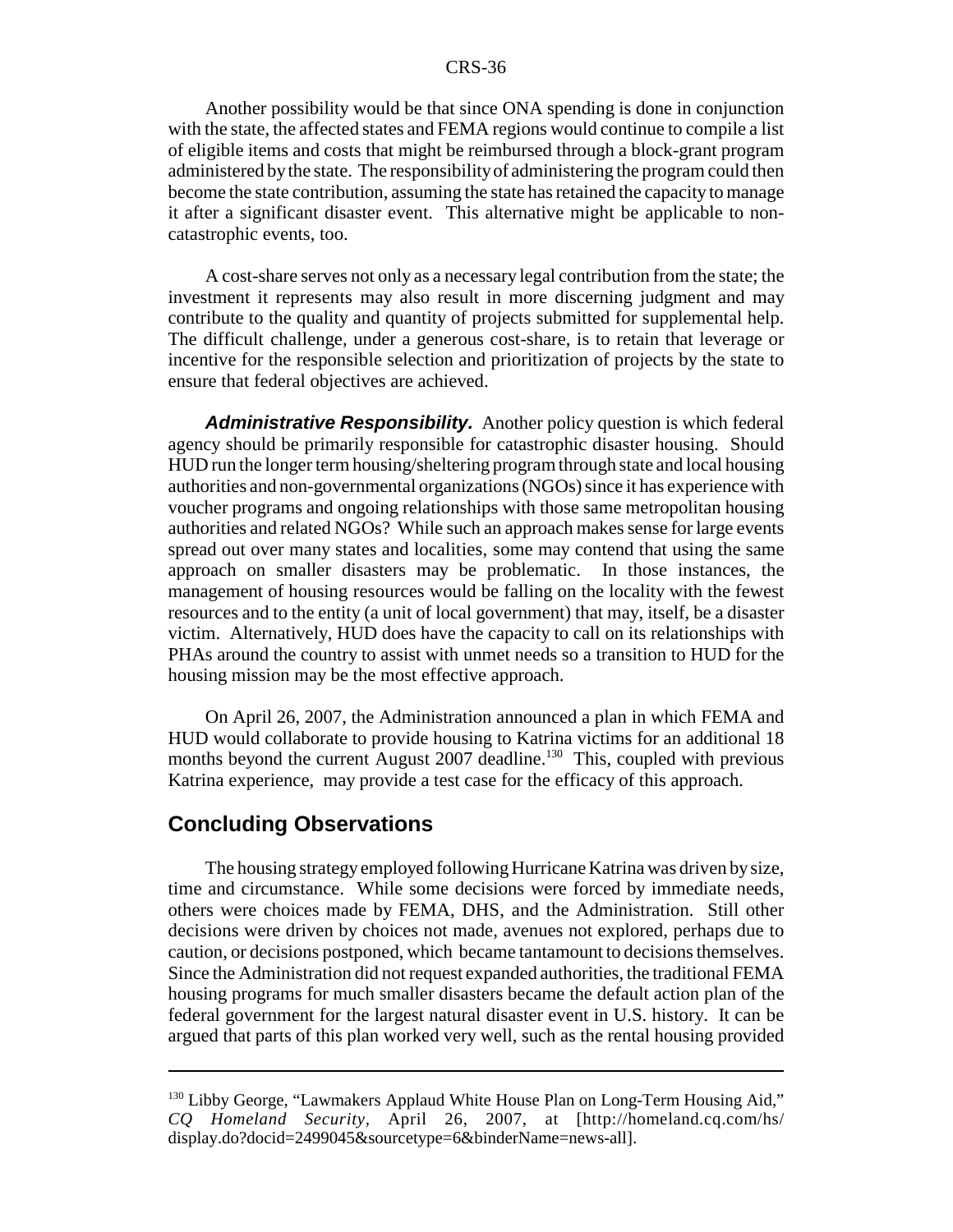Another possibility would be that since ONA spending is done in conjunction with the state, the affected states and FEMA regions would continue to compile a list of eligible items and costs that might be reimbursed through a block-grant program administered by the state. The responsibility of administering the program could then become the state contribution, assuming the state has retained the capacity to manage it after a significant disaster event. This alternative might be applicable to non-catastrophic events, too.

A cost-share serves not only as a necessary legal contribution from the state; the investment it represents may also result in more discerning judgment and may contribute to the quality and quantity of projects submitted for supplemental help. The difficult challenge, under a generous cost-share, is to retain that leverage or incentive for the responsible selection and prioritization of projects by the state to ensure that federal objectives are achieved.

***Administrative Responsibility.*** Another policy question is which federal agency should be primarily responsible for catastrophic disaster housing. Should HUD run the longer term housing/sheltering program through state and local housing authorities and non-governmental organizations (NGOs) since it has experience with voucher programs and ongoing relationships with those same metropolitan housing authorities and related NGOs? While such an approach makes sense for large events spread out over many states and localities, some may contend that using the same approach on smaller disasters may be problematic. In those instances, the management of housing resources would be falling on the locality with the fewest resources and to the entity (a unit of local government) that may, itself, be a disaster victim. Alternatively, HUD does have the capacity to call on its relationships with PHAs around the country to assist with unmet needs so a transition to HUD for the housing mission may be the most effective approach.

On April 26, 2007, the Administration announced a plan in which FEMA and HUD would collaborate to provide housing to Katrina victims for an additional 18 months beyond the current August 2007 deadline.[130] This, coupled with previous Katrina experience, may provide a test case for the efficacy of this approach.

## Concluding Observations

The housing strategy employed following Hurricane Katrina was driven by size, time and circumstance. While some decisions were forced by immediate needs, others were choices made by FEMA, DHS, and the Administration. Still other decisions were driven by choices not made, avenues not explored, perhaps due to caution, or decisions postponed, which became tantamount to decisions themselves. Since the Administration did not request expanded authorities, the traditional FEMA housing programs for much smaller disasters became the default action plan of the federal government for the largest natural disaster event in U.S. history. It can be argued that parts of this plan worked very well, such as the rental housing provided

---

[130] Libby George, "Lawmakers Applaud White House Plan on Long-Term Housing Aid," *CQ Homeland Security*, April 26, 2007, at [http://homeland.cq.com/hs/display.do?docid=2499045&sourcetype=6&binderName=news-all].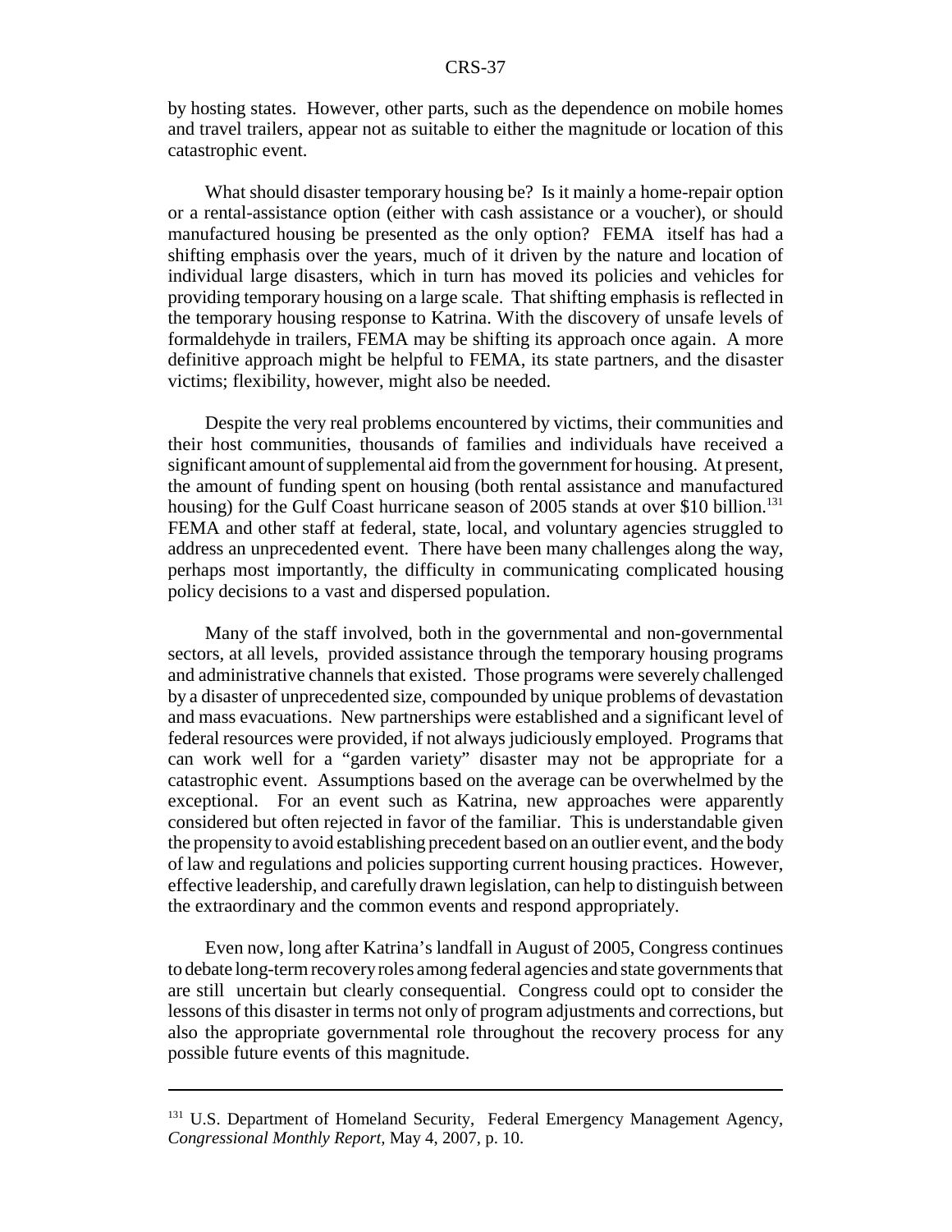by hosting states. However, other parts, such as the dependence on mobile homes and travel trailers, appear not as suitable to either the magnitude or location of this catastrophic event.

What should disaster temporary housing be? Is it mainly a home-repair option or a rental-assistance option (either with cash assistance or a voucher), or should manufactured housing be presented as the only option? FEMA itself has had a shifting emphasis over the years, much of it driven by the nature and location of individual large disasters, which in turn has moved its policies and vehicles for providing temporary housing on a large scale. That shifting emphasis is reflected in the temporary housing response to Katrina. With the discovery of unsafe levels of formaldehyde in trailers, FEMA may be shifting its approach once again. A more definitive approach might be helpful to FEMA, its state partners, and the disaster victims; flexibility, however, might also be needed.

Despite the very real problems encountered by victims, their communities and their host communities, thousands of families and individuals have received a significant amount of supplemental aid from the government for housing. At present, the amount of funding spent on housing (both rental assistance and manufactured housing) for the Gulf Coast hurricane season of 2005 stands at over $10 billion.[131] FEMA and other staff at federal, state, local, and voluntary agencies struggled to address an unprecedented event. There have been many challenges along the way, perhaps most importantly, the difficulty in communicating complicated housing policy decisions to a vast and dispersed population.

Many of the staff involved, both in the governmental and non-governmental sectors, at all levels, provided assistance through the temporary housing programs and administrative channels that existed. Those programs were severely challenged by a disaster of unprecedented size, compounded by unique problems of devastation and mass evacuations. New partnerships were established and a significant level of federal resources were provided, if not always judiciously employed. Programs that can work well for a "garden variety" disaster may not be appropriate for a catastrophic event. Assumptions based on the average can be overwhelmed by the exceptional. For an event such as Katrina, new approaches were apparently considered but often rejected in favor of the familiar. This is understandable given the propensity to avoid establishing precedent based on an outlier event, and the body of law and regulations and policies supporting current housing practices. However, effective leadership, and carefully drawn legislation, can help to distinguish between the extraordinary and the common events and respond appropriately.

Even now, long after Katrina's landfall in August of 2005, Congress continues to debate long-term recovery roles among federal agencies and state governments that are still uncertain but clearly consequential. Congress could opt to consider the lessons of this disaster in terms not only of program adjustments and corrections, but also the appropriate governmental role throughout the recovery process for any possible future events of this magnitude.

---

[131] U.S. Department of Homeland Security, Federal Emergency Management Agency, *Congressional Monthly Report*, May 4, 2007, p. 10.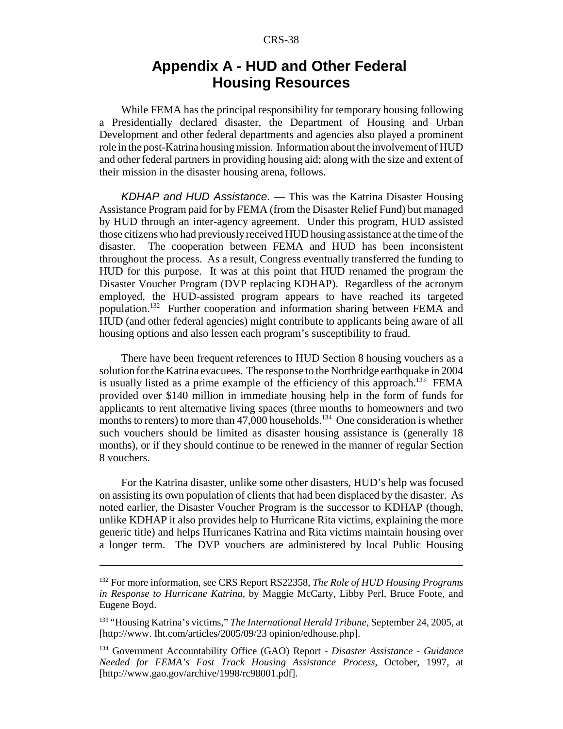# Appendix A - HUD and Other Federal Housing Resources

While FEMA has the principal responsibility for temporary housing following a Presidentially declared disaster, the Department of Housing and Urban Development and other federal departments and agencies also played a prominent role in the post-Katrina housing mission. Information about the involvement of HUD and other federal partners in providing housing aid; along with the size and extent of their mission in the disaster housing arena, follows.

*KDHAP and HUD Assistance.* — This was the Katrina Disaster Housing Assistance Program paid for by FEMA (from the Disaster Relief Fund) but managed by HUD through an inter-agency agreement. Under this program, HUD assisted those citizens who had previously received HUD housing assistance at the time of the disaster. The cooperation between FEMA and HUD has been inconsistent throughout the process. As a result, Congress eventually transferred the funding to HUD for this purpose. It was at this point that HUD renamed the program the Disaster Voucher Program (DVP replacing KDHAP). Regardless of the acronym employed, the HUD-assisted program appears to have reached its targeted population.[132] Further cooperation and information sharing between FEMA and HUD (and other federal agencies) might contribute to applicants being aware of all housing options and also lessen each program's susceptibility to fraud.

There have been frequent references to HUD Section 8 housing vouchers as a solution for the Katrina evacuees. The response to the Northridge earthquake in 2004 is usually listed as a prime example of the efficiency of this approach.[133] FEMA provided over $140 million in immediate housing help in the form of funds for applicants to rent alternative living spaces (three months to homeowners and two months to renters) to more than 47,000 households.[134] One consideration is whether such vouchers should be limited as disaster housing assistance is (generally 18 months), or if they should continue to be renewed in the manner of regular Section 8 vouchers.

For the Katrina disaster, unlike some other disasters, HUD's help was focused on assisting its own population of clients that had been displaced by the disaster. As noted earlier, the Disaster Voucher Program is the successor to KDHAP (though, unlike KDHAP it also provides help to Hurricane Rita victims, explaining the more generic title) and helps Hurricanes Katrina and Rita victims maintain housing over a longer term. The DVP vouchers are administered by local Public Housing

---

[132] For more information, see CRS Report RS22358, *The Role of HUD Housing Programs in Response to Hurricane Katrina*, by Maggie McCarty, Libby Perl, Bruce Foote, and Eugene Boyd.

[133] "Housing Katrina's victims," *The International Herald Tribune*, September 24, 2005, at [http://www. Iht.com/articles/2005/09/23 opinion/edhouse.php].

[134] Government Accountability Office (GAO) Report - *Disaster Assistance - Guidance Needed for FEMA's Fast Track Housing Assistance Process*, October, 1997, at [http://www.gao.gov/archive/1998/rc98001.pdf].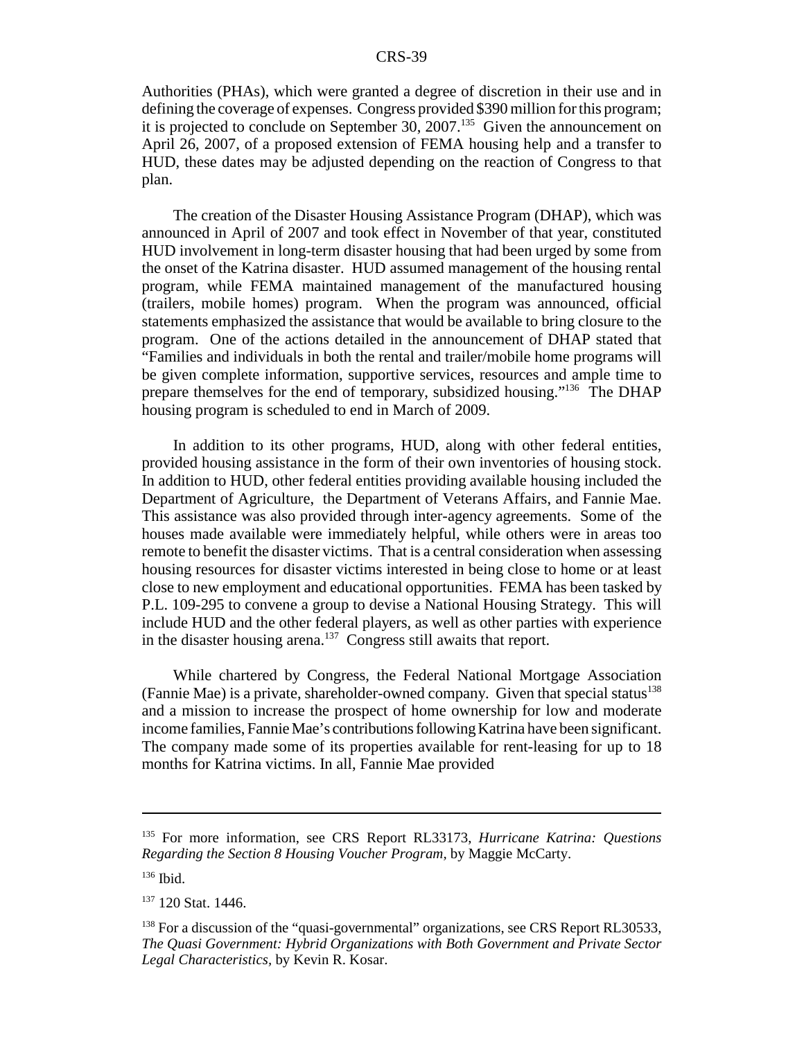Authorities (PHAs), which were granted a degree of discretion in their use and in defining the coverage of expenses. Congress provided $390 million for this program; it is projected to conclude on September 30, 2007.[135] Given the announcement on April 26, 2007, of a proposed extension of FEMA housing help and a transfer to HUD, these dates may be adjusted depending on the reaction of Congress to that plan.

The creation of the Disaster Housing Assistance Program (DHAP), which was announced in April of 2007 and took effect in November of that year, constituted HUD involvement in long-term disaster housing that had been urged by some from the onset of the Katrina disaster. HUD assumed management of the housing rental program, while FEMA maintained management of the manufactured housing (trailers, mobile homes) program. When the program was announced, official statements emphasized the assistance that would be available to bring closure to the program. One of the actions detailed in the announcement of DHAP stated that "Families and individuals in both the rental and trailer/mobile home programs will be given complete information, supportive services, resources and ample time to prepare themselves for the end of temporary, subsidized housing."[136] The DHAP housing program is scheduled to end in March of 2009.

In addition to its other programs, HUD, along with other federal entities, provided housing assistance in the form of their own inventories of housing stock. In addition to HUD, other federal entities providing available housing included the Department of Agriculture, the Department of Veterans Affairs, and Fannie Mae. This assistance was also provided through inter-agency agreements. Some of the houses made available were immediately helpful, while others were in areas too remote to benefit the disaster victims. That is a central consideration when assessing housing resources for disaster victims interested in being close to home or at least close to new employment and educational opportunities. FEMA has been tasked by P.L. 109-295 to convene a group to devise a National Housing Strategy. This will include HUD and the other federal players, as well as other parties with experience in the disaster housing arena.[137] Congress still awaits that report.

While chartered by Congress, the Federal National Mortgage Association (Fannie Mae) is a private, shareholder-owned company. Given that special status[138] and a mission to increase the prospect of home ownership for low and moderate income families, Fannie Mae's contributions following Katrina have been significant. The company made some of its properties available for rent-leasing for up to 18 months for Katrina victims. In all, Fannie Mae provided

---

[135] For more information, see CRS Report RL33173, *Hurricane Katrina: Questions Regarding the Section 8 Housing Voucher Program*, by Maggie McCarty.

[136] Ibid.

[137] 120 Stat. 1446.

[138] For a discussion of the "quasi-governmental" organizations, see CRS Report RL30533, *The Quasi Government: Hybrid Organizations with Both Government and Private Sector Legal Characteristics*, by Kevin R. Kosar.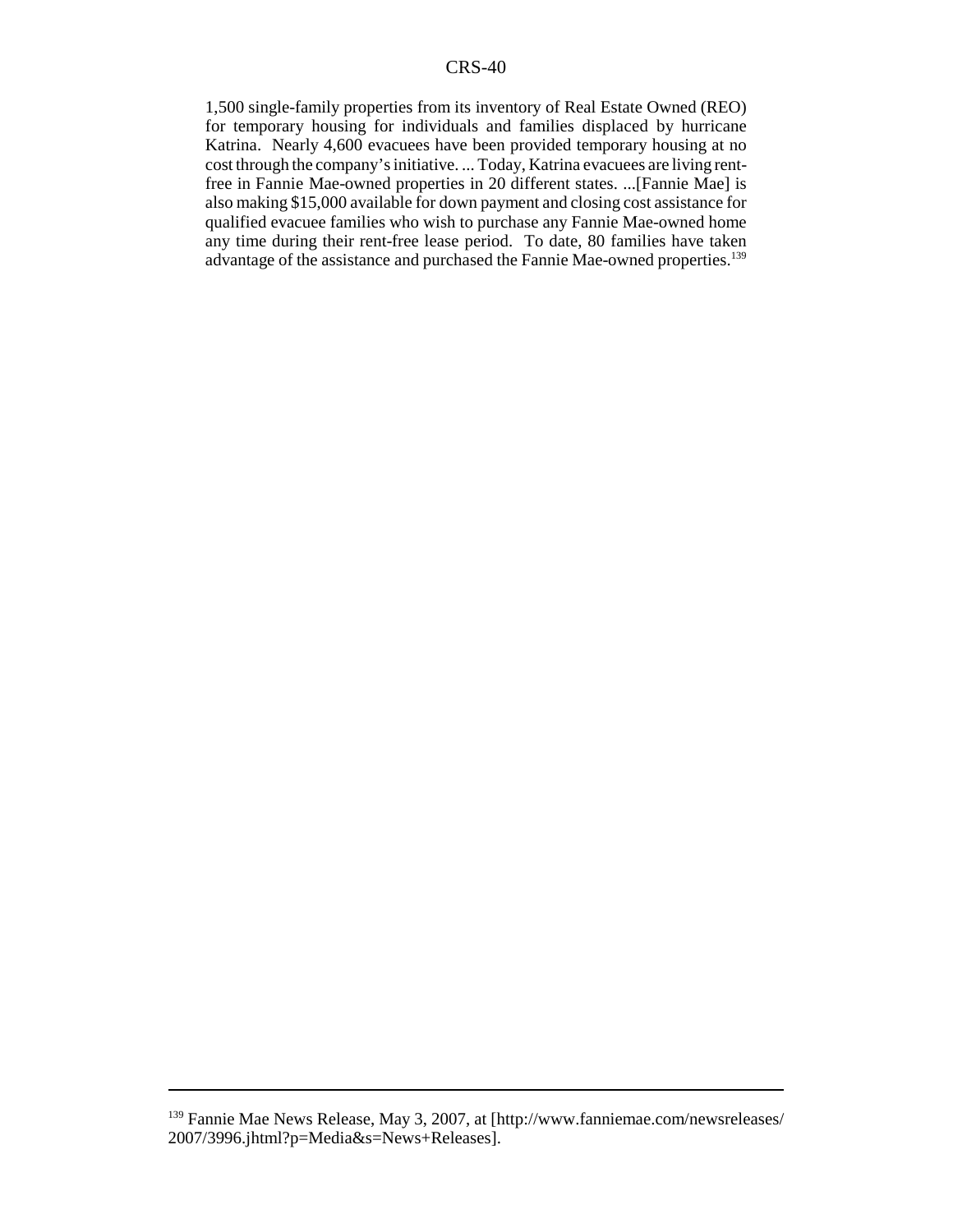1,500 single-family properties from its inventory of Real Estate Owned (REO) for temporary housing for individuals and families displaced by hurricane Katrina. Nearly 4,600 evacuees have been provided temporary housing at no cost through the company's initiative. ... Today, Katrina evacuees are living rent-free in Fannie Mae-owned properties in 20 different states. ...[Fannie Mae] is also making $15,000 available for down payment and closing cost assistance for qualified evacuee families who wish to purchase any Fannie Mae-owned home any time during their rent-free lease period. To date, 80 families have taken advantage of the assistance and purchased the Fannie Mae-owned properties.[139]

---

[139] Fannie Mae News Release, May 3, 2007, at [http://www.fanniemae.com/newsreleases/2007/3996.jhtml?p=Media&s=News+Releases].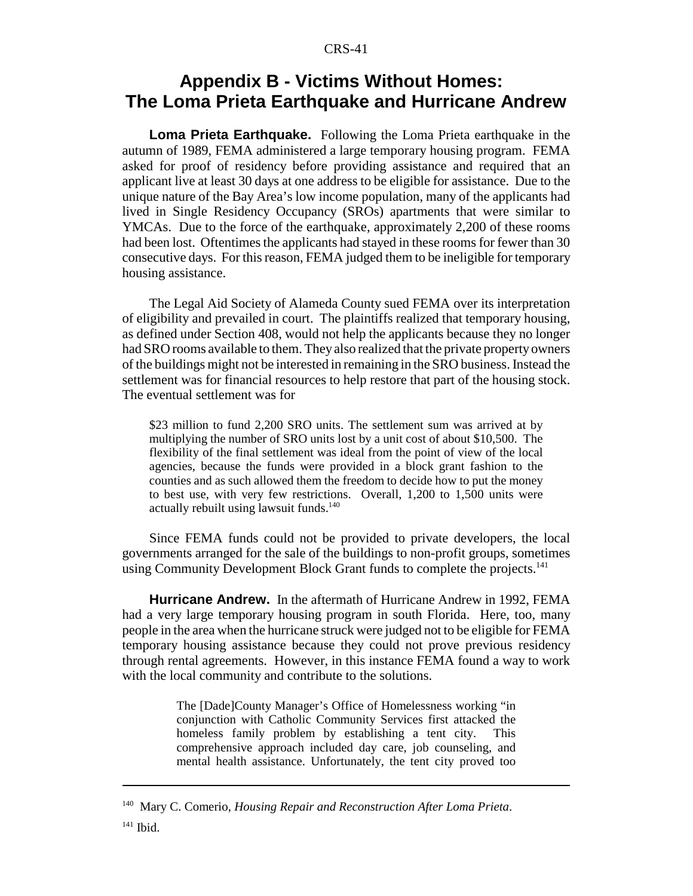# Appendix B - Victims Without Homes: The Loma Prieta Earthquake and Hurricane Andrew

**Loma Prieta Earthquake.** Following the Loma Prieta earthquake in the autumn of 1989, FEMA administered a large temporary housing program. FEMA asked for proof of residency before providing assistance and required that an applicant live at least 30 days at one address to be eligible for assistance. Due to the unique nature of the Bay Area's low income population, many of the applicants had lived in Single Residency Occupancy (SROs) apartments that were similar to YMCAs. Due to the force of the earthquake, approximately 2,200 of these rooms had been lost. Oftentimes the applicants had stayed in these rooms for fewer than 30 consecutive days. For this reason, FEMA judged them to be ineligible for temporary housing assistance.

The Legal Aid Society of Alameda County sued FEMA over its interpretation of eligibility and prevailed in court. The plaintiffs realized that temporary housing, as defined under Section 408, would not help the applicants because they no longer had SRO rooms available to them. They also realized that the private property owners of the buildings might not be interested in remaining in the SRO business. Instead the settlement was for financial resources to help restore that part of the housing stock. The eventual settlement was for

> $23 million to fund 2,200 SRO units. The settlement sum was arrived at by multiplying the number of SRO units lost by a unit cost of about $10,500. The flexibility of the final settlement was ideal from the point of view of the local agencies, because the funds were provided in a block grant fashion to the counties and as such allowed them the freedom to decide how to put the money to best use, with very few restrictions. Overall, 1,200 to 1,500 units were actually rebuilt using lawsuit funds.[140]

Since FEMA funds could not be provided to private developers, the local governments arranged for the sale of the buildings to non-profit groups, sometimes using Community Development Block Grant funds to complete the projects.[141]

**Hurricane Andrew.** In the aftermath of Hurricane Andrew in 1992, FEMA had a very large temporary housing program in south Florida. Here, too, many people in the area when the hurricane struck were judged not to be eligible for FEMA temporary housing assistance because they could not prove previous residency through rental agreements. However, in this instance FEMA found a way to work with the local community and contribute to the solutions.

> The [Dade]County Manager's Office of Homelessness working "in conjunction with Catholic Community Services first attacked the homeless family problem by establishing a tent city. This comprehensive approach included day care, job counseling, and mental health assistance. Unfortunately, the tent city proved too

---

[140] Mary C. Comerio, *Housing Repair and Reconstruction After Loma Prieta*.

[141] Ibid.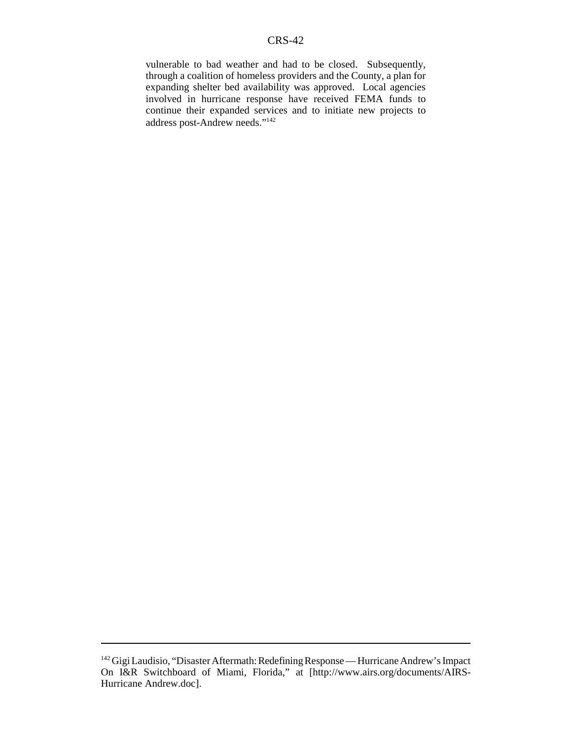vulnerable to bad weather and had to be closed. Subsequently, through a coalition of homeless providers and the County, a plan for expanding shelter bed availability was approved. Local agencies involved in hurricane response have received FEMA funds to continue their expanded services and to initiate new projects to address post-Andrew needs."[142]

---

[142] Gigi Laudisio, "Disaster Aftermath: Redefining Response — Hurricane Andrew's Impact On I&R Switchboard of Miami, Florida," at [http://www.airs.org/documents/AIRS-Hurricane Andrew.doc].